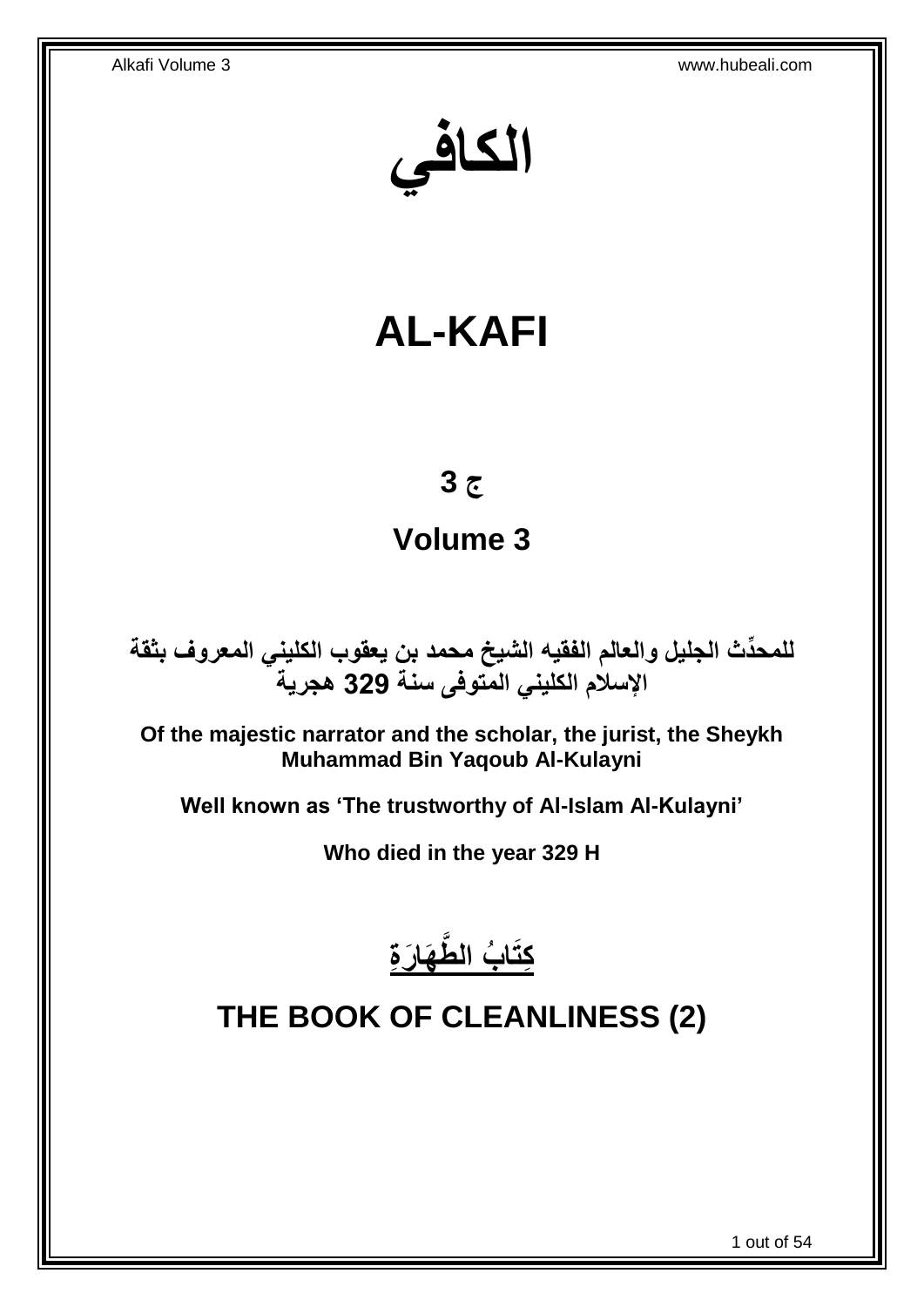# الكافي

# AL-KAFI

## ج 3

## Volume 3

**للمحدِّث الجليل والعالم الفقيه الشيخ محمد بن يعقوب الكليني المعروف بثقة الإسلام الكليني المتوفى سنة 329 هجرية**

**Of the majestic narrator and the scholar, the jurist, the Sheykh Muhammad Bin Yaqoub Al-Kulayni**

**Well known as 'The trustworthy of Al-Islam Al-Kulayni'**

**Who died in the year 329 H**

## كِتَابُ الطَّهَارَةِ

## THE BOOK OF CLEANLINESS (2)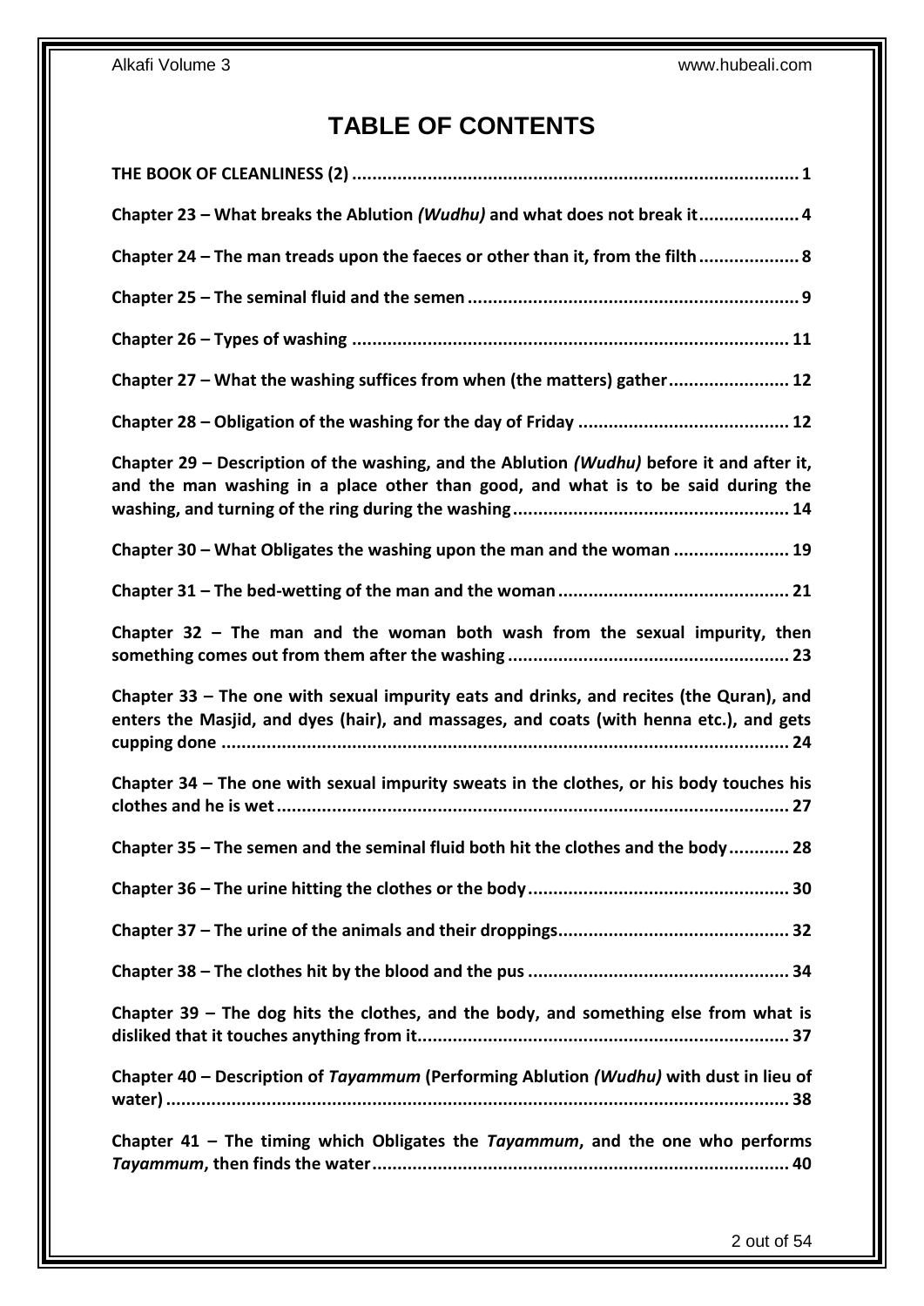# TABLE OF CONTENTS

**THE BOOK OF CLEANLINESS (2)** ........................................................................................ 1

**Chapter 23 – What breaks the Ablution *(Wudhu)* and what does not break it** .................... 4

**Chapter 24 – The man treads upon the faeces or other than it, from the filth** .................... 8

**Chapter 25 – The seminal fluid and the semen** ................................................................. 9

**Chapter 26 – Types of washing** ...................................................................................... 11

**Chapter 27 – What the washing suffices from when (the matters) gather** ........................ 12

**Chapter 28 – Obligation of the washing for the day of Friday** .......................................... 12

**Chapter 29 – Description of the washing, and the Ablution *(Wudhu)* before it and after it, and the man washing in a place other than good, and what is to be said during the washing, and turning of the ring during the washing** ....................................................... 14

**Chapter 30 – What Obligates the washing upon the man and the woman** ....................... 19

**Chapter 31 – The bed-wetting of the man and the woman** .............................................. 21

**Chapter 32 – The man and the woman both wash from the sexual impurity, then something comes out from them after the washing** ........................................................ 23

**Chapter 33 – The one with sexual impurity eats and drinks, and recites (the Quran), and enters the Masjid, and dyes (hair), and massages, and coats (with henna etc.), and gets cupping done** ................................................................................................................ 24

**Chapter 34 – The one with sexual impurity sweats in the clothes, or his body touches his clothes and he is wet** ..................................................................................................... 27

**Chapter 35 – The semen and the seminal fluid both hit the clothes and the body** ............ 28

**Chapter 36 – The urine hitting the clothes or the body** .................................................... 30

**Chapter 37 – The urine of the animals and their droppings** .............................................. 32

**Chapter 38 – The clothes hit by the blood and the pus** .................................................... 34

**Chapter 39 – The dog hits the clothes, and the body, and something else from what is disliked that it touches anything from it** ......................................................................... 37

**Chapter 40 – Description of *Tayammum* (Performing Ablution *(Wudhu)* with dust in lieu of water)** ........................................................................................................................... 38

**Chapter 41 – The timing which Obligates the *Tayammum*, and the one who performs *Tayammum*, then finds the water** .................................................................................... 40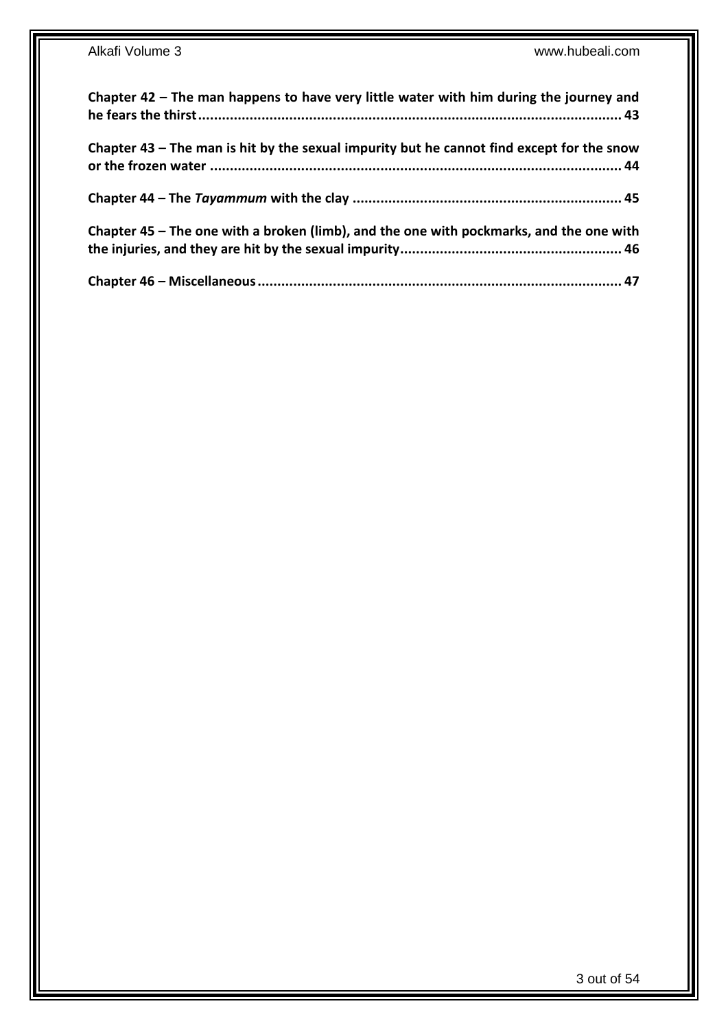**Chapter 42 – The man happens to have very little water with him during the journey and he fears the thirst........................................................................................................... 43**

**Chapter 43 – The man is hit by the sexual impurity but he cannot find except for the snow or the frozen water ....................................................................................................... 44**

**Chapter 44 – The *Tayammum* with the clay .................................................................... 45**

**Chapter 45 – The one with a broken (limb), and the one with pockmarks, and the one with the injuries, and they are hit by the sexual impurity........................................................ 46**

**Chapter 46 – Miscellaneous........................................................................................... 47**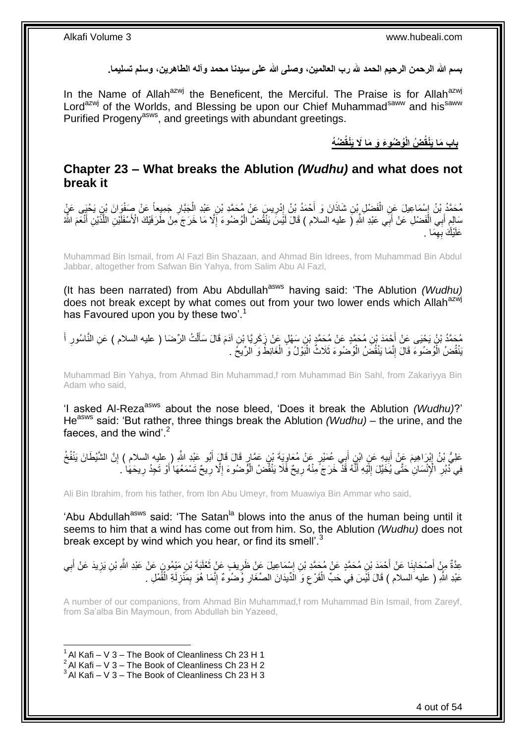**بسم الله الرحمن الرحيم الحمد لله رب العالمين، وصلى الله على سيدنا محمد وآله الطاهرين، وسلم تسليما.**

In the Name of Allah[azwj] the Beneficent, the Merciful. The Praise is for Allah[azwj] Lord[azwj] of the Worlds, and Blessing be upon our Chief Muhammad[saww] and his[saww] Purified Progeny[asws], and greetings with abundant greetings.

**بَابِ مَا يَنْقُضُ الْوُضُوءَ وَ مَا لَا يَنْقُضُهُ**

## Chapter 23 – What breaks the Ablution *(Wudhu)* and what does not break it

مُحَمَّدُ بْنُ إِسْمَاعِيلَ عَنِ الْفَضْلِ بْنِ شَاذَانَ وَ أَحْمَدُ بْنُ إِدْرِيسَ عَنْ مُحَمَّدِ بْنِ عَبْدِ الْجَبَّارِ جَمِيعاً عَنْ صَفْوَانَ بْنِ يَحْيَى عَنْ سَالِمٍ أَبِي الْفَضْلِ عَنْ أَبِي عَبْدِ اللَّهِ ( عليه السلام ) قَالَ لَيْسَ يَنْقُضُ الْوُضُوءَ إِلَّا مَا خَرَجَ مِنْ طَرَفَيْكَ الْأَسْفَلَيْنِ اللَّذَيْنِ أَنْعَمَ اللَّهُ عَلَيْكَ بِهِمَا .

Muhammad Bin Ismail, from Al Fazl Bin Shazaan, and Ahmad Bin Idrees, from Muhammad Bin Abdul Jabbar, altogether from Safwan Bin Yahya, from Salim Abu Al Fazl,

(It has been narrated) from Abu Abdullah[asws] having said: 'The Ablution *(Wudhu)* does not break except by what comes out from your two lower ends which Allah[azwj] has Favoured upon you by these two'.[1]

مُحَمَّدُ بْنُ يَحْيَى عَنْ أَحْمَدَ بْنِ مُحَمَّدٍ عَنْ مُحَمَّدِ بْنِ سَهْلٍ عَنْ زَكَرِيَّا بْنِ آدَمَ قَالَ سَأَلْتُ الرِّضَا ( عليه السلام ) عَنِ النَّاسُورِ أَ يَنْقُضُ الْوُضُوءَ قَالَ إِنَّمَا يَنْقُضُ الْوُضُوءَ ثَلَاثٌ الْبَوْلُ وَ الْغَائِطُ وَ الرِّيحُ .

Muhammad Bin Yahya, from Ahmad Bin Muhammad,f rom Muhammad Bin Sahl, from Zakariyya Bin Adam who said,

'I asked Al-Reza[asws] about the nose bleed, 'Does it break the Ablution *(Wudhu)*?' He[asws] said: 'But rather, three things break the Ablution *(Wudhu)* – the urine, and the faeces, and the wind'.[2]

عَلِيُّ بْنُ إِبْرَاهِيمَ عَنْ أَبِيهِ عَنِ ابْنِ أَبِي عُمَيْرٍ عَنْ مُعَاوِيَةَ بْنِ عَمَّارٍ قَالَ قَالَ أَبُو عَبْدِ اللَّهِ ( عليه السلام ) إِنَّ الشَّيْطَانَ يَنْفُخُ فِي دُبُرِ الْإِنْسَانِ حَتَّى يُخَيَّلَ إِلَيْهِ أَنَّهُ قَدْ خَرَجَ مِنْهُ رِيحٌ فَلَا يَنْقُضُ الْوُضُوءَ إِلَّا رِيحٌ تَسْمَعُهَا أَوْ تَجِدُ رِيحَهَا .

Ali Bin Ibrahim, from his father, from Ibn Abu Umeyr, from Muawiya Bin Ammar who said,

'Abu Abdullah[asws] said: 'The Satan[la] blows into the anus of the human being until it seems to him that a wind has come out from him. So, the Ablution *(Wudhu)* does not break except by wind which you hear, or find its smell'.[3]

عِدَّةٌ مِنْ أَصْحَابِنَا عَنْ أَحْمَدَ بْنِ مُحَمَّدٍ عَنْ مُحَمَّدِ بْنِ إِسْمَاعِيلَ عَنْ ظَرِيفٍ عَنْ ثَعْلَبَةَ بْنِ مَيْمُونٍ عَنْ عَبْدِ اللَّهِ بْنِ يَزِيدَ عَنْ أَبِي عَبْدِ اللَّهِ ( عليه السلام ) قَالَ لَيْسَ فِي حَبِّ الْقَرْعِ وَ الدِّيدَانِ الصِّغَارِ وُضُوءٌ إِنَّمَا هُوَ بِمَنْزِلَةِ الْقَمْلِ .

A number of our companions, from Ahmad Bin Muhammad,f rom Muhammad Bin Ismail, from Zareyf, from Sa'alba Bin Maymoun, from Abdullah bin Yazeed,

---

[1] Al Kafi – V 3 – The Book of Cleanliness Ch 23 H 1
[2] Al Kafi – V 3 – The Book of Cleanliness Ch 23 H 2
[3] Al Kafi – V 3 – The Book of Cleanliness Ch 23 H 3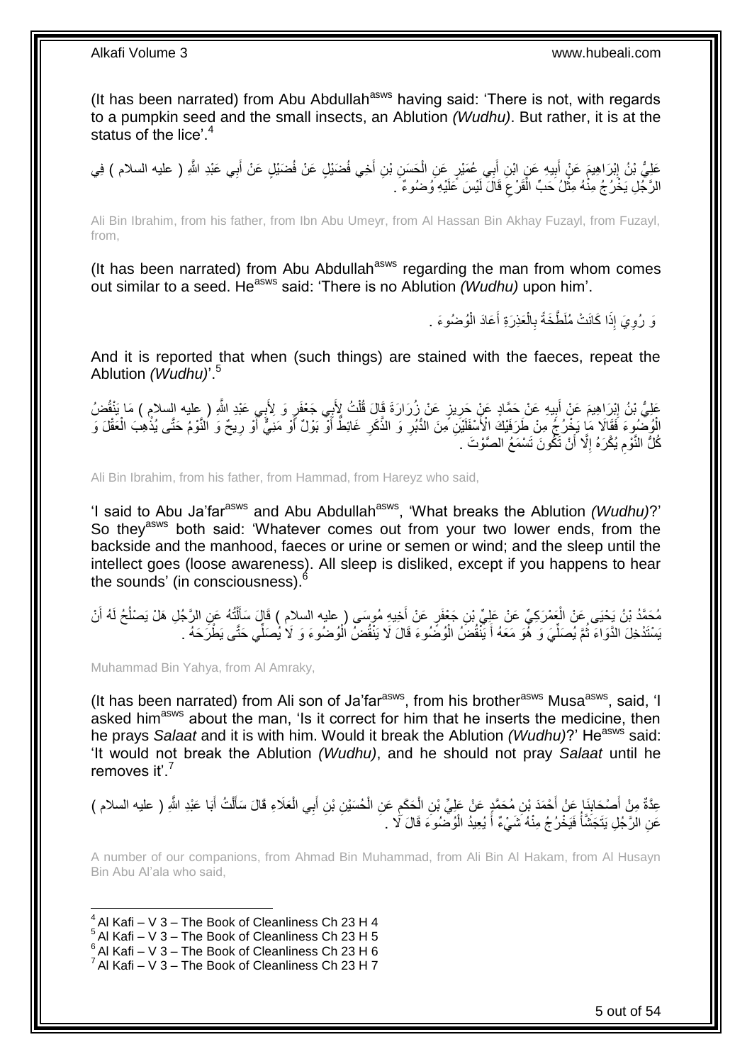(It has been narrated) from Abu Abdullah[asws] having said: 'There is not, with regards to a pumpkin seed and the small insects, an Ablution *(Wudhu)*. But rather, it is at the status of the lice'.[4]

عَلِيُّ بْنُ إِبْرَاهِيمَ عَنْ أَبِيهِ عَنِ ابْنِ أَبِي عُمَيْرٍ عَنِ الْحَسَنِ بْنِ أَخِي فُضَيْلٍ عَنْ فُضَيْلٍ عَنْ أَبِي عَبْدِ اللَّهِ ( عليه السلام ) فِي الرَّجُلِ يَخْرُجُ مِنْهُ مِثْلُ حَبِّ الْقَرْعِ قَالَ لَيْسَ عَلَيْهِ وُضُوءٌ .

Ali Bin Ibrahim, from his father, from Ibn Abu Umeyr, from Al Hassan Bin Akhay Fuzayl, from Fuzayl, from,

(It has been narrated) from Abu Abdullah[asws] regarding the man from whom comes out similar to a seed. He[asws] said: 'There is no Ablution *(Wudhu)* upon him'.

وَ رُوِيَ إِذَا كَانَتْ مُلَطَّخَةً بِالْعَذِرَةِ أَعَادَ الْوُضُوءَ .

And it is reported that when (such things) are stained with the faeces, repeat the Ablution *(Wudhu)*'.[5]

عَلِيُّ بْنُ إِبْرَاهِيمَ عَنْ أَبِيهِ عَنْ حَمَّادٍ عَنْ حَرِيزٍ عَنْ زُرَارَةَ قَالَ قُلْتُ لِأَبِي جَعْفَرٍ وَ لِأَبِي عَبْدِ اللَّهِ ( عليه السلام ) مَا يَنْقُضُ الْوُضُوءَ فَقَالا مَا يَخْرُجُ مِنْ طَرَفَيْكَ الْأَسْفَلَيْنِ مِنَ الدُّبُرِ وَ الذَّكَرِ غَائِطٌ أَوْ بَوْلٌ أَوْ مَنِيٌّ أَوْ رِيحٌ وَ النَّوْمُ حَتَّى يُذْهِبَ الْعَقْلَ وَ كُلُّ النَّوْمِ يُكْرَهُ إِلَّا أَنْ تَكُونَ تَسْمَعُ الصَّوْتَ .

Ali Bin Ibrahim, from his father, from Hammad, from Hareyz who said,

'I said to Abu Ja'far[asws] and Abu Abdullah[asws], 'What breaks the Ablution *(Wudhu)*?' So they[asws] both said: 'Whatever comes out from your two lower ends, from the backside and the manhood, faeces or urine or semen or wind; and the sleep until the intellect goes (loose awareness). All sleep is disliked, except if you happens to hear the sounds' (in consciousness).[6]

مُحَمَّدُ بْنُ يَحْيَى عَنِ الْعَمْرَكِيِّ عَنْ عَلِيِّ بْنِ جَعْفَرٍ عَنْ أَخِيهِ مُوسَى ( عليه السلام ) قَالَ سَأَلْتُهُ عَنِ الرَّجُلِ هَلْ يَصْلُحُ لَهُ أَنْ يَسْتَدْخِلَ الدَّوَاءَ ثُمَّ يُصَلِّيَ وَ هُوَ مَعَهُ أَ يَنْقُضُ الْوُضُوءَ قَالَ لَا يَنْقُضُ الْوُضُوءَ وَ لَا يُصَلِّي حَتَّى يَطْرَحَهُ .

Muhammad Bin Yahya, from Al Amraky,

(It has been narrated) from Ali son of Ja'far[asws], from his brother[asws] Musa[asws], said, 'I asked him[asws] about the man, 'Is it correct for him that he inserts the medicine, then he prays *Salaat* and it is with him. Would it break the Ablution *(Wudhu)*?' He[asws] said: 'It would not break the Ablution *(Wudhu)*, and he should not pray *Salaat* until he removes it'.[7]

عِدَّةٌ مِنْ أَصْحَابِنَا عَنْ أَحْمَدَ بْنِ مُحَمَّدٍ عَنْ عَلِيِّ بْنِ الْحَكَمِ عَنِ الْحُسَيْنِ بْنِ أَبِي الْعَلَاءِ قَالَ سَأَلْتُ أَبَا عَبْدِ اللَّهِ ( عليه السلام ) عَنِ الرَّجُلِ يَتَجَشَّأُ فَيَخْرُجُ مِنْهُ شَيْءٌ أَ يُعِيدُ الْوُضُوءَ قَالَ لَا .

A number of our companions, from Ahmad Bin Muhammad, from Ali Bin Al Hakam, from Al Husayn Bin Abu Al'ala who said,

[4] Al Kafi – V 3 – The Book of Cleanliness Ch 23 H 4
[5] Al Kafi – V 3 – The Book of Cleanliness Ch 23 H 5
[6] Al Kafi – V 3 – The Book of Cleanliness Ch 23 H 6
[7] Al Kafi – V 3 – The Book of Cleanliness Ch 23 H 7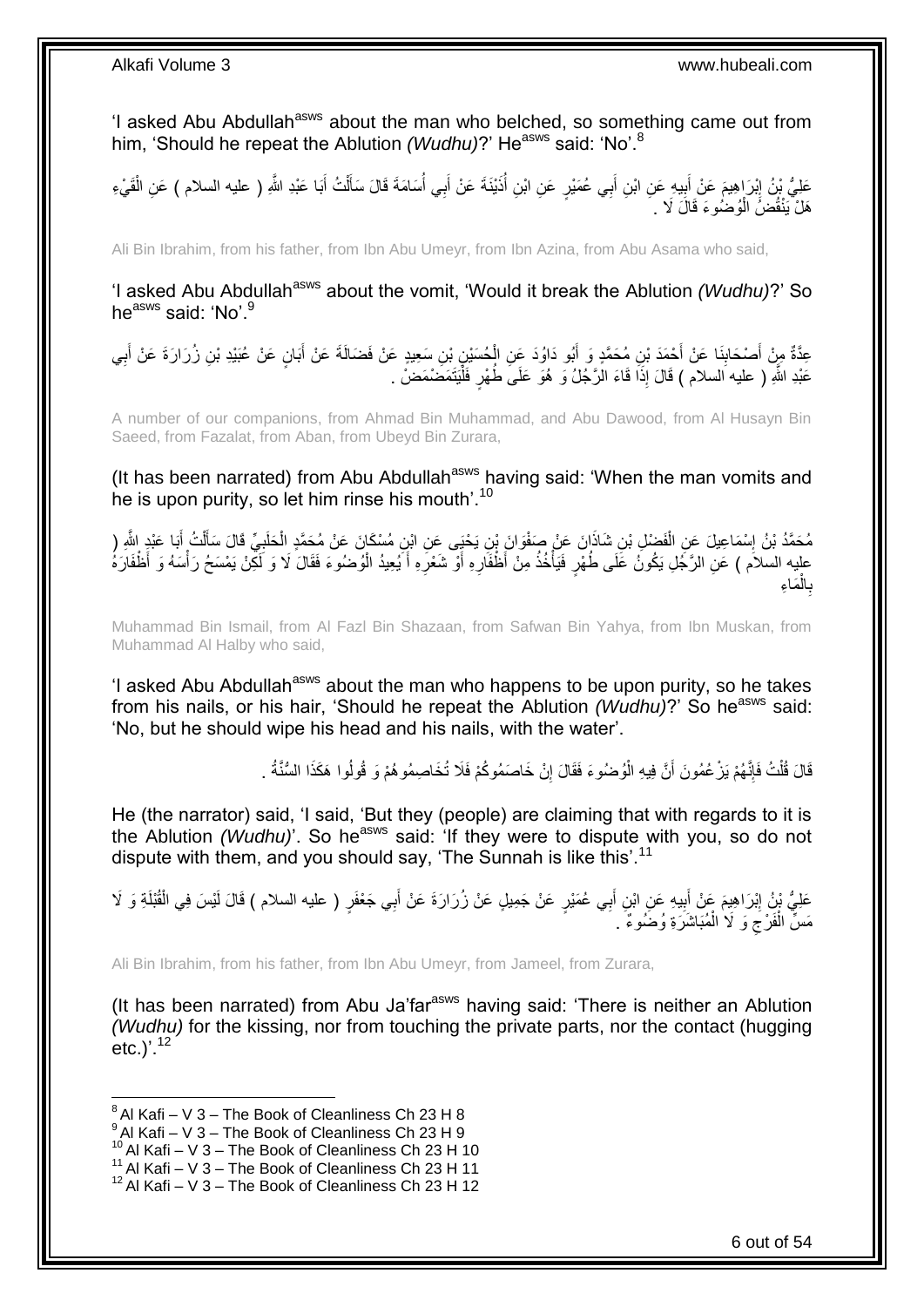'I asked Abu Abdullah[asws] about the man who belched, so something came out from him, 'Should he repeat the Ablution *(Wudhu)*?' He[asws] said: 'No'.[8]

عَلِيُّ بْنُ إِبْرَاهِيمَ عَنْ أَبِيهِ عَنِ ابْنِ أَبِي عُمَيْرٍ عَنِ ابْنِ أُذَيْنَةَ عَنْ أَبِي أُسَامَةَ قَالَ سَأَلْتُ أَبَا عَبْدِ اللَّهِ ( عليه السلام ) عَنِ الْقَيْءِ هَلْ يَنْقُضُ الْوُضُوءَ قَالَ لَا .

Ali Bin Ibrahim, from his father, from Ibn Abu Umeyr, from Ibn Azina, from Abu Asama who said,

'I asked Abu Abdullah[asws] about the vomit, 'Would it break the Ablution *(Wudhu)*?' So he[asws] said: 'No'.[9]

عِدَّةٌ مِنْ أَصْحَابِنَا عَنْ أَحْمَدَ بْنِ مُحَمَّدٍ وَ أَبُو دَاوُدَ عَنِ الْحُسَيْنِ بْنِ سَعِيدٍ عَنْ فَضَالَةَ عَنْ أَبَانٍ عَنْ عُبَيْدِ بْنِ زُرَارَةَ عَنْ أَبِي عَبْدِ اللَّهِ ( عليه السلام ) قَالَ إِذَا قَاءَ الرَّجُلُ وَ هُوَ عَلَى طُهْرٍ فَلْيَتَمَضْمَضْ .

A number of our companions, from Ahmad Bin Muhammad, and Abu Dawood, from Al Husayn Bin Saeed, from Fazalat, from Aban, from Ubeyd Bin Zurara,

(It has been narrated) from Abu Abdullah[asws] having said: 'When the man vomits and he is upon purity, so let him rinse his mouth'.[10]

مُحَمَّدُ بْنُ إِسْمَاعِيلَ عَنِ الْفَضْلِ بْنِ شَاذَانَ عَنْ صَفْوَانَ بْنِ يَحْيَى عَنِ ابْنِ مُسْكَانَ عَنْ مُحَمَّدٍ الْحَلَبِيِّ قَالَ سَأَلْتُ أَبَا عَبْدِ اللَّهِ ( عليه السلام ) عَنِ الرَّجُلِ يَكُونُ عَلَى طُهْرٍ فَيَأْخُذُ مِنْ أَظْفَارِهِ أَوْ شَعْرِهِ أَ يُعِيدُ الْوُضُوءَ فَقَالَ لَا وَ لَكِنْ يَمْسَحُ رَأْسَهُ وَ أَظْفَارَهُ بِالْمَاءِ

Muhammad Bin Ismail, from Al Fazl Bin Shazaan, from Safwan Bin Yahya, from Ibn Muskan, from Muhammad Al Halby who said,

'I asked Abu Abdullah[asws] about the man who happens to be upon purity, so he takes from his nails, or his hair, 'Should he repeat the Ablution *(Wudhu)*?' So he[asws] said: 'No, but he should wipe his head and his nails, with the water'.

قَالَ قُلْتُ فَإِنَّهُمْ يَزْعُمُونَ أَنَّ فِيهِ الْوُضُوءَ فَقَالَ إِنْ خَاصَمُوكُمْ فَلَا تُخَاصِمُوهُمْ وَ قُولُوا هَكَذَا السُّنَّةُ .

He (the narrator) said, 'I said, 'But they (people) are claiming that with regards to it is the Ablution *(Wudhu)*'. So he[asws] said: 'If they were to dispute with you, so do not dispute with them, and you should say, 'The Sunnah is like this'.[11]

عَلِيُّ بْنُ إِبْرَاهِيمَ عَنْ أَبِيهِ عَنِ ابْنِ أَبِي عُمَيْرٍ عَنْ جَمِيلٍ عَنْ زُرَارَةَ عَنْ أَبِي جَعْفَرٍ ( عليه السلام ) قَالَ لَيْسَ فِي الْقُبْلَةِ وَ لَا مَسِّ الْفَرْجِ وَ لَا الْمُبَاشَرَةِ وُضُوءٌ .

Ali Bin Ibrahim, from his father, from Ibn Abu Umeyr, from Jameel, from Zurara,

(It has been narrated) from Abu Ja'far[asws] having said: 'There is neither an Ablution *(Wudhu)* for the kissing, nor from touching the private parts, nor the contact (hugging etc.)'.[12]

[8] Al Kafi – V 3 – The Book of Cleanliness Ch 23 H 8
[9] Al Kafi – V 3 – The Book of Cleanliness Ch 23 H 9
[10] Al Kafi – V 3 – The Book of Cleanliness Ch 23 H 10
[11] Al Kafi – V 3 – The Book of Cleanliness Ch 23 H 11
[12] Al Kafi – V 3 – The Book of Cleanliness Ch 23 H 12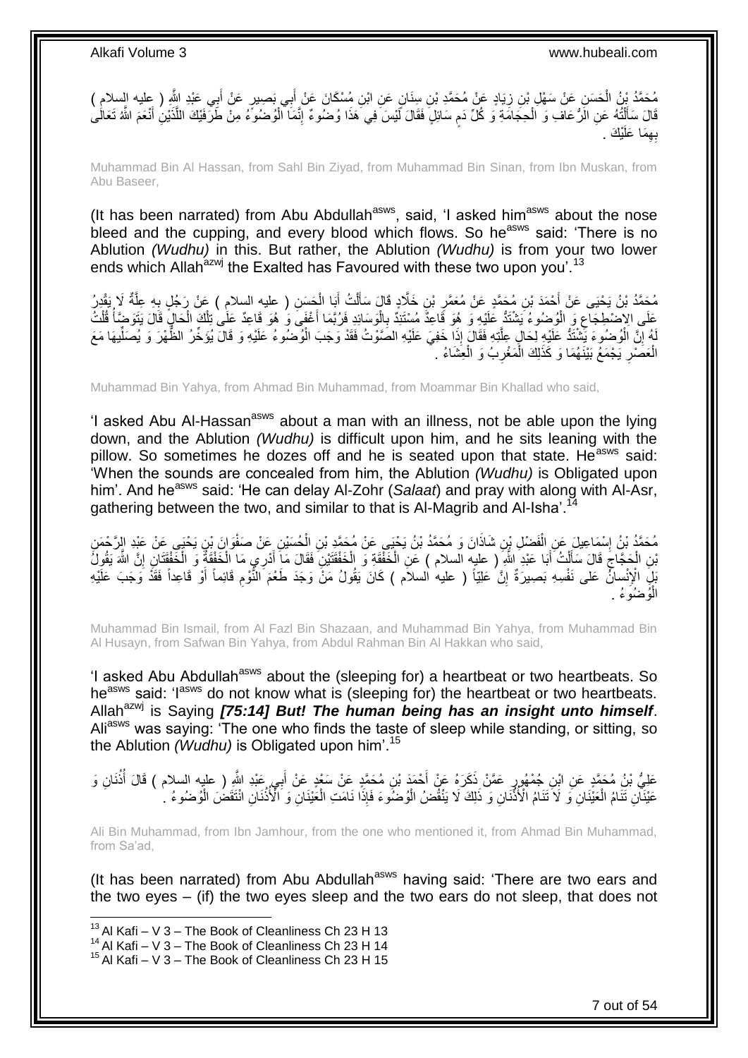مُحَمَّدُ بْنُ الْحَسَنِ عَنْ سَهْلِ بْنِ زِيَادٍ عَنْ مُحَمَّدِ بْنِ سِنَانٍ عَنِ ابْنِ مُسْكَانَ عَنْ أَبِي بَصِيرٍ عَنْ أَبِي عَبْدِ اللَّهِ ( عليه السلام ) قَالَ سَأَلْتُهُ عَنِ الرُّعَافِ وَ الْحِجَامَةِ وَ كُلِّ دَمٍ سَائِلٍ فَقَالَ لَيْسَ فِي هَذَا وُضُوءٌ إِنَّمَا الْوُضُوءُ مِنْ طَرَفَيْكَ اللَّذَيْنِ أَنْعَمَ اللَّهُ تَعَالَى بِهِمَا عَلَيْكَ .

Muhammad Bin Al Hassan, from Sahl Bin Ziyad, from Muhammad Bin Sinan, from Ibn Muskan, from Abu Baseer,

(It has been narrated) from Abu Abdullah[asws], said, 'I asked him[asws] about the nose bleed and the cupping, and every blood which flows. So he[asws] said: 'There is no Ablution *(Wudhu)* in this. But rather, the Ablution *(Wudhu)* is from your two lower ends which Allah[azwj] the Exalted has Favoured with these two upon you'.[13]

مُحَمَّدُ بْنُ يَحْيَى عَنْ أَحْمَدَ بْنِ مُحَمَّدٍ عَنْ مُعَمَّرِ بْنِ خَلَّادٍ قَالَ سَأَلْتُ أَبَا الْحَسَنِ ( عليه السلام ) عَنْ رَجُلٍ بِهِ عِلَّةٌ لَا يَقْدِرُ عَلَى الِاضْطِجَاعِ وَ الْوُضُوءُ يَشْتَدُّ عَلَيْهِ وَ هُوَ قَاعِدٌ مُسْتَنِدٌ بِالْوَسَائِدِ فَرُبَّمَا أَغْفَى وَ هُوَ قَاعِدٌ عَلَى تِلْكَ الْحَالِ قَالَ يَتَوَضَّأُ قُلْتُ لَهُ إِنَّ الْوُضُوءَ يَشْتَدُّ عَلَيْهِ لِحَالِ عِلَّتِهِ فَقَالَ إِذَا خَفِيَ عَلَيْهِ الصَّوْتُ فَقَدْ وَجَبَ الْوُضُوءُ عَلَيْهِ وَ قَالَ يُؤَخِّرُ الظُّهْرَ وَ يُصَلِّيهَا مَعَ الْعَصْرِ يَجْمَعُ بَيْنَهُمَا وَ كَذَلِكَ الْمَغْرِبُ وَ الْعِشَاءُ .

Muhammad Bin Yahya, from Ahmad Bin Muhammad, from Moammar Bin Khallad who said,

'I asked Abu Al-Hassan[asws] about a man with an illness, not be able upon the lying down, and the Ablution *(Wudhu)* is difficult upon him, and he sits leaning with the pillow. So sometimes he dozes off and he is seated upon that state. He[asws] said: 'When the sounds are concealed from him, the Ablution *(Wudhu)* is Obligated upon him'. And he[asws] said: 'He can delay Al-Zohr (*Salaat*) and pray with along with Al-Asr, gathering between the two, and similar to that is Al-Magrib and Al-Isha'.[14]

مُحَمَّدُ بْنُ إِسْمَاعِيلَ عَنِ الْفَضْلِ بْنِ شَاذَانَ وَ مُحَمَّدُ بْنُ يَحْيَى عَنْ مُحَمَّدِ بْنِ الْحُسَيْنِ عَنْ صَفْوَانَ بْنِ يَحْيَى عَنْ عَبْدِ الرَّحْمَنِ بْنِ الْحَجَّاجِ قَالَ سَأَلْتُ أَبَا عَبْدِ اللَّهِ ( عليه السلام ) عَنِ الْخَفْقَةِ وَ الْخَفْقَتَيْنِ فَقَالَ مَا أَدْرِي مَا الْخَفْقَةُ وَ الْخَفْقَتَانِ إِنَّ اللَّهَ يَقُولُ بَلِ الْإِنْسانُ عَلى نَفْسِهِ بَصِيرَةٌ إِنَّ عَلِيّاً ( عليه السلام ) كَانَ يَقُولُ مَنْ وَجَدَ طَعْمَ النَّوْمِ قَائِماً أَوْ قَاعِداً فَقَدْ وَجَبَ عَلَيْهِ الْوُضُوءُ .

Muhammad Bin Ismail, from Al Fazl Bin Shazaan, and Muhammad Bin Yahya, from Muhammad Bin Al Husayn, from Safwan Bin Yahya, from Abdul Rahman Bin Al Hakkan who said,

'I asked Abu Abdullah[asws] about the (sleeping for) a heartbeat or two heartbeats. So he[asws] said: 'I[asws] do not know what is (sleeping for) the heartbeat or two heartbeats. Allah[azwj] is Saying *[75:14] But! The human being has an insight unto himself*. Ali[asws] was saying: 'The one who finds the taste of sleep while standing, or sitting, so the Ablution *(Wudhu)* is Obligated upon him'.[15]

عَلِيُّ بْنُ مُحَمَّدٍ عَنِ ابْنِ جُمْهُورٍ عَمَّنْ ذَكَرَهُ عَنْ أَحْمَدَ بْنِ مُحَمَّدٍ عَنْ سَعْدٍ عَنْ أَبِي عَبْدِ اللَّهِ ( عليه السلام ) قَالَ أُذُنَانِ وَ عَيْنَانِ تَنَامُ الْعَيْنَانِ وَ لَا تَنَامُ الْأُذُنَانِ وَ ذَلِكَ لَا يَنْقُضُ الْوُضُوءَ فَإِذَا نَامَتِ الْعَيْنَانِ وَ الْأُذُنَانِ انْتَقَضَ الْوُضُوءُ .

Ali Bin Muhammad, from Ibn Jamhour, from the one who mentioned it, from Ahmad Bin Muhammad, from Sa'ad,

(It has been narrated) from Abu Abdullah[asws] having said: 'There are two ears and the two eyes – (if) the two eyes sleep and the two ears do not sleep, that does not

---

[13] Al Kafi – V 3 – The Book of Cleanliness Ch 23 H 13
[14] Al Kafi – V 3 – The Book of Cleanliness Ch 23 H 14
[15] Al Kafi – V 3 – The Book of Cleanliness Ch 23 H 15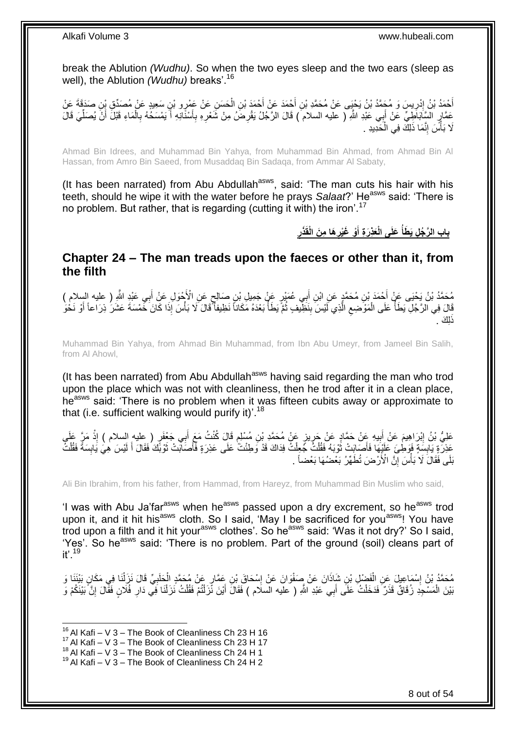break the Ablution *(Wudhu)*. So when the two eyes sleep and the two ears (sleep as well), the Ablution *(Wudhu)* breaks'.[16]

أَحْمَدُ بْنُ إِدْرِيسَ وَ مُحَمَّدُ بْنُ يَحْيَى عَنْ مُحَمَّدِ بْنِ أَحْمَدَ عَنْ أَحْمَدَ بْنِ الْحَسَنِ عَنْ عَمْرِو بْنِ سَعِيدٍ عَنْ مُصَدِّقِ بْنِ صَدَقَةَ عَنْ عَمَّارٍ السَّابَاطِيِّ عَنْ أَبِي عَبْدِ اللَّهِ ( عليه السلام ) قَالَ الرَّجُلُ يَقْرِضُ مِنْ شَعْرِهِ بِأَسْنَانِهِ أَ يَمْسَحُهُ بِالْمَاءِ قَبْلَ أَنْ يُصَلِّيَ قَالَ لَا بَأْسَ إِنَّمَا ذَلِكَ فِي الْحَدِيدِ .

Ahmad Bin Idrees, and Muhammad Bin Yahya, from Muhammad Bin Ahmad, from Ahmad Bin Al Hassan, from Amro Bin Saeed, from Musaddaq Bin Sadaqa, from Ammar Al Sabaty,

(It has been narrated) from Abu Abdullah[asws], said: 'The man cuts his hair with his teeth, should he wipe it with the water before he prays *Salaat*?' He[asws] said: 'There is no problem. But rather, that is regarding (cutting it with) the iron'.[17]

## باب الرَّجُلِ يَطَأُ عَلَى الْعَذِرَةِ أَوْ غَيْرِهَا مِنَ الْقَذَرِ

## Chapter 24 – The man treads upon the faeces or other than it, from the filth

مُحَمَّدُ بْنُ يَحْيَى عَنْ أَحْمَدَ بْنِ مُحَمَّدٍ عَنِ ابْنِ أَبِي عُمَيْرٍ عَنْ جَمِيلِ بْنِ صَالِحٍ عَنِ الْأَحْوَلِ عَنْ أَبِي عَبْدِ اللَّهِ ( عليه السلام ) قَالَ فِي الرَّجُلِ يَطَأُ عَلَى الْمَوْضِعِ الَّذِي لَيْسَ بِنَظِيفٍ ثُمَّ يَطَأُ بَعْدَهُ مَكَاناً نَظِيفاً قَالَ لَا بَأْسَ إِذَا كَانَ خَمْسَةَ عَشَرَ ذِرَاعاً أَوْ نَحْوَ ذَلِكَ .

Muhammad Bin Yahya, from Ahmad Bin Muhammad, from Ibn Abu Umeyr, from Jameel Bin Salih, from Al Ahowl,

(It has been narrated) from Abu Abdullah[asws] having said regarding the man who trod upon the place which was not with cleanliness, then he trod after it in a clean place, he[asws] said: 'There is no problem when it was fifteen cubits away or approximate to that (i.e. sufficient walking would purify it)'.[18]

عَلِيُّ بْنُ إِبْرَاهِيمَ عَنْ أَبِيهِ عَنْ حَمَّادٍ عَنْ حَرِيزٍ عَنْ مُحَمَّدِ بْنِ مُسْلِمٍ قَالَ كُنْتُ مَعَ أَبِي جَعْفَرٍ ( عليه السلام ) إِذْ مَرَّ عَلَى عَذِرَةٍ يَابِسَةٍ فَوَطِئَ عَلَيْهَا فَأَصَابَتْ ثَوْبَهُ فَقُلْتُ جُعِلْتُ فِدَاكَ قَدْ وَطِئْتَ عَلَى عَذِرَةٍ فَأَصَابَتْ ثَوْبَكَ فَقَالَ أَ لَيْسَ هِيَ يَابِسَةً فَقُلْتُ بَلَى فَقَالَ لَا بَأْسَ إِنَّ الْأَرْضَ تُطَهِّرُ بَعْضُهَا بَعْضاً .

Ali Bin Ibrahim, from his father, from Hammad, from Hareyz, from Muhammad Bin Muslim who said,

'I was with Abu Ja'far[asws] when he[asws] passed upon a dry excrement, so he[asws] trod upon it, and it hit his[asws] cloth. So I said, 'May I be sacrificed for you[asws]! You have trod upon a filth and it hit your[asws] clothes'. So he[asws] said: 'Was it not dry?' So I said, 'Yes'. So he[asws] said: 'There is no problem. Part of the ground (soil) cleans part of it'.[19]

مُحَمَّدُ بْنُ إِسْمَاعِيلَ عَنِ الْفَضْلِ بْنِ شَاذَانَ عَنْ صَفْوَانَ عَنْ إِسْحَاقَ بْنِ عَمَّارٍ عَنْ مُحَمَّدٍ الْحَلَبِيِّ قَالَ نَزَلْنَا فِي مَكَانٍ بَيْنَنَا وَ بَيْنَ الْمَسْجِدِ زُقَاقٌ قَذِرٌ فَدَخَلْتُ عَلَى أَبِي عَبْدِ اللَّهِ ( عليه السلام ) فَقَالَ أَيْنَ نَزَلْتُمْ فَقُلْتُ نَزَلْنَا فِي دَارِ فُلَانٍ فَقَالَ إِنَّ بَيْنَكُمْ وَ

[16] Al Kafi – V 3 – The Book of Cleanliness Ch 23 H 16
[17] Al Kafi – V 3 – The Book of Cleanliness Ch 23 H 17
[18] Al Kafi – V 3 – The Book of Cleanliness Ch 24 H 1
[19] Al Kafi – V 3 – The Book of Cleanliness Ch 24 H 2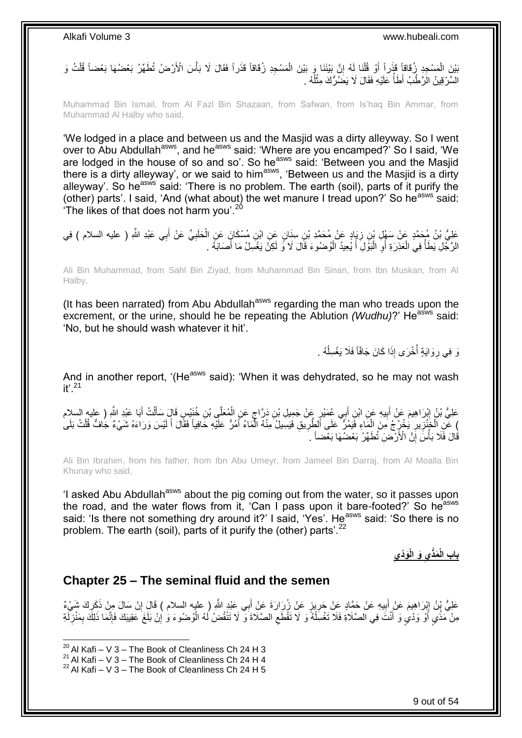بَيْنَ الْمَسْجِدِ زُقَاقاً قَذِراً أَوْ قُلْنَا لَهُ إِنَّ بَيْنَنَا وَ بَيْنَ الْمَسْجِدِ زُقَاقاً قَذِراً فَقَالَ لَا بَأْسَ الْأَرْضُ تُطَهِّرُ بَعْضُهَا بَعْضاً قُلْتُ وَ السِّرْقِينُ الرَّطْبُ أَطَأُ عَلَيْهِ فَقَالَ لَا يَضُرُّكَ مِثْلُهُ .

Muhammad Bin Ismail, from Al Fazl Bin Shazaan, from Safwan, from Is'haq Bin Ammar, from Muhammad Al Halby who said,

'We lodged in a place and between us and the Masjid was a dirty alleyway. So I went over to Abu Abdullah[asws], and he[asws] said: 'Where are you encamped?' So I said, 'We are lodged in the house of so and so'. So he[asws] said: 'Between you and the Masjid there is a dirty alleyway', or we said to him[asws], 'Between us and the Masjid is a dirty alleyway'. So he[asws] said: 'There is no problem. The earth (soil), parts of it purify the (other) parts'. I said, 'And (what about) the wet manure I tread upon?' So he[asws] said: 'The likes of that does not harm you'.[20]

عَلِيُّ بْنُ مُحَمَّدٍ عَنْ سَهْلِ بْنِ زِيَادٍ عَنْ مُحَمَّدِ بْنِ سِنَانٍ عَنِ ابْنِ مُسْكَانَ عَنِ الْحَلَبِيِّ عَنْ أَبِي عَبْدِ اللَّهِ ( عليه السلام ) فِي الرَّجُلِ يَطَأُ فِي الْعَذِرَةِ أَوِ الْبَوْلِ أَ يُعِيدُ الْوُضُوءَ قَالَ لَا وَ لَكِنْ يَغْسِلُ مَا أَصَابَهُ .

Ali Bin Muhammad, from Sahl Bin Ziyad, from Muhammad Bin Sinan, from Ibn Muskan, from Al Halby,

(It has been narrated) from Abu Abdullah[asws] regarding the man who treads upon the excrement, or the urine, should he be repeating the Ablution *(Wudhu)*?' He[asws] said: 'No, but he should wash whatever it hit'.

وَ فِي رِوَايَةٍ أُخْرَى إِذَا كَانَ جَافّاً فَلَا يَغْسِلُهُ .

And in another report, '(He[asws] said): 'When it was dehydrated, so he may not wash it'.[21]

عَلِيُّ بْنُ إِبْرَاهِيمَ عَنْ أَبِيهِ عَنِ ابْنِ أَبِي عُمَيْرٍ عَنْ جَمِيلِ بْنِ دَرَّاجٍ عَنِ الْمُعَلَّى بْنِ خُنَيْسٍ قَالَ سَأَلْتُ أَبَا عَبْدِ اللَّهِ ( عليه السلام ) عَنِ الْخِنْزِيرِ يَخْرُجُ مِنَ الْمَاءِ فَيَمُرُّ عَلَى الطَّرِيقِ فَيَسِيلُ مِنْهُ الْمَاءُ أَمُرُّ عَلَيْهِ حَافِياً فَقَالَ أَ لَيْسَ وَرَاءَهُ شَيْءٌ جَافٌّ قُلْتُ بَلَى قَالَ فَلَا بَأْسَ إِنَّ الْأَرْضَ تُطَهِّرُ بَعْضُهَا بَعْضاً .

Ali Bin Ibrahim, from his father, from Ibn Abu Umeyr, from Jameel Bin Darraj, from Al Moalla Bin Khunay who said,

'I asked Abu Abdullah[asws] about the pig coming out from the water, so it passes upon the road, and the water flows from it, 'Can I pass upon it bare-footed?' So he[asws] said: 'Is there not something dry around it?' I said, 'Yes'. He[asws] said: 'So there is no problem. The earth (soil), parts of it purify the (other) parts'.[22]

## باب الْمَذْيِ وَ الْوَدْيِ

## Chapter 25 – The seminal fluid and the semen

عَلِيُّ بْنُ إِبْرَاهِيمَ عَنْ أَبِيهِ عَنْ حَمَّادٍ عَنْ حَرِيزٍ عَنْ زُرَارَةَ عَنْ أَبِي عَبْدِ اللَّهِ ( عليه السلام ) قَالَ إِنْ سَالَ مِنْ ذَكَرِكَ شَيْءٌ مِنْ مَذْيٍ أَوْ وَدْيٍ وَ أَنْتَ فِي الصَّلَاةِ فَلَا تَغْسِلْهُ وَ لَا تَقْطَعِ الصَّلَاةَ وَ لَا تَنْقُضْ لَهُ الْوُضُوءَ وَ إِنْ بَلَغَ عَقِبَيْكَ فَإِنَّمَا ذَلِكَ بِمَنْزِلَةِ

---

[20] Al Kafi – V 3 – The Book of Cleanliness Ch 24 H 3
[21] Al Kafi – V 3 – The Book of Cleanliness Ch 24 H 4
[22] Al Kafi – V 3 – The Book of Cleanliness Ch 24 H 5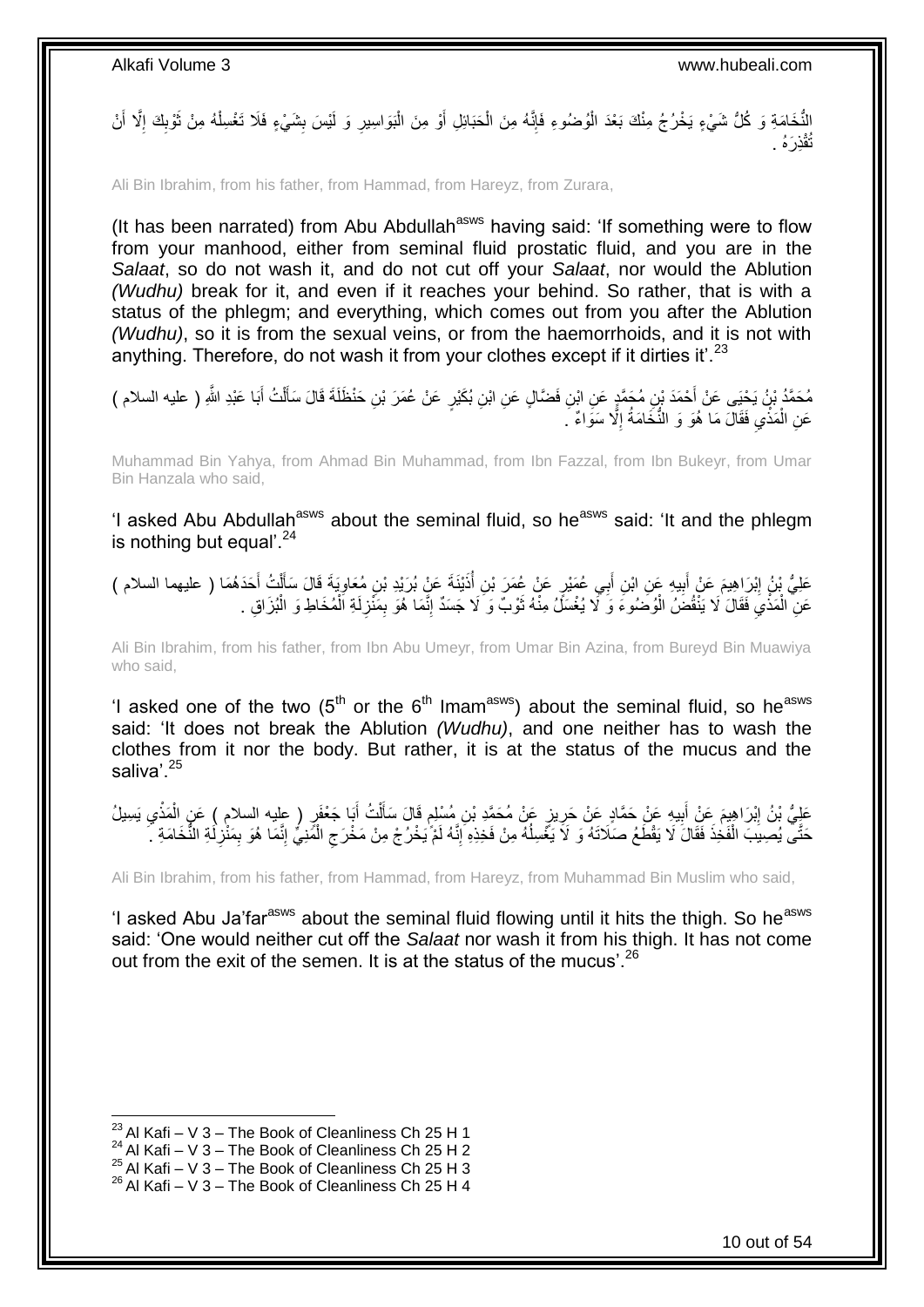النُّخَامَةِ وَ كُلُّ شَيْءٍ يَخْرُجُ مِنْكَ بَعْدَ الْوُضُوءِ فَإِنَّهُ مِنَ الْحَبَائِلِ أَوْ مِنَ الْبَوَاسِيرِ وَ لَيْسَ بِشَيْءٍ فَلَا تَغْسِلْهُ مِنْ ثَوْبِكَ إِلَّا أَنْ تُقْذِرَهُ .

Ali Bin Ibrahim, from his father, from Hammad, from Hareyz, from Zurara,

(It has been narrated) from Abu Abdullah[asws] having said: 'If something were to flow from your manhood, either from seminal fluid prostatic fluid, and you are in the *Salaat*, so do not wash it, and do not cut off your *Salaat*, nor would the Ablution *(Wudhu)* break for it, and even if it reaches your behind. So rather, that is with a status of the phlegm; and everything, which comes out from you after the Ablution *(Wudhu)*, so it is from the sexual veins, or from the haemorrhoids, and it is not with anything. Therefore, do not wash it from your clothes except if it dirties it'.[23]

مُحَمَّدُ بْنُ يَحْيَى عَنْ أَحْمَدَ بْنِ مُحَمَّدٍ عَنِ ابْنِ فَضَّالٍ عَنِ ابْنِ بُكَيْرٍ عَنْ عُمَرَ بْنِ حَنْظَلَةَ قَالَ سَأَلْتُ أَبَا عَبْدِ اللَّهِ ( عليه السلام ) عَنِ الْمَذْيِ فَقَالَ مَا هُوَ وَ النُّخَامَةُ إِلَّا سَوَاءٌ .

Muhammad Bin Yahya, from Ahmad Bin Muhammad, from Ibn Fazzal, from Ibn Bukeyr, from Umar Bin Hanzala who said,

'I asked Abu Abdullah[asws] about the seminal fluid, so he[asws] said: 'It and the phlegm is nothing but equal'.[24]

عَلِيُّ بْنُ إِبْرَاهِيمَ عَنْ أَبِيهِ عَنِ ابْنِ أَبِي عُمَيْرٍ عَنْ عُمَرَ بْنِ أُذَيْنَةَ عَنْ بُرَيْدِ بْنِ مُعَاوِيَةَ قَالَ سَأَلْتُ أَحَدَهُمَا ( عليهما السلام ) عَنِ الْمَذْيِ فَقَالَ لَا يَنْقُضُ الْوُضُوءَ وَ لَا يُغْسَلُ مِنْهُ ثَوْبٌ وَ لَا جَسَدٌ إِنَّمَا هُوَ بِمَنْزِلَةِ الْمُخَاطِ وَ الْبُزَاقِ .

Ali Bin Ibrahim, from his father, from Ibn Abu Umeyr, from Umar Bin Azina, from Bureyd Bin Muawiya who said,

'I asked one of the two (5th or the 6th Imam[asws]) about the seminal fluid, so he[asws] said: 'It does not break the Ablution *(Wudhu)*, and one neither has to wash the clothes from it nor the body. But rather, it is at the status of the mucus and the saliva'.[25]

عَلِيُّ بْنُ إِبْرَاهِيمَ عَنْ أَبِيهِ عَنْ حَمَّادٍ عَنْ حَرِيزٍ عَنْ مُحَمَّدِ بْنِ مُسْلِمٍ قَالَ سَأَلْتُ أَبَا جَعْفَرٍ ( عليه السلام ) عَنِ الْمَذْيِ يَسِيلُ حَتَّى يُصِيبَ الْفَخِذَ فَقَالَ لَا يَقْطَعُ صَلَاتَهُ وَ لَا يَغْسِلُهُ مِنْ فَخِذِهِ إِنَّهُ لَمْ يَخْرُجْ مِنْ مَخْرَجِ الْمَنِيِّ إِنَّمَا هُوَ بِمَنْزِلَةِ النُّخَامَةِ .

Ali Bin Ibrahim, from his father, from Hammad, from Hareyz, from Muhammad Bin Muslim who said,

'I asked Abu Ja'far[asws] about the seminal fluid flowing until it hits the thigh. So he[asws] said: 'One would neither cut off the *Salaat* nor wash it from his thigh. It has not come out from the exit of the semen. It is at the status of the mucus'.[26]

[23] Al Kafi – V 3 – The Book of Cleanliness Ch 25 H 1
[24] Al Kafi – V 3 – The Book of Cleanliness Ch 25 H 2
[25] Al Kafi – V 3 – The Book of Cleanliness Ch 25 H 3
[26] Al Kafi – V 3 – The Book of Cleanliness Ch 25 H 4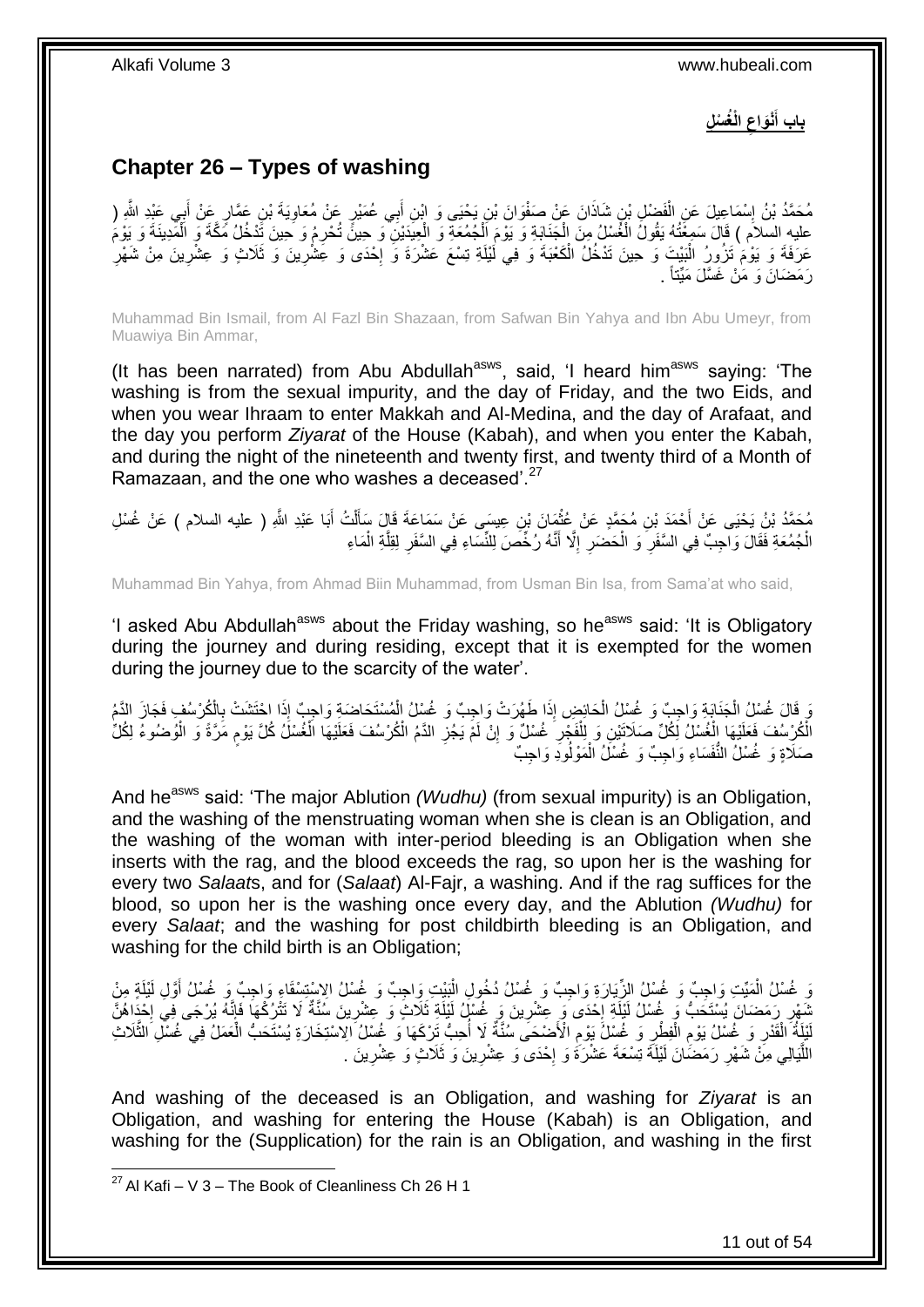## باب أَنْوَاعِ الْغُسْلِ

## Chapter 26 – Types of washing

مُحَمَّدُ بْنُ إِسْمَاعِيلَ عَنِ الْفَضْلِ بْنِ شَاذَانَ عَنْ صَفْوَانَ بْنِ يَحْيَى وَ ابْنِ أَبِي عُمَيْرٍ عَنْ مُعَاوِيَةَ بْنِ عَمَّارٍ عَنْ أَبِي عَبْدِ اللَّهِ ( عليه السلام ) قَالَ سَمِعْتُهُ يَقُولُ الْغُسْلُ مِنَ الْجَنَابَةِ وَ يَوْمَ الْجُمُعَةِ وَ الْعِيدَيْنِ وَ حِينَ تُحْرِمُ وَ حِينَ تَدْخُلُ مَكَّةَ وَ الْمَدِينَةَ وَ يَوْمَ عَرَفَةَ وَ يَوْمَ تَزُورُ الْبَيْتَ وَ حِينَ تَدْخُلُ الْكَعْبَةَ وَ فِي لَيْلَةِ تِسْعَ عَشْرَةَ وَ إِحْدَى وَ عِشْرِينَ وَ ثَلَاثٍ وَ عِشْرِينَ مِنْ شَهْرِ رَمَضَانَ وَ مَنْ غَسَّلَ مَيِّتاً .

Muhammad Bin Ismail, from Al Fazl Bin Shazaan, from Safwan Bin Yahya and Ibn Abu Umeyr, from Muawiya Bin Ammar,

(It has been narrated) from Abu Abdullah^asws, said, 'I heard him^asws saying: 'The washing is from the sexual impurity, and the day of Friday, and the two Eids, and when you wear Ihraam to enter Makkah and Al-Medina, and the day of Arafaat, and the day you perform *Ziyarat* of the House (Kabah), and when you enter the Kabah, and during the night of the nineteenth and twenty first, and twenty third of a Month of Ramazaan, and the one who washes a deceased'.[27]

مُحَمَّدُ بْنُ يَحْيَى عَنْ أَحْمَدَ بْنِ مُحَمَّدٍ عَنْ عُثْمَانَ بْنِ عِيسَى عَنْ سَمَاعَةَ قَالَ سَأَلْتُ أَبَا عَبْدِ اللَّهِ ( عليه السلام ) عَنْ غُسْلِ الْجُمُعَةِ فَقَالَ وَاجِبٌ فِي السَّفَرِ وَ الْحَضَرِ إِلَّا أَنَّهُ رُخِّصَ لِلنِّسَاءِ فِي السَّفَرِ لِقِلَّةِ الْمَاءِ

Muhammad Bin Yahya, from Ahmad Biin Muhammad, from Usman Bin Isa, from Sama'at who said,

'I asked Abu Abdullah^asws about the Friday washing, so he^asws said: 'It is Obligatory during the journey and during residing, except that it is exempted for the women during the journey due to the scarcity of the water'.

وَ قَالَ غُسْلُ الْجَنَابَةِ وَاجِبٌ وَ غُسْلُ الْحَائِضِ إِذَا طَهُرَتْ وَاجِبٌ وَ غُسْلُ الْمُسْتَحَاضَةِ وَاجِبٌ إِذَا احْتَشَتْ بِالْكُرْسُفِ فَجَازَ الدَّمُ الْكُرْسُفَ فَعَلَيْهَا الْغُسْلُ لِكُلِّ صَلَاتَيْنِ وَ لِلْفَجْرِ غُسْلٌ وَ إِنْ لَمْ يَجُزِ الدَّمُ الْكُرْسُفَ فَعَلَيْهَا الْغُسْلُ كُلَّ يَوْمٍ مَرَّةً وَ الْوُضُوءُ لِكُلِّ صَلَاةٍ وَ غُسْلُ النُّفَسَاءِ وَاجِبٌ وَ غُسْلُ الْمَوْلُودِ وَاجِبٌ

And he^asws said: 'The major Ablution *(Wudhu)* (from sexual impurity) is an Obligation, and the washing of the menstruating woman when she is clean is an Obligation, and the washing of the woman with inter-period bleeding is an Obligation when she inserts with the rag, and the blood exceeds the rag, so upon her is the washing for every two *Salaat*s, and for (*Salaat*) Al-Fajr, a washing. And if the rag suffices for the blood, so upon her is the washing once every day, and the Ablution *(Wudhu)* for every *Salaat*; and the washing for post childbirth bleeding is an Obligation, and washing for the child birth is an Obligation;

وَ غُسْلُ الْمَيِّتِ وَاجِبٌ وَ غُسْلُ الزِّيَارَةِ وَاجِبٌ وَ غُسْلُ دُخُولِ الْبَيْتِ وَاجِبٌ وَ غُسْلُ الِاسْتِسْقَاءِ وَاجِبٌ وَ غُسْلُ أَوَّلِ لَيْلَةٍ مِنْ شَهْرِ رَمَضَانَ يُسْتَحَبُّ وَ غُسْلُ لَيْلَةِ إِحْدَى وَ عِشْرِينَ وَ غُسْلُ لَيْلَةِ ثَلَاثٍ وَ عِشْرِينَ سُنَّةٌ لَا تَتْرُكْهَا فَإِنَّهُ يُرْجَى فِي إِحْدَاهُنَّ لَيْلَةُ الْقَدْرِ وَ غُسْلُ يَوْمِ الْفِطْرِ وَ غُسْلُ يَوْمِ الْأَضْحَى سُنَّةٌ لَا أُحِبُّ تَرْكَهَا وَ غُسْلُ الِاسْتِخَارَةِ يُسْتَحَبُّ الْعَمَلُ فِي غُسْلِ الثَّلَاثِ اللَّيَالِي مِنْ شَهْرِ رَمَضَانَ لَيْلَةَ تِسْعَةَ عَشْرَةَ وَ إِحْدَى وَ عِشْرِينَ وَ ثَلَاثٍ وَ عِشْرِينَ .

And washing of the deceased is an Obligation, and washing for *Ziyarat* is an Obligation, and washing for entering the House (Kabah) is an Obligation, and washing for the (Supplication) for the rain is an Obligation, and washing in the first

[27] Al Kafi – V 3 – The Book of Cleanliness Ch 26 H 1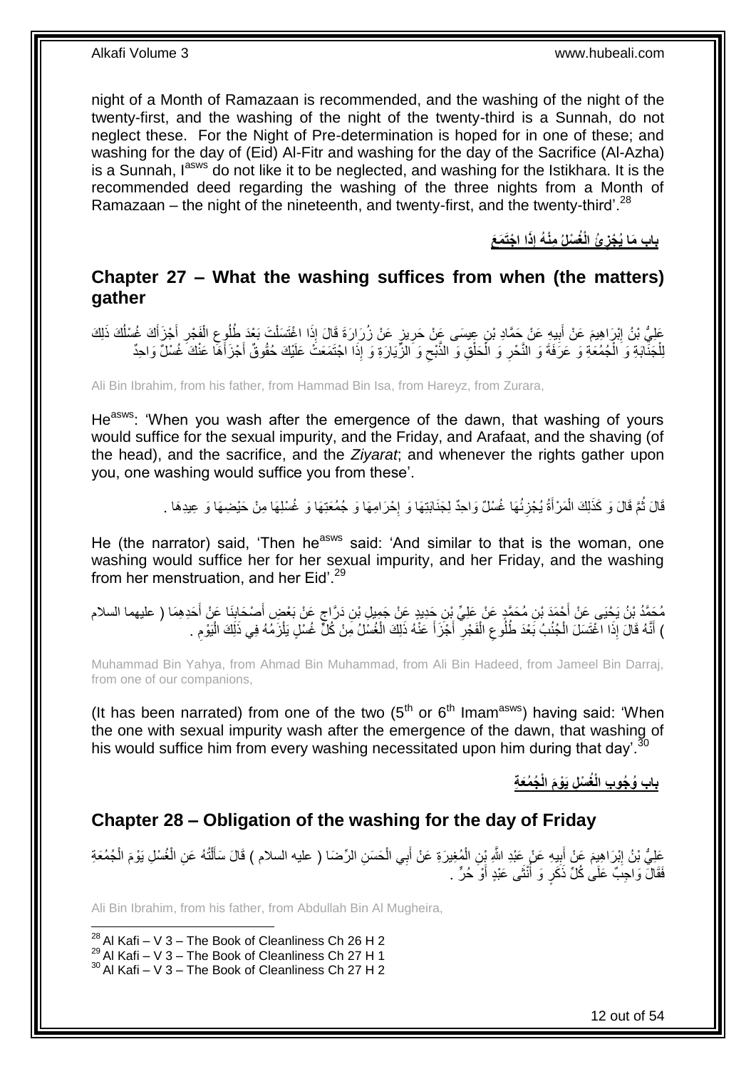night of a Month of Ramazaan is recommended, and the washing of the night of the twenty-first, and the washing of the night of the twenty-third is a Sunnah, do not neglect these. For the Night of Pre-determination is hoped for in one of these; and washing for the day of (Eid) Al-Fitr and washing for the day of the Sacrifice (Al-Azha) is a Sunnah, I[asws] do not like it to be neglected, and washing for the Istikhara. It is the recommended deed regarding the washing of the three nights from a Month of Ramazaan – the night of the nineteenth, and twenty-first, and the twenty-third'.[28]

## **بابِ مَا يُجْزِئُ الْغُسْلُ مِنْهُ إِذَا اجْتَمَعَ**

## **Chapter 27 – What the washing suffices from when (the matters) gather**

عَلِيُّ بْنُ إِبْرَاهِيمَ عَنْ أَبِيهِ عَنْ حَمَّادِ بْنِ عِيسَى عَنْ حَرِيزٍ عَنْ زُرَارَةَ قَالَ إِذَا اغْتَسَلْتَ بَعْدَ طُلُوعِ الْفَجْرِ أَجْزَأَكَ غُسْلُكَ ذَلِكَ لِلْجَنَابَةِ وَ الْجُمُعَةِ وَ عَرَفَةَ وَ النَّحْرِ وَ الْحَلْقِ وَ الذَّبْحِ وَ الزِّيَارَةِ وَ إِذَا اجْتَمَعَتْ عَلَيْكَ حُقُوقٌ أَجْزَأَهَا عَنْكَ غُسْلٌ وَاحِدٌ

Ali Bin Ibrahim, from his father, from Hammad Bin Isa, from Hareyz, from Zurara,

He[asws]: 'When you wash after the emergence of the dawn, that washing of yours would suffice for the sexual impurity, and the Friday, and Arafaat, and the shaving (of the head), and the sacrifice, and the *Ziyarat*; and whenever the rights gather upon you, one washing would suffice you from these'.

قَالَ ثُمَّ قَالَ وَ كَذَلِكَ الْمَرْأَةُ يُجْزِئُهَا غُسْلٌ وَاحِدٌ لِجَنَابَتِهَا وَ إِحْرَامِهَا وَ جُمُعَتِهَا وَ غُسْلِهَا مِنْ حَيْضِهَا وَ عِيدِهَا .

He (the narrator) said, 'Then he[asws] said: 'And similar to that is the woman, one washing would suffice her for her sexual impurity, and her Friday, and the washing from her menstruation, and her Eid'.[29]

مُحَمَّدُ بْنُ يَحْيَى عَنْ أَحْمَدَ بْنِ مُحَمَّدٍ عَنْ عَلِيِّ بْنِ حَدِيدٍ عَنْ جَمِيلِ بْنِ دَرَّاجٍ عَنْ بَعْضِ أَصْحَابِنَا عَنْ أَحَدِهِمَا ( عليهما السلام ) أَنَّهُ قَالَ إِذَا اغْتَسَلَ الْجُنُبُ بَعْدَ طُلُوعِ الْفَجْرِ أَجْزَأَ عَنْهُ ذَلِكَ الْغُسْلُ مِنْ كُلِّ غُسْلٍ يَلْزَمُهُ فِي ذَلِكَ الْيَوْمِ .

Muhammad Bin Yahya, from Ahmad Bin Muhammad, from Ali Bin Hadeed, from Jameel Bin Darraj, from one of our companions,

(It has been narrated) from one of the two (5[th] or 6[th] Imam[asws]) having said: 'When the one with sexual impurity wash after the emergence of the dawn, that washing of his would suffice him from every washing necessitated upon him during that day'.[30]

## **باب وُجُوبِ الْغُسْلِ يَوْمَ الْجُمُعَةِ**

## **Chapter 28 – Obligation of the washing for the day of Friday**

عَلِيُّ بْنُ إِبْرَاهِيمَ عَنْ أَبِيهِ عَنْ عَبْدِ اللَّهِ بْنِ الْمُغِيرَةِ عَنْ أَبِي الْحَسَنِ الرِّضَا ( عليه السلام ) قَالَ سَأَلْتُهُ عَنِ الْغُسْلِ يَوْمَ الْجُمُعَةِ فَقَالَ وَاجِبٌ عَلَى كُلِّ ذَكَرٍ وَ أُنْثَى عَبْدٍ أَوْ حُرٍّ .

Ali Bin Ibrahim, from his father, from Abdullah Bin Al Mugheira,

[28] Al Kafi – V 3 – The Book of Cleanliness Ch 26 H 2
[29] Al Kafi – V 3 – The Book of Cleanliness Ch 27 H 1
[30] Al Kafi – V 3 – The Book of Cleanliness Ch 27 H 2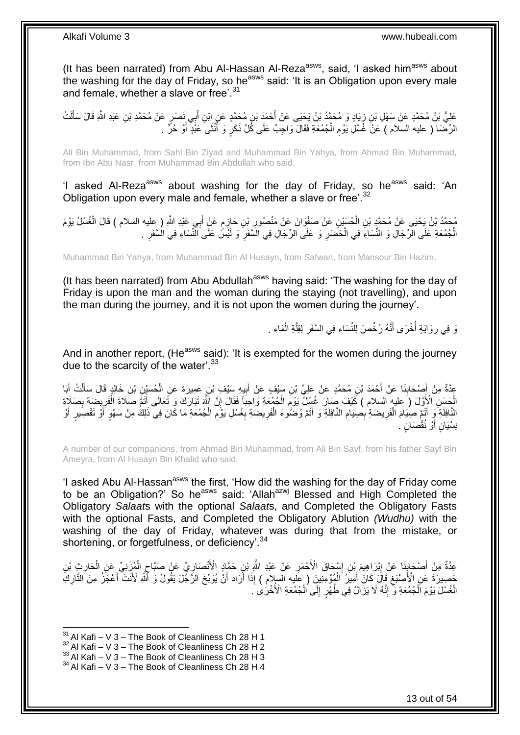(It has been narrated) from Abu Al-Hassan Al-Reza[asws], said, 'I asked him[asws] about the washing for the day of Friday, so he[asws] said: 'It is an Obligation upon every male and female, whether a slave or free'.[31]

عَلِيُّ بْنُ مُحَمَّدٍ عَنْ سَهْلِ بْنِ زِيَادٍ وَ مُحَمَّدُ بْنُ يَحْيَى عَنْ أَحْمَدَ بْنِ مُحَمَّدٍ عَنِ ابْنِ أَبِي نَصْرٍ عَنْ مُحَمَّدِ بْنِ عَبْدِ اللَّهِ قَالَ سَأَلْتُ الرِّضَا ( عليه السلام ) عَنْ غُسْلِ يَوْمِ الْجُمُعَةِ فَقَالَ وَاجِبٌ عَلَى كُلِّ ذَكَرٍ وَ أُنْثَى عَبْدٍ أَوْ حُرٍّ .

Ali Bin Muhammad, from Sahl Bin Ziyad and Muhammad Bin Yahya, from Ahmad Bin Muhammad, from Ibn Abu Nasr, from Muhammad Bin Abdullah who said,

'I asked Al-Reza[asws] about washing for the day of Friday, so he[asws] said: 'An Obligation upon every male and female, whether a slave or free'.[32]

مُحَمَّدُ بْنُ يَحْيَى عَنْ مُحَمَّدِ بْنِ الْحُسَيْنِ عَنْ صَفْوَانَ عَنْ مَنْصُورِ بْنِ حَازِمٍ عَنْ أَبِي عَبْدِ اللَّهِ ( عليه السلام ) قَالَ الْغُسْلُ يَوْمَ الْجُمُعَةِ عَلَى الرِّجَالِ وَ النِّسَاءِ فِي الْحَضَرِ وَ عَلَى الرِّجَالِ فِي السَّفَرِ وَ لَيْسَ عَلَى النِّسَاءِ فِي السَّفَرِ .

Muhammad Bin Yahya, from Muhammad Bin Al Husayn, from Safwan, from Mansour Bin Hazim,

(It has been narrated) from Abu Abdullah[asws] having said: 'The washing for the day of Friday is upon the man and the woman during the staying (not travelling), and upon the man during the journey, and it is not upon the women during the journey'.

وَ فِي رِوَايَةٍ أُخْرَى أَنَّهُ رُخِّصَ لِلنِّسَاءِ فِي السَّفَرِ لِقِلَّةِ الْمَاءِ .

And in another report, (He[asws] said): 'It is exempted for the women during the journey due to the scarcity of the water'.[33]

عِدَّةٌ مِنْ أَصْحَابِنَا عَنْ أَحْمَدَ بْنِ مُحَمَّدٍ عَنْ عَلِيِّ بْنِ سَيْفٍ عَنْ أَبِيهِ سَيْفِ بْنِ عَمِيرَةَ عَنِ الْحُسَيْنِ بْنِ خَالِدٍ قَالَ سَأَلْتُ أَبَا الْحَسَنِ الْأَوَّلَ ( عليه السلام ) كَيْفَ صَارَ غُسْلُ يَوْمِ الْجُمُعَةِ وَاجِباً فَقَالَ إِنَّ اللَّهَ تَبَارَكَ وَ تَعَالَى أَتَمَّ صَلَاةَ الْفَرِيضَةِ بِصَلَاةِ النَّافِلَةِ وَ أَتَمَّ صِيَامَ الْفَرِيضَةِ بِصِيَامِ النَّافِلَةِ وَ أَتَمَّ وُضُوءَ الْفَرِيضَةِ بِغُسْلِ يَوْمِ الْجُمُعَةِ مَا كَانَ فِي ذَلِكَ مِنْ سَهْوٍ أَوْ تَقْصِيرٍ أَوْ نِسْيَانٍ أَوْ نُقْصَانٍ .

A number of our companions, from Ahmad Bin Muhammad, from Ali Bin Sayf, from his father Sayf Bin Ameyra, from Al Husayn Bin Khalid who said,

'I asked Abu Al-Hassan[asws] the first, 'How did the washing for the day of Friday come to be an Obligation?' So he[asws] said: 'Allah[azwj] Blessed and High Completed the Obligatory *Salaat*s with the optional *Salaat*s, and Completed the Obligatory Fasts with the optional Fasts, and Completed the Obligatory Ablution *(Wudhu)* with the washing of the day of Friday, whatever was during that from the mistake, or shortening, or forgetfulness, or deficiency'.[34]

عِدَّةٌ مِنْ أَصْحَابِنَا عَنْ إِبْرَاهِيمَ بْنِ إِسْحَاقَ الْأَحْمَرِ عَنْ عَبْدِ اللَّهِ بْنِ حَمَّادٍ الْأَنْصَارِيِّ عَنْ صَبَّاحٍ الْمُزَنِيِّ عَنِ الْحَارِثِ بْنِ حَصِيرَةَ عَنِ الْأَصْبَغِ قَالَ كَانَ أَمِيرُ الْمُؤْمِنِينَ ( عليه السلام ) إِذَا أَرَادَ أَنْ يُوَبِّخَ الرَّجُلَ يَقُولُ وَ اللَّهِ لَأَنْتَ أَعْجَزُ مِنَ التَّارِكِ الْغُسْلَ يَوْمَ الْجُمُعَةِ وَ إِنَّهُ لَا يَزَالُ فِي طُهْرٍ إِلَى الْجُمُعَةِ الْأُخْرَى .

---

[31] Al Kafi – V 3 – The Book of Cleanliness Ch 28 H 1
[32] Al Kafi – V 3 – The Book of Cleanliness Ch 28 H 2
[33] Al Kafi – V 3 – The Book of Cleanliness Ch 28 H 3
[34] Al Kafi – V 3 – The Book of Cleanliness Ch 28 H 4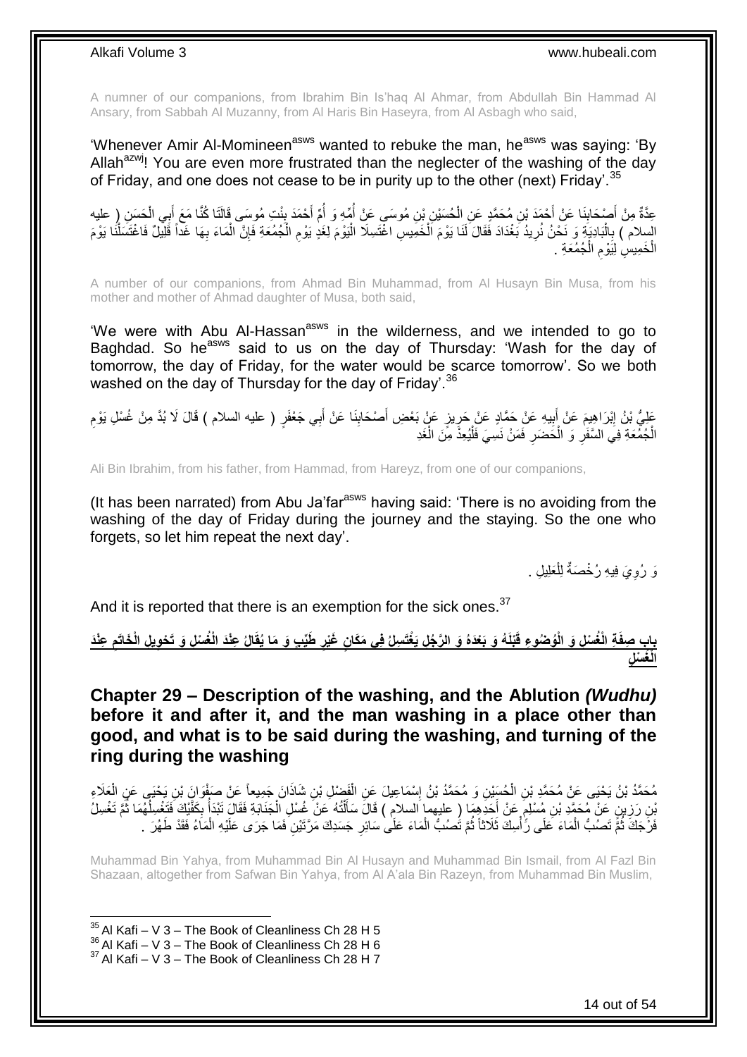A numner of our companions, from Ibrahim Bin Is'haq Al Ahmar, from Abdullah Bin Hammad Al Ansary, from Sabbah Al Muzanny, from Al Haris Bin Haseyra, from Al Asbagh who said,

'Whenever Amir Al-Momineen[asws] wanted to rebuke the man, he[asws] was saying: 'By Allah[azwj]! You are even more frustrated than the neglecter of the washing of the day of Friday, and one does not cease to be in purity up to the other (next) Friday'.[35]

عِدَّةٌ مِنْ أَصْحَابِنَا عَنْ أَحْمَدَ بْنِ مُحَمَّدٍ عَنِ الْحُسَيْنِ بْنِ مُوسَى عَنْ أُمِّهِ وَ أُمِّ أَحْمَدَ بِنْتِ مُوسَى قَالَتَا كُنَّا مَعَ أَبِي الْحَسَنِ ( عليه السلام ) بِالْبَادِيَةِ وَ نَحْنُ نُرِيدُ بَغْدَادَ فَقَالَ لَنَا يَوْمَ الْخَمِيسِ اغْتَسِلَا الْيَوْمَ لِغَدٍ يَوْمِ الْجُمُعَةِ فَإِنَّ الْمَاءَ بِهَا غَداً قَلِيلٌ فَاغْتَسَلْنَا يَوْمَ الْخَمِيسِ لِيَوْمِ الْجُمُعَةِ .

A number of our companions, from Ahmad Bin Muhammad, from Al Husayn Bin Musa, from his mother and mother of Ahmad daughter of Musa, both said,

'We were with Abu Al-Hassan[asws] in the wilderness, and we intended to go to Baghdad. So he[asws] said to us on the day of Thursday: 'Wash for the day of tomorrow, the day of Friday, for the water would be scarce tomorrow'. So we both washed on the day of Thursday for the day of Friday'.[36]

عَلِيُّ بْنُ إِبْرَاهِيمَ عَنْ أَبِيهِ عَنْ حَمَّادٍ عَنْ حَرِيزٍ عَنْ بَعْضِ أَصْحَابِنَا عَنْ أَبِي جَعْفَرٍ ( عليه السلام ) قَالَ لَا بُدَّ مِنْ غُسْلِ يَوْمِ الْجُمُعَةِ فِي السَّفَرِ وَ الْحَضَرِ فَمَنْ نَسِيَ فَلْيُعِدْ مِنَ الْغَدِ

Ali Bin Ibrahim, from his father, from Hammad, from Hareyz, from one of our companions,

(It has been narrated) from Abu Ja'far[asws] having said: 'There is no avoiding from the washing of the day of Friday during the journey and the staying. So the one who forgets, so let him repeat the next day'.

وَ رُوِيَ فِيهِ رُخْصَةٌ لِلْعَلِيلِ .

And it is reported that there is an exemption for the sick ones.[37]

## بَابُ صِفَةِ الْغُسْلِ وَ الْوُضُوءِ قَبْلَهُ وَ بَعْدَهُ وَ الرَّجُلِ يَغْتَسِلُ فِي مَكَانٍ غَيْرِ طَيِّبٍ وَ مَا يُقَالُ عِنْدَ الْغُسْلِ وَ تَحْوِيلِ الْخَاتَمِ عِنْدَ الْغُسْلِ

## Chapter 29 – Description of the washing, and the Ablution *(Wudhu)* before it and after it, and the man washing in a place other than good, and what is to be said during the washing, and turning of the ring during the washing

مُحَمَّدُ بْنُ يَحْيَى عَنْ مُحَمَّدِ بْنِ الْحُسَيْنِ وَ مُحَمَّدُ بْنُ إِسْمَاعِيلَ عَنِ الْفَضْلِ بْنِ شَاذَانَ جَمِيعاً عَنْ صَفْوَانَ بْنِ يَحْيَى عَنِ الْعَلَاءِ بْنِ رَزِينٍ عَنْ مُحَمَّدِ بْنِ مُسْلِمٍ عَنْ أَحَدِهِمَا ( عليهما السلام ) قَالَ سَأَلْتُهُ عَنْ غُسْلِ الْجَنَابَةِ فَقَالَ تَبْدَأُ بِكَفَّيْكَ فَتَغْسِلُهُمَا ثُمَّ تَغْسِلُ فَرْجَكَ ثُمَّ تَصُبُّ الْمَاءَ عَلَى رَأْسِكَ ثَلَاثاً ثُمَّ تَصُبُّ الْمَاءَ عَلَى سَائِرِ جَسَدِكَ مَرَّتَيْنِ فَمَا جَرَى عَلَيْهِ الْمَاءُ فَقَدْ طَهُرَ .

Muhammad Bin Yahya, from Muhammad Bin Al Husayn and Muhammad Bin Ismail, from Al Fazl Bin Shazaan, altogether from Safwan Bin Yahya, from Al A'ala Bin Razeyn, from Muhammad Bin Muslim,

[35] Al Kafi – V 3 – The Book of Cleanliness Ch 28 H 5
[36] Al Kafi – V 3 – The Book of Cleanliness Ch 28 H 6
[37] Al Kafi – V 3 – The Book of Cleanliness Ch 28 H 7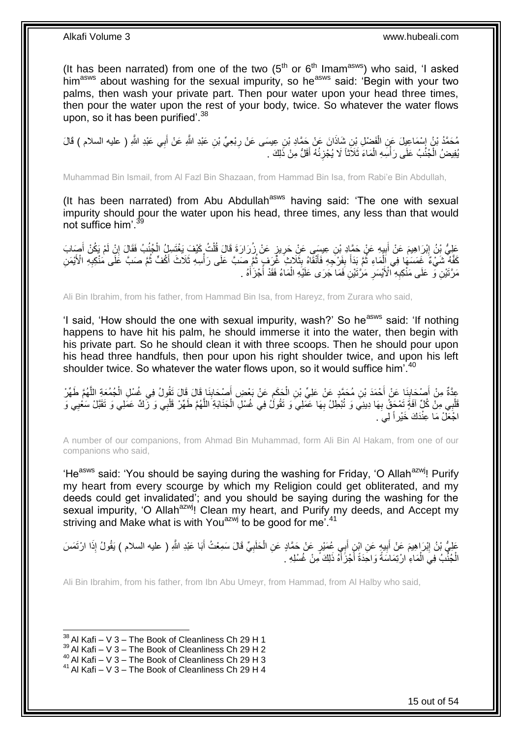(It has been narrated) from one of the two (5th or 6th Imam[asws]) who said, 'I asked him[asws] about washing for the sexual impurity, so he[asws] said: 'Begin with your two palms, then wash your private part. Then pour water upon your head three times, then pour the water upon the rest of your body, twice. So whatever the water flows upon, so it has been purified'.[38]

مُحَمَّدُ بْنُ إِسْمَاعِيلَ عَنِ الْفَضْلِ بْنِ شَاذَانَ عَنْ حَمَّادِ بْنِ عِيسَى عَنْ رِبْعِيِّ بْنِ عَبْدِ اللَّهِ عَنْ أَبِي عَبْدِ اللَّهِ ( عليه السلام ) قَالَ يُفِيضُ الْجُنُبُ عَلَى رَأْسِهِ الْمَاءَ ثَلَاثاً لَا يُجْزِئُهُ أَقَلُّ مِنْ ذَلِكَ .

Muhammad Bin Ismail, from Al Fazl Bin Shazaan, from Hammad Bin Isa, from Rabi'e Bin Abdullah,

(It has been narrated) from Abu Abdullah[asws] having said: 'The one with sexual impurity should pour the water upon his head, three times, any less than that would not suffice him'.[39]

عَلِيُّ بْنُ إِبْرَاهِيمَ عَنْ أَبِيهِ عَنْ حَمَّادِ بْنِ عِيسَى عَنْ حَرِيزٍ عَنْ زُرَارَةَ قَالَ قُلْتُ كَيْفَ يَغْتَسِلُ الْجُنُبُ فَقَالَ إِنْ لَمْ يَكُنْ أَصَابَ كَفَّهُ شَيْءٌ غَمَسَهَا فِي الْمَاءِ ثُمَّ بَدَأَ بِفَرْجِهِ فَأَنْقَاهُ بِثَلَاثِ غُرَفٍ ثُمَّ صَبَّ عَلَى رَأْسِهِ ثَلَاثَ أَكُفٍّ ثُمَّ صَبَّ عَلَى مَنْكِبِهِ الْأَيْمَنِ مَرَّتَيْنِ وَ عَلَى مَنْكِبِهِ الْأَيْسَرِ مَرَّتَيْنِ فَمَا جَرَى عَلَيْهِ الْمَاءُ فَقَدْ أَجْزَأَهُ .

Ali Bin Ibrahim, from his father, from Hammad Bin Isa, from Hareyz, from Zurara who said,

'I said, 'How should the one with sexual impurity, wash?' So he[asws] said: 'If nothing happens to have hit his palm, he should immerse it into the water, then begin with his private part. So he should clean it with three scoops. Then he should pour upon his head three handfuls, then pour upon his right shoulder twice, and upon his left shoulder twice. So whatever the water flows upon, so it would suffice him'.[40]

عِدَّةٌ مِنْ أَصْحَابِنَا عَنْ أَحْمَدَ بْنِ مُحَمَّدٍ عَنْ عَلِيِّ بْنِ الْحَكَمِ عَنْ بَعْضِ أَصْحَابِنَا قَالَ قَالَ تَقُولُ فِي غُسْلِ الْجُمُعَةِ اللَّهُمَّ طَهِّرْ قَلْبِي مِنْ كُلِّ آفَةٍ تَمْحَقُ بِهَا دِينِي وَ تُبْطِلُ بِهَا عَمَلِي وَ تَقُولُ فِي غُسْلِ الْجَنَابَةِ اللَّهُمَّ طَهِّرْ قَلْبِي وَ زَكِّ عَمَلِي وَ تَقَبَّلْ سَعْيِي وَ اجْعَلْ مَا عِنْدَكَ خَيْراً لِي .

A number of our companions, from Ahmad Bin Muhammad, form Ali Bin Al Hakam, from one of our companions who said,

'He[asws] said: 'You should be saying during the washing for Friday, 'O Allah[azwj]! Purify my heart from every scourge by which my Religion could get obliterated, and my deeds could get invalidated'; and you should be saying during the washing for the sexual impurity, 'O Allah[azwj]! Clean my heart, and Purify my deeds, and Accept my striving and Make what is with You[azwj] to be good for me'.[41]

عَلِيُّ بْنُ إِبْرَاهِيمَ عَنْ أَبِيهِ عَنِ ابْنِ أَبِي عُمَيْرٍ عَنْ حَمَّادٍ عَنِ الْحَلَبِيِّ قَالَ سَمِعْتُ أَبَا عَبْدِ اللَّهِ ( عليه السلام ) يَقُولُ إِذَا ارْتَمَسَ الْجُنُبُ فِي الْمَاءِ ارْتِمَاسَةً وَاحِدَةً أَجْزَأَهُ ذَلِكَ مِنْ غُسْلِهِ .

Ali Bin Ibrahim, from his father, from Ibn Abu Umeyr, from Hammad, from Al Halby who said,

---

[38] Al Kafi – V 3 – The Book of Cleanliness Ch 29 H 1
[39] Al Kafi – V 3 – The Book of Cleanliness Ch 29 H 2
[40] Al Kafi – V 3 – The Book of Cleanliness Ch 29 H 3
[41] Al Kafi – V 3 – The Book of Cleanliness Ch 29 H 4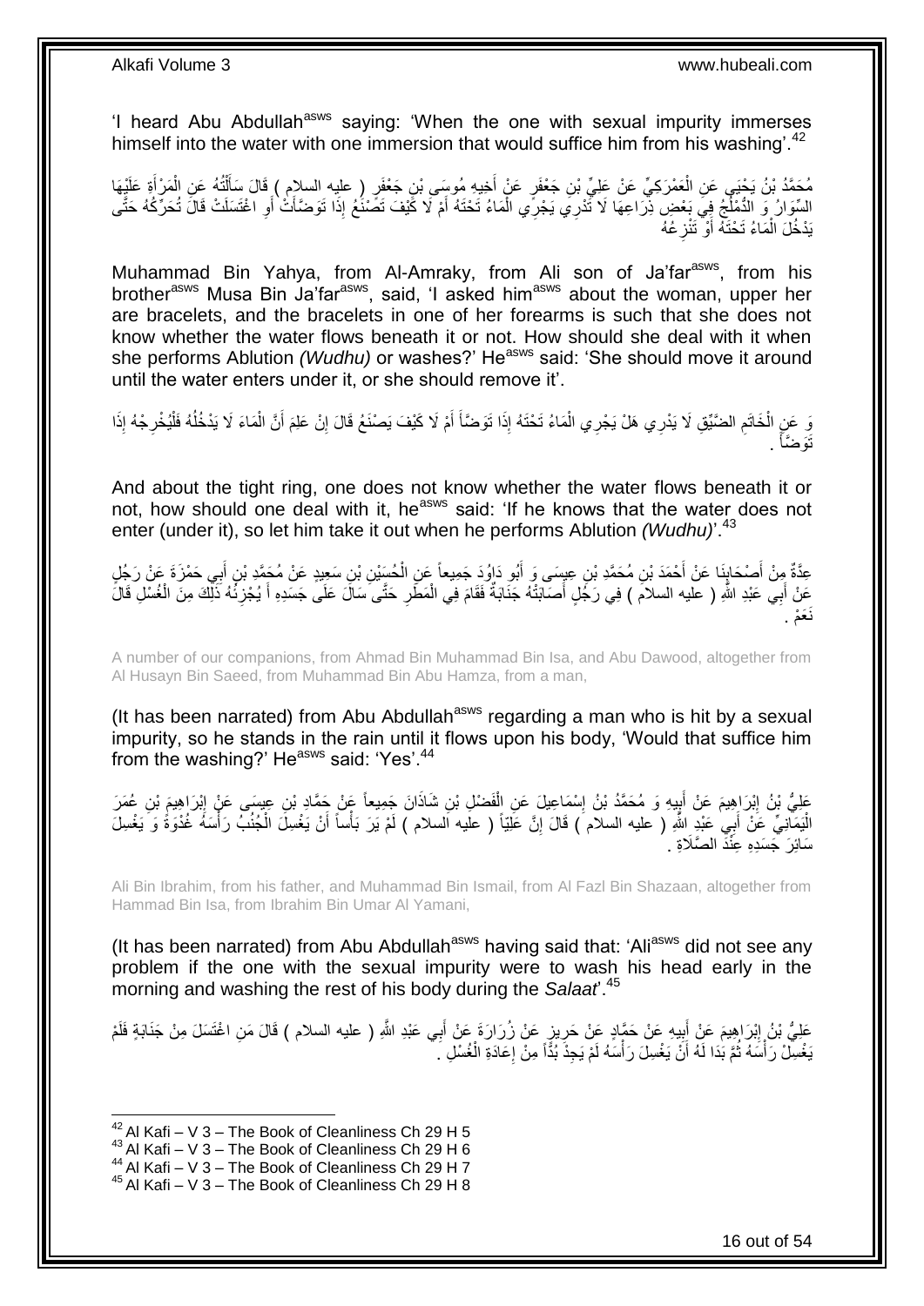'I heard Abu Abdullah[asws] saying: 'When the one with sexual impurity immerses himself into the water with one immersion that would suffice him from his washing'.[42]

مُحَمَّدُ بْنُ يَحْيَى عَنِ الْعَمْرَكِيِّ عَنْ عَلِيِّ بْنِ جَعْفَرٍ عَنْ أَخِيهِ مُوسَى بْنِ جَعْفَرٍ ( عليه السلام ) قَالَ سَأَلْتُهُ عَنِ الْمَرْأَةِ عَلَيْهَا السِّوَارُ وَ الدُّمْلُجُ فِي بَعْضِ ذِرَاعِهَا لَا تَدْرِي يَجْرِي الْمَاءُ تَحْتَهُ أَمْ لَا كَيْفَ تَصْنَعُ إِذَا تَوَضَّأَتْ أَوِ اغْتَسَلَتْ قَالَ تُحَرِّكُهُ حَتَّى يَدْخُلَ الْمَاءُ تَحْتَهُ أَوْ تَنْزِعُهُ

Muhammad Bin Yahya, from Al-Amraky, from Ali son of Ja'far[asws], from his brother[asws] Musa Bin Ja'far[asws], said, 'I asked him[asws] about the woman, upper her are bracelets, and the bracelets in one of her forearms is such that she does not know whether the water flows beneath it or not. How should she deal with it when she performs Ablution *(Wudhu)* or washes?' He[asws] said: 'She should move it around until the water enters under it, or she should remove it'.

وَ عَنِ الْخَاتَمِ الضَّيِّقِ لَا يَدْرِي هَلْ يَجْرِي الْمَاءُ تَحْتَهُ إِذَا تَوَضَّأَ أَمْ لَا كَيْفَ يَصْنَعُ قَالَ إِنْ عَلِمَ أَنَّ الْمَاءَ لَا يَدْخُلُهُ فَلْيُخْرِجْهُ إِذَا تَوَضَّأَ .

And about the tight ring, one does not know whether the water flows beneath it or not, how should one deal with it, he[asws] said: 'If he knows that the water does not enter (under it), so let him take it out when he performs Ablution *(Wudhu)*'.[43]

عِدَّةٌ مِنْ أَصْحَابِنَا عَنْ أَحْمَدَ بْنِ مُحَمَّدِ بْنِ عِيسَى وَ أَبُو دَاوُدَ جَمِيعاً عَنِ الْحُسَيْنِ بْنِ سَعِيدٍ عَنْ مُحَمَّدِ بْنِ أَبِي حَمْزَةَ عَنْ رَجُلٍ عَنْ أَبِي عَبْدِ اللَّهِ ( عليه السلام ) فِي رَجُلٍ أَصَابَتْهُ جَنَابَةٌ فَقَامَ فِي الْمَطَرِ حَتَّى سَالَ عَلَى جَسَدِهِ أَ يُجْزِئُهُ ذَلِكَ مِنَ الْغُسْلِ قَالَ نَعَمْ .

A number of our companions, from Ahmad Bin Muhammad Bin Isa, and Abu Dawood, altogether from Al Husayn Bin Saeed, from Muhammad Bin Abu Hamza, from a man,

(It has been narrated) from Abu Abdullah[asws] regarding a man who is hit by a sexual impurity, so he stands in the rain until it flows upon his body, 'Would that suffice him from the washing?' He[asws] said: 'Yes'.[44]

عَلِيُّ بْنُ إِبْرَاهِيمَ عَنْ أَبِيهِ وَ مُحَمَّدُ بْنُ إِسْمَاعِيلَ عَنِ الْفَضْلِ بْنِ شَاذَانَ جَمِيعاً عَنْ حَمَّادِ بْنِ عِيسَى عَنْ إِبْرَاهِيمَ بْنِ عُمَرَ الْيَمَانِيِّ عَنْ أَبِي عَبْدِ اللَّهِ ( عليه السلام ) قَالَ إِنَّ عَلِيّاً ( عليه السلام ) لَمْ يَرَ بَأْساً أَنْ يَغْسِلَ الْجُنُبُ رَأْسَهُ غُدْوَةً وَ يَغْسِلَ سَائِرَ جَسَدِهِ عِنْدَ الصَّلَاةِ .

Ali Bin Ibrahim, from his father, and Muhammad Bin Ismail, from Al Fazl Bin Shazaan, altogether from Hammad Bin Isa, from Ibrahim Bin Umar Al Yamani,

(It has been narrated) from Abu Abdullah[asws] having said that: 'Ali[asws] did not see any problem if the one with the sexual impurity were to wash his head early in the morning and washing the rest of his body during the *Salaat*'.[45]

عَلِيُّ بْنُ إِبْرَاهِيمَ عَنْ أَبِيهِ عَنْ حَمَّادٍ عَنْ حَرِيزٍ عَنْ زُرَارَةَ عَنْ أَبِي عَبْدِ اللَّهِ ( عليه السلام ) قَالَ مَنِ اغْتَسَلَ مِنْ جَنَابَةٍ فَلَمْ يَغْسِلْ رَأْسَهُ ثُمَّ بَدَا لَهُ أَنْ يَغْسِلَ رَأْسَهُ لَمْ يَجِدْ بُدّاً مِنْ إِعَادَةِ الْغُسْلِ .

---

[42] Al Kafi – V 3 – The Book of Cleanliness Ch 29 H 5
[43] Al Kafi – V 3 – The Book of Cleanliness Ch 29 H 6
[44] Al Kafi – V 3 – The Book of Cleanliness Ch 29 H 7
[45] Al Kafi – V 3 – The Book of Cleanliness Ch 29 H 8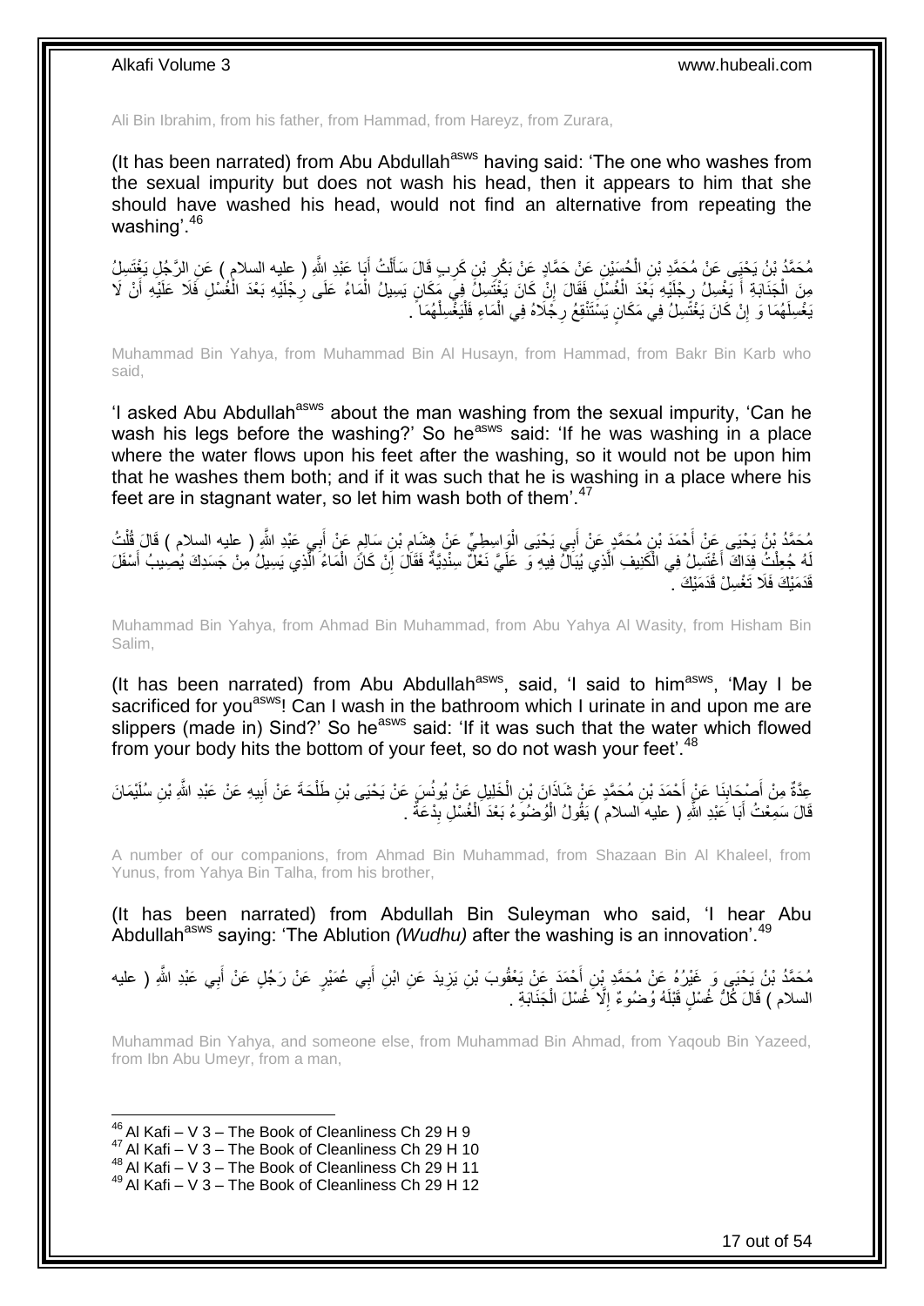Ali Bin Ibrahim, from his father, from Hammad, from Hareyz, from Zurara,

(It has been narrated) from Abu Abdullah[asws] having said: 'The one who washes from the sexual impurity but does not wash his head, then it appears to him that she should have washed his head, would not find an alternative from repeating the washing'.[46]

مُحَمَّدُ بْنُ يَحْيَى عَنْ مُحَمَّدِ بْنِ الْحُسَيْنِ عَنْ حَمَّادٍ عَنْ بَكْرِ بْنِ كَرِبٍ قَالَ سَأَلْتُ أَبَا عَبْدِ اللَّهِ ( عليه السلام ) عَنِ الرَّجُلِ يَغْتَسِلُ مِنَ الْجَنَابَةِ أَ يَغْسِلُ رِجْلَيْهِ بَعْدَ الْغُسْلِ فَقَالَ إِنْ كَانَ يَغْتَسِلُ فِي مَكَانٍ يَسِيلُ الْمَاءُ عَلَى رِجْلَيْهِ بَعْدَ الْغُسْلِ فَلَا عَلَيْهِ أَنْ لَا يَغْسِلَهُمَا وَ إِنْ كَانَ يَغْتَسِلُ فِي مَكَانٍ يَسْتَنْقِعُ رِجْلَاهُ فِي الْمَاءِ فَلْيَغْسِلْهُمَا .

Muhammad Bin Yahya, from Muhammad Bin Al Husayn, from Hammad, from Bakr Bin Karb who said,

'I asked Abu Abdullah[asws] about the man washing from the sexual impurity, 'Can he wash his legs before the washing?' So he[asws] said: 'If he was washing in a place where the water flows upon his feet after the washing, so it would not be upon him that he washes them both; and if it was such that he is washing in a place where his feet are in stagnant water, so let him wash both of them'.[47]

مُحَمَّدُ بْنُ يَحْيَى عَنْ أَحْمَدَ بْنِ مُحَمَّدٍ عَنْ أَبِي يَحْيَى الْوَاسِطِيِّ عَنْ هِشَامِ بْنِ سَالِمٍ عَنْ أَبِي عَبْدِ اللَّهِ ( عليه السلام ) قَالَ قُلْتُ لَهُ جُعِلْتُ فِدَاكَ أَغْتَسِلُ فِي الْكَنِيفِ الَّذِي يُبَالُ فِيهِ وَ عَلَيَّ نَعْلٌ سِنْدِيَّةٌ فَقَالَ إِنْ كَانَ الْمَاءُ الَّذِي يَسِيلُ مِنْ جَسَدِكَ يُصِيبُ أَسْفَلَ قَدَمَيْكَ فَلَا تَغْسِلْ قَدَمَيْكَ .

Muhammad Bin Yahya, from Ahmad Bin Muhammad, from Abu Yahya Al Wasity, from Hisham Bin Salim,

(It has been narrated) from Abu Abdullah[asws], said, 'I said to him[asws], 'May I be sacrificed for you[asws]! Can I wash in the bathroom which I urinate in and upon me are slippers (made in) Sind?' So he[asws] said: 'If it was such that the water which flowed from your body hits the bottom of your feet, so do not wash your feet'.[48]

عِدَّةٌ مِنْ أَصْحَابِنَا عَنْ أَحْمَدَ بْنِ مُحَمَّدٍ عَنْ شَاذَانَ بْنِ الْخَلِيلِ عَنْ يُونُسَ عَنْ يَحْيَى بْنِ طَلْحَةَ عَنْ أَبِيهِ عَنْ عَبْدِ اللَّهِ بْنِ سُلَيْمَانَ قَالَ سَمِعْتُ أَبَا عَبْدِ اللَّهِ ( عليه السلام ) يَقُولُ الْوُضُوءُ بَعْدَ الْغُسْلِ بِدْعَةٌ .

A number of our companions, from Ahmad Bin Muhammad, from Shazaan Bin Al Khaleel, from Yunus, from Yahya Bin Talha, from his brother,

(It has been narrated) from Abdullah Bin Suleyman who said, 'I hear Abu Abdullah[asws] saying: 'The Ablution *(Wudhu)* after the washing is an innovation'.[49]

مُحَمَّدُ بْنُ يَحْيَى وَ غَيْرُهُ عَنْ مُحَمَّدِ بْنِ أَحْمَدَ عَنْ يَعْقُوبَ بْنِ يَزِيدَ عَنِ ابْنِ أَبِي عُمَيْرٍ عَنْ رَجُلٍ عَنْ أَبِي عَبْدِ اللَّهِ ( عليه السلام ) قَالَ كُلُّ غُسْلٍ قَبْلَهُ وُضُوءٌ إِلَّا غُسْلَ الْجَنَابَةِ .

Muhammad Bin Yahya, and someone else, from Muhammad Bin Ahmad, from Yaqoub Bin Yazeed, from Ibn Abu Umeyr, from a man,

[46] Al Kafi – V 3 – The Book of Cleanliness Ch 29 H 9
[47] Al Kafi – V 3 – The Book of Cleanliness Ch 29 H 10
[48] Al Kafi – V 3 – The Book of Cleanliness Ch 29 H 11
[49] Al Kafi – V 3 – The Book of Cleanliness Ch 29 H 12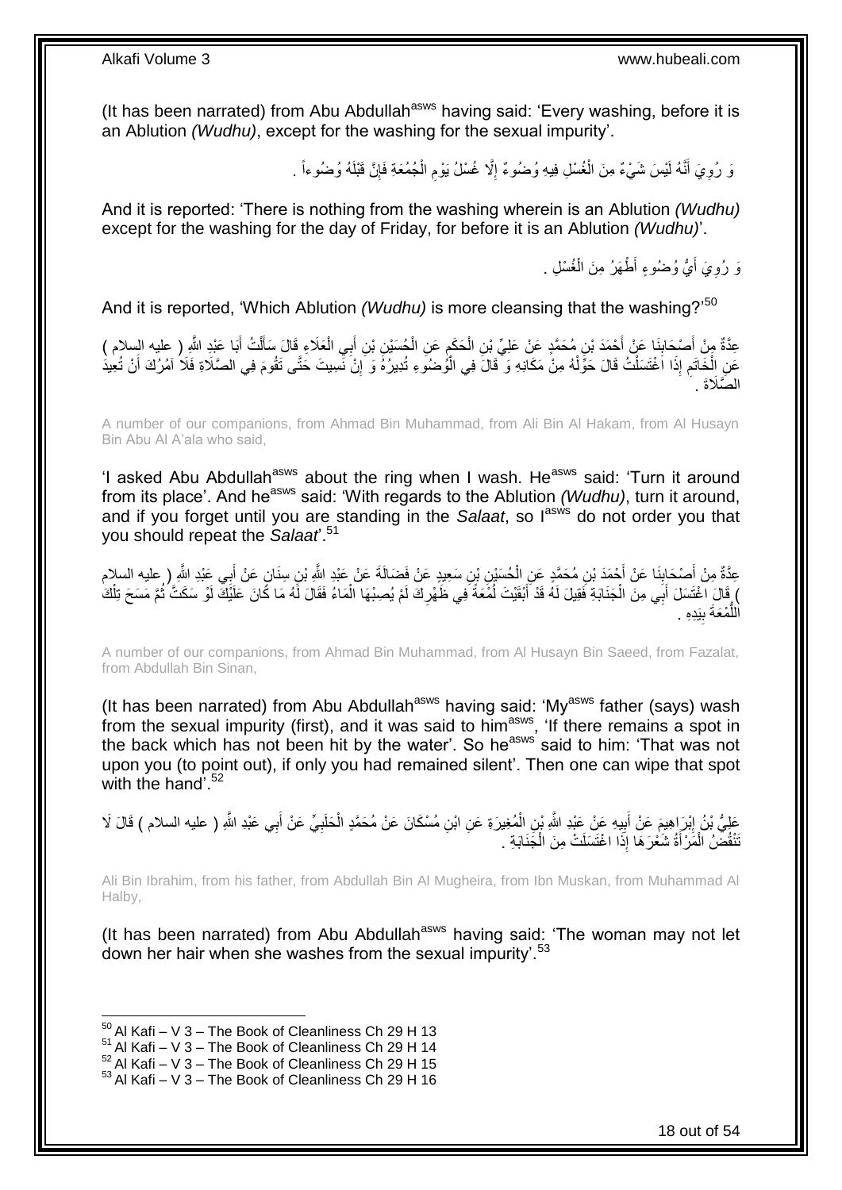(It has been narrated) from Abu Abdullah[asws] having said: 'Every washing, before it is an Ablution *(Wudhu)*, except for the washing for the sexual impurity'.

وَ رُوِيَ أَنَّهُ لَيْسَ شَيْءٌ مِنَ الْغُسْلِ فِيهِ وُضُوءٌ إِلَّا غُسْلُ يَوْمِ الْجُمُعَةِ فَإِنَّ قَبْلَهُ وُضُوءاً .

And it is reported: 'There is nothing from the washing wherein is an Ablution *(Wudhu)* except for the washing for the day of Friday, for before it is an Ablution *(Wudhu)*'.

وَ رُوِيَ أَيُّ وُضُوءٍ أَطْهَرُ مِنَ الْغُسْلِ .

And it is reported, 'Which Ablution *(Wudhu)* is more cleansing that the washing?'[50]

عِدَّةٌ مِنْ أَصْحَابِنَا عَنْ أَحْمَدَ بْنِ مُحَمَّدٍ عَنْ عَلِيِّ بْنِ الْحَكَمِ عَنِ الْحُسَيْنِ بْنِ أَبِي الْعَلَاءِ قَالَ سَأَلْتُ أَبَا عَبْدِ اللَّهِ ( عليه السلام ) عَنِ الْخَاتَمِ إِذَا اغْتَسَلْتُ قَالَ حَوِّلْهُ مِنْ مَكَانِهِ وَ قَالَ فِي الْوُضُوءِ تُدِيرُهُ وَ إِنْ نَسِيتَ حَتَّى تَقُومَ فِي الصَّلَاةِ فَلَا آمُرُكَ أَنْ تُعِيدَ الصَّلَاةَ .

A number of our companions, from Ahmad Bin Muhammad, from Ali Bin Al Hakam, from Al Husayn Bin Abu Al A'ala who said,

'I asked Abu Abdullah[asws] about the ring when I wash. He[asws] said: 'Turn it around from its place'. And he[asws] said: 'With regards to the Ablution *(Wudhu)*, turn it around, and if you forget until you are standing in the *Salaat*, so I[asws] do not order you that you should repeat the *Salaat*'.[51]

عِدَّةٌ مِنْ أَصْحَابِنَا عَنْ أَحْمَدَ بْنِ مُحَمَّدٍ عَنِ الْحُسَيْنِ بْنِ سَعِيدٍ عَنْ فَضَالَةَ عَنْ عَبْدِ اللَّهِ بْنِ سِنَانٍ عَنْ أَبِي عَبْدِ اللَّهِ ( عليه السلام ) قَالَ اغْتَسَلَ أَبِي مِنَ الْجَنَابَةِ فَقِيلَ لَهُ قَدْ أَبْقَيْتَ لُمْعَةً فِي ظَهْرِكَ لَمْ يُصِبْهَا الْمَاءُ فَقَالَ لَهُ مَا كَانَ عَلَيْكَ لَوْ سَكَتَّ ثُمَّ مَسَحَ تِلْكَ اللُّمْعَةَ بِيَدِهِ .

A number of our companions, from Ahmad Bin Muhammad, from Al Husayn Bin Saeed, from Fazalat, from Abdullah Bin Sinan,

(It has been narrated) from Abu Abdullah[asws] having said: 'My[asws] father (says) wash from the sexual impurity (first), and it was said to him[asws], 'If there remains a spot in the back which has not been hit by the water'. So he[asws] said to him: 'That was not upon you (to point out), if only you had remained silent'. Then one can wipe that spot with the hand'.[52]

عَلِيُّ بْنُ إِبْرَاهِيمَ عَنْ أَبِيهِ عَنْ عَبْدِ اللَّهِ بْنِ الْمُغِيرَةِ عَنِ ابْنِ مُسْكَانَ عَنْ مُحَمَّدٍ الْحَلَبِيِّ عَنْ أَبِي عَبْدِ اللَّهِ ( عليه السلام ) قَالَ لَا تَنْقُضُ الْمَرْأَةُ شَعْرَهَا إِذَا اغْتَسَلَتْ مِنَ الْجَنَابَةِ .

Ali Bin Ibrahim, from his father, from Abdullah Bin Al Mugheira, from Ibn Muskan, from Muhammad Al Halby,

(It has been narrated) from Abu Abdullah[asws] having said: 'The woman may not let down her hair when she washes from the sexual impurity'.[53]

---

[50] Al Kafi – V 3 – The Book of Cleanliness Ch 29 H 13
[51] Al Kafi – V 3 – The Book of Cleanliness Ch 29 H 14
[52] Al Kafi – V 3 – The Book of Cleanliness Ch 29 H 15
[53] Al Kafi – V 3 – The Book of Cleanliness Ch 29 H 16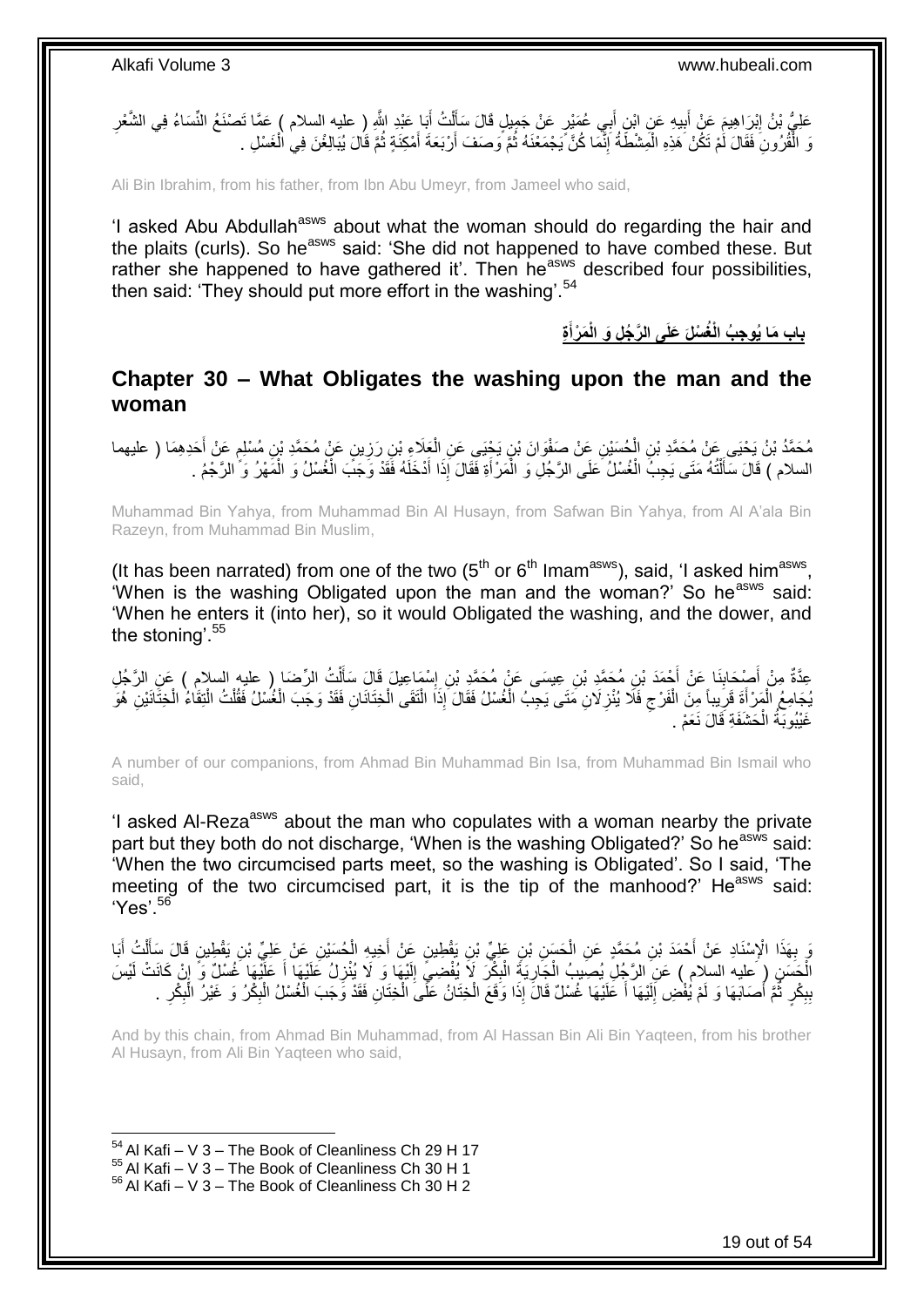عَلِيُّ بْنُ إِبْرَاهِيمَ عَنْ أَبِيهِ عَنِ ابْنِ أَبِي عُمَيْرٍ عَنْ جَمِيلٍ قَالَ سَأَلْتُ أَبَا عَبْدِ اللَّهِ ( عليه السلام ) عَمَّا تَصْنَعُ النِّسَاءُ فِي الشَّعْرِ وَ الْقُرُونِ فَقَالَ لَمْ تَكُنْ هَذِهِ الْمِشْطَةُ إِنَّمَا كُنَّ يَجْمَعْنَهُ ثُمَّ وَصَفَ أَرْبَعَةَ أَمْكِنَةٍ ثُمَّ قَالَ يُبَالِغْنَ فِي الْغَسْلِ .

Ali Bin Ibrahim, from his father, from Ibn Abu Umeyr, from Jameel who said,

'I asked Abu Abdullah[asws] about what the woman should do regarding the hair and the plaits (curls). So he[asws] said: 'She did not happened to have combed these. But rather she happened to have gathered it'. Then he[asws] described four possibilities, then said: 'They should put more effort in the washing'.[54]

## بَابُ مَا يُوجِبُ الْغُسْلَ عَلَى الرَّجُلِ وَ الْمَرْأَةِ

## Chapter 30 – What Obligates the washing upon the man and the woman

مُحَمَّدُ بْنُ يَحْيَى عَنْ مُحَمَّدِ بْنِ الْحُسَيْنِ عَنْ صَفْوَانَ بْنِ يَحْيَى عَنِ الْعَلَاءِ بْنِ رَزِينٍ عَنْ مُحَمَّدِ بْنِ مُسْلِمٍ عَنْ أَحَدِهِمَا ( عليهما السلام ) قَالَ سَأَلْتُهُ مَتَى يَجِبُ الْغُسْلُ عَلَى الرَّجُلِ وَ الْمَرْأَةِ فَقَالَ إِذَا أَدْخَلَهُ فَقَدْ وَجَبَ الْغُسْلُ وَ الْمَهْرُ وَ الرَّجْمُ .

Muhammad Bin Yahya, from Muhammad Bin Al Husayn, from Safwan Bin Yahya, from Al A'ala Bin Razeyn, from Muhammad Bin Muslim,

(It has been narrated) from one of the two (5th or 6th Imam[asws]), said, 'I asked him[asws], 'When is the washing Obligated upon the man and the woman?' So he[asws] said: 'When he enters it (into her), so it would Obligated the washing, and the dower, and the stoning'.[55]

عِدَّةٌ مِنْ أَصْحَابِنَا عَنْ أَحْمَدَ بْنِ مُحَمَّدِ بْنِ عِيسَى عَنْ مُحَمَّدِ بْنِ إِسْمَاعِيلَ قَالَ سَأَلْتُ الرِّضَا ( عليه السلام ) عَنِ الرَّجُلِ يُجَامِعُ الْمَرْأَةَ قَرِيباً مِنَ الْفَرْجِ فَلَا يُنْزِلَانِ مَتَى يَجِبُ الْغُسْلُ فَقَالَ إِذَا الْتَقَى الْخِتَانَانِ فَقَدْ وَجَبَ الْغُسْلُ فَقُلْتُ الْتِقَاءُ الْخِتَانَيْنِ هُوَ غَيْبُوبَةُ الْحَشَفَةِ قَالَ نَعَمْ .

A number of our companions, from Ahmad Bin Muhammad Bin Isa, from Muhammad Bin Ismail who said,

'I asked Al-Reza[asws] about the man who copulates with a woman nearby the private part but they both do not discharge, 'When is the washing Obligated?' So he[asws] said: 'When the two circumcised parts meet, so the washing is Obligated'. So I said, 'The meeting of the two circumcised part, it is the tip of the manhood?' He[asws] said: 'Yes'.[56]

وَ بِهَذَا الْإِسْنَادِ عَنْ أَحْمَدَ بْنِ مُحَمَّدٍ عَنِ الْحَسَنِ بْنِ عَلِيِّ بْنِ يَقْطِينٍ عَنْ أَخِيهِ الْحُسَيْنِ عَنْ عَلِيِّ بْنِ يَقْطِينٍ قَالَ سَأَلْتُ أَبَا الْحَسَنِ ( عليه السلام ) عَنِ الرَّجُلِ يُصِيبُ الْجَارِيَةَ الْبِكْرَ لَا يُفْضِي إِلَيْهَا وَ لَا يُنْزِلُ عَلَيْهَا أَ عَلَيْهَا غُسْلٌ وَ إِنْ كَانَتْ لَيْسَ بِبِكْرٍ ثُمَّ أَصَابَهَا وَ لَمْ يُفْضِ إِلَيْهَا أَ عَلَيْهَا غُسْلٌ قَالَ إِذَا وَقَعَ الْخِتَانُ عَلَى الْخِتَانِ فَقَدْ وَجَبَ الْغُسْلُ الْبِكْرُ وَ غَيْرُ الْبِكْرِ .

And by this chain, from Ahmad Bin Muhammad, from Al Hassan Bin Ali Bin Yaqteen, from his brother Al Husayn, from Ali Bin Yaqteen who said,

[54] Al Kafi – V 3 – The Book of Cleanliness Ch 29 H 17
[55] Al Kafi – V 3 – The Book of Cleanliness Ch 30 H 1
[56] Al Kafi – V 3 – The Book of Cleanliness Ch 30 H 2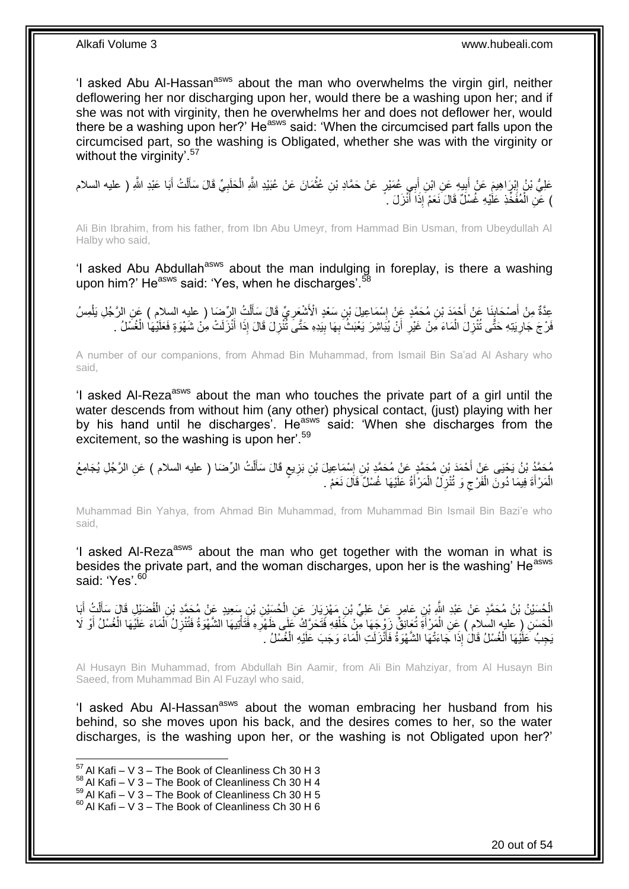'I asked Abu Al-Hassan[asws] about the man who overwhelms the virgin girl, neither deflowering her nor discharging upon her, would there be a washing upon her; and if she was not with virginity, then he overwhelms her and does not deflower her, would there be a washing upon her?' He[asws] said: 'When the circumcised part falls upon the circumcised part, so the washing is Obligated, whether she was with the virginity or without the virginity'.[57]

عَلِيُّ بْنُ إِبْرَاهِيمَ عَنْ أَبِيهِ عَنِ ابْنِ أَبِي عُمَيْرٍ عَنْ حَمَّادِ بْنِ عُثْمَانَ عَنْ عُبَيْدِ اللَّهِ الْحَلَبِيِّ قَالَ سَأَلْتُ أَبَا عَبْدِ اللَّهِ ( عليه السلام ) عَنِ الْمُفَخِّذِ عَلَيْهِ غُسْلٌ قَالَ نَعَمْ إِذَا أَنْزَلَ .

Ali Bin Ibrahim, from his father, from Ibn Abu Umeyr, from Hammad Bin Usman, from Ubeydullah Al Halby who said,

'I asked Abu Abdullah[asws] about the man indulging in foreplay, is there a washing upon him?' He[asws] said: 'Yes, when he discharges'.[58]

عِدَّةٌ مِنْ أَصْحَابِنَا عَنْ أَحْمَدَ بْنِ مُحَمَّدٍ عَنْ إِسْمَاعِيلَ بْنِ سَعْدٍ الْأَشْعَرِيِّ قَالَ سَأَلْتُ الرِّضَا ( عليه السلام ) عَنِ الرَّجُلِ يَلْمِسُ فَرْجَ جَارِيَتِهِ حَتَّى تُنْزِلَ الْمَاءَ مِنْ غَيْرِ أَنْ يُبَاشِرَ يَعْبَثُ بِهَا بِيَدِهِ حَتَّى تُنْزِلَ قَالَ إِذَا أَنْزَلَتْ مِنْ شَهْوَةٍ فَعَلَيْهَا الْغُسْلُ .

A number of our companions, from Ahmad Bin Muhammad, from Ismail Bin Sa'ad Al Ashary who said,

'I asked Al-Reza[asws] about the man who touches the private part of a girl until the water descends from without him (any other) physical contact, (just) playing with her by his hand until he discharges'. He[asws] said: 'When she discharges from the excitement, so the washing is upon her'.[59]

مُحَمَّدُ بْنُ يَحْيَى عَنْ أَحْمَدَ بْنِ مُحَمَّدٍ عَنْ مُحَمَّدِ بْنِ إِسْمَاعِيلَ بْنِ بَزِيعٍ قَالَ سَأَلْتُ الرِّضَا ( عليه السلام ) عَنِ الرَّجُلِ يُجَامِعُ الْمَرْأَةَ فِيمَا دُونَ الْفَرْجِ وَ تُنْزِلُ الْمَرْأَةُ عَلَيْهَا غُسْلٌ قَالَ نَعَمْ .

Muhammad Bin Yahya, from Ahmad Bin Muhammad, from Muhammad Bin Ismail Bin Bazi'e who said,

'I asked Al-Reza[asws] about the man who get together with the woman in what is besides the private part, and the woman discharges, upon her is the washing' He[asws] said: 'Yes'.[60]

الْحُسَيْنُ بْنُ مُحَمَّدٍ عَنْ عَبْدِ اللَّهِ بْنِ عَامِرٍ عَنْ عَلِيِّ بْنِ مَهْزِيَارَ عَنِ الْحُسَيْنِ بْنِ سَعِيدٍ عَنْ مُحَمَّدِ بْنِ الْفُضَيْلِ قَالَ سَأَلْتُ أَبَا الْحَسَنِ ( عليه السلام ) عَنِ الْمَرْأَةِ تُعَانِقُ زَوْجَهَا مِنْ خَلْفِهِ فَتَحَرَّكُ عَلَى ظَهْرِهِ فَتَأْتِيهَا الشَّهْوَةُ فَتُنْزِلُ الْمَاءَ عَلَيْهَا الْغُسْلُ أَوْ لَا يَجِبُ عَلَيْهَا الْغُسْلُ قَالَ إِذَا جَاءَتْهَا الشَّهْوَةُ فَأَنْزَلَتِ الْمَاءَ وَجَبَ عَلَيْهِ الْغُسْلُ .

Al Husayn Bin Muhammad, from Abdullah Bin Aamir, from Ali Bin Mahziyar, from Al Husayn Bin Saeed, from Muhammad Bin Al Fuzayl who said,

'I asked Abu Al-Hassan[asws] about the woman embracing her husband from his behind, so she moves upon his back, and the desires comes to her, so the water discharges, is the washing upon her, or the washing is not Obligated upon her?'

[57] Al Kafi – V 3 – The Book of Cleanliness Ch 30 H 3
[58] Al Kafi – V 3 – The Book of Cleanliness Ch 30 H 4
[59] Al Kafi – V 3 – The Book of Cleanliness Ch 30 H 5
[60] Al Kafi – V 3 – The Book of Cleanliness Ch 30 H 6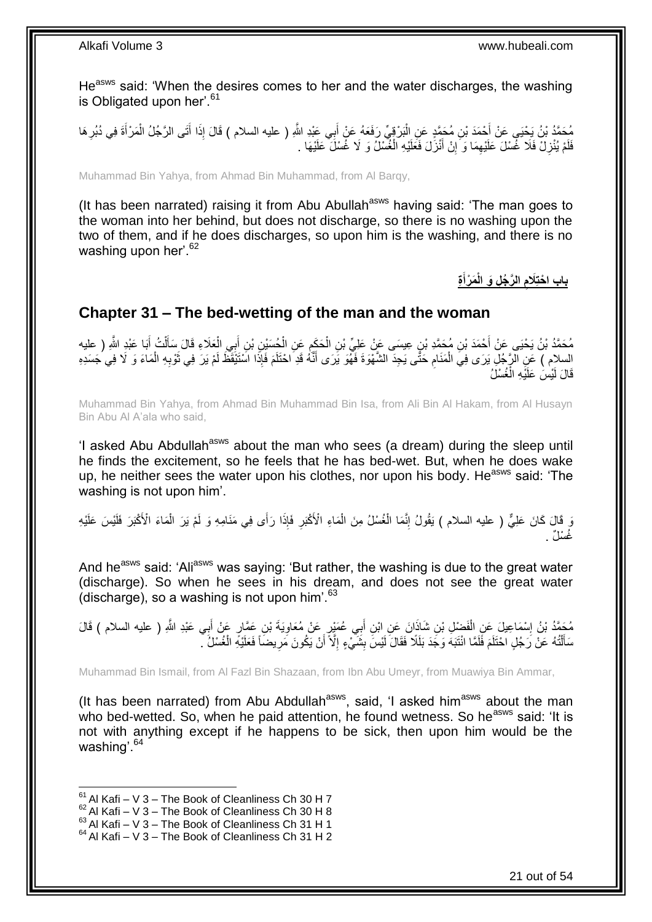He[asws] said: 'When the desires comes to her and the water discharges, the washing is Obligated upon her'.[61]

مُحَمَّدُ بْنُ يَحْيَى عَنْ أَحْمَدَ بْنِ مُحَمَّدٍ عَنِ الْبَرْقِيِّ رَفَعَهُ عَنْ أَبِي عَبْدِ اللَّهِ ( عليه السلام ) قَالَ إِذَا أَتَى الرَّجُلُ الْمَرْأَةَ فِي دُبُرِهَا فَلَمْ يُنْزِلْ فَلَا غُسْلَ عَلَيْهِمَا وَ إِنْ أَنْزَلَ فَعَلَيْهِ الْغُسْلُ وَ لَا غُسْلَ عَلَيْهَا .

Muhammad Bin Yahya, from Ahmad Bin Muhammad, from Al Barqy,

(It has been narrated) raising it from Abu Abullah[asws] having said: 'The man goes to the woman into her behind, but does not discharge, so there is no washing upon the two of them, and if he does discharges, so upon him is the washing, and there is no washing upon her'.[62]

## بَابُ احْتِلَامِ الرَّجُلِ وَ الْمَرْأَةِ

## Chapter 31 – The bed-wetting of the man and the woman

مُحَمَّدُ بْنُ يَحْيَى عَنْ أَحْمَدَ بْنِ مُحَمَّدِ بْنِ عِيسَى عَنْ عَلِيِّ بْنِ الْحَكَمِ عَنِ الْحُسَيْنِ بْنِ أَبِي الْعَلَاءِ قَالَ سَأَلْتُ أَبَا عَبْدِ اللَّهِ ( عليه السلام ) عَنِ الرَّجُلِ يَرَى فِي الْمَنَامِ حَتَّى يَجِدَ الشَّهْوَةَ فَهُوَ يَرَى أَنَّهُ قَدِ احْتَلَمَ فَإِذَا اسْتَيْقَظَ لَمْ يَرَ فِي ثَوْبِهِ الْمَاءَ وَ لَا فِي جَسَدِهِ قَالَ لَيْسَ عَلَيْهِ الْغُسْلُ

Muhammad Bin Yahya, from Ahmad Bin Muhammad Bin Isa, from Ali Bin Al Hakam, from Al Husayn Bin Abu Al A'ala who said,

'I asked Abu Abdullah[asws] about the man who sees (a dream) during the sleep until he finds the excitement, so he feels that he has bed-wet. But, when he does wake up, he neither sees the water upon his clothes, nor upon his body. He[asws] said: 'The washing is not upon him'.

وَ قَالَ كَانَ عَلِيٌّ ( عليه السلام ) يَقُولُ إِنَّمَا الْغُسْلُ مِنَ الْمَاءِ الْأَكْبَرِ فَإِذَا رَأَى فِي مَنَامِهِ وَ لَمْ يَرَ الْمَاءَ الْأَكْبَرَ فَلَيْسَ عَلَيْهِ غُسْلٌ .

And he[asws] said: 'Ali[asws] was saying: 'But rather, the washing is due to the great water (discharge). So when he sees in his dream, and does not see the great water (discharge), so a washing is not upon him'.[63]

مُحَمَّدُ بْنُ إِسْمَاعِيلَ عَنِ الْفَضْلِ بْنِ شَاذَانَ عَنِ ابْنِ أَبِي عُمَيْرٍ عَنْ مُعَاوِيَةَ بْنِ عَمَّارٍ عَنْ أَبِي عَبْدِ اللَّهِ ( عليه السلام ) قَالَ سَأَلْتُهُ عَنْ رَجُلٍ احْتَلَمَ فَلَمَّا انْتَبَهَ وَجَدَ بَلَلًا فَقَالَ لَيْسَ بِشَيْءٍ إِلَّا أَنْ يَكُونَ مَرِيضاً فَعَلَيْهِ الْغُسْلُ .

Muhammad Bin Ismail, from Al Fazl Bin Shazaan, from Ibn Abu Umeyr, from Muawiya Bin Ammar,

(It has been narrated) from Abu Abdullah[asws], said, 'I asked him[asws] about the man who bed-wetted. So, when he paid attention, he found wetness. So he[asws] said: 'It is not with anything except if he happens to be sick, then upon him would be the washing'.[64]

[61] Al Kafi – V 3 – The Book of Cleanliness Ch 30 H 7
[62] Al Kafi – V 3 – The Book of Cleanliness Ch 30 H 8
[63] Al Kafi – V 3 – The Book of Cleanliness Ch 31 H 1
[64] Al Kafi – V 3 – The Book of Cleanliness Ch 31 H 2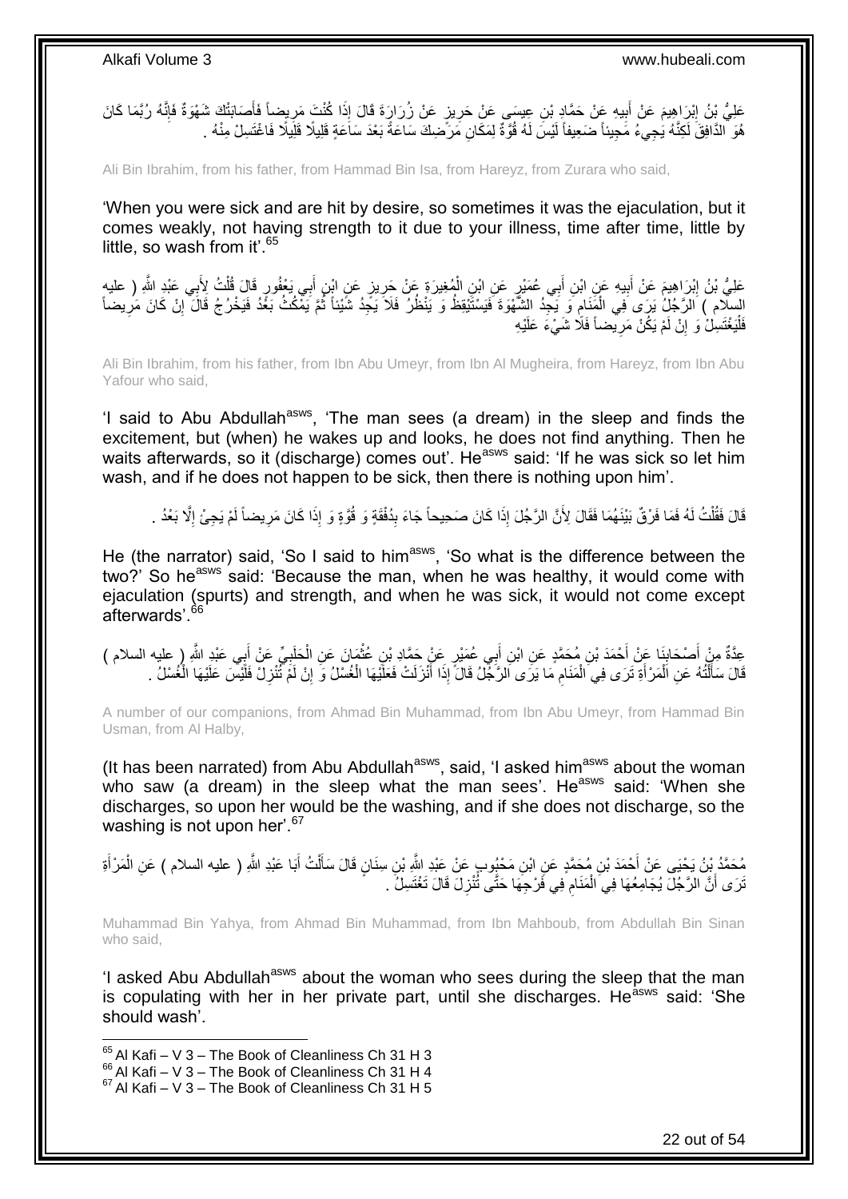عَلِيُّ بْنُ إِبْرَاهِيمَ عَنْ أَبِيهِ عَنْ حَمَّادِ بْنِ عِيسَى عَنْ حَرِيزٍ عَنْ زُرَارَةَ قَالَ إِذَا كُنْتَ مَرِيضاً فَأَصَابَتْكَ شَهْوَةٌ فَإِنَّهُ رُبَّمَا كَانَ هُوَ الدَّافِقَ لَكِنَّهُ يَجِيءُ مَجِيئاً ضَعِيفاً لَيْسَ لَهُ قُوَّةٌ لِمَكَانِ مَرَضِكَ سَاعَةً بَعْدَ سَاعَةٍ قَلِيلًا قَلِيلًا فَاغْتَسِلْ مِنْهُ .

Ali Bin Ibrahim, from his father, from Hammad Bin Isa, from Hareyz, from Zurara who said,

'When you were sick and are hit by desire, so sometimes it was the ejaculation, but it comes weakly, not having strength to it due to your illness, time after time, little by little, so wash from it'.[65]

عَلِيُّ بْنُ إِبْرَاهِيمَ عَنْ أَبِيهِ عَنِ ابْنِ أَبِي عُمَيْرٍ عَنِ ابْنِ الْمُغِيرَةِ عَنْ حَرِيزٍ عَنِ ابْنِ أَبِي يَعْفُورٍ قَالَ قُلْتُ لِأَبِي عَبْدِ اللَّهِ ( عليه السلام ) الرَّجُلُ يَرَى فِي الْمَنَامِ وَ يَجِدُ الشَّهْوَةَ فَيَسْتَيْقِظُ وَ يَنْظُرُ فَلَا يَجِدُ شَيْئاً ثُمَّ يَمْكُثُ بَعْدُ فَيَخْرُجُ قَالَ إِنْ كَانَ مَرِيضاً فَلْيَغْتَسِلْ وَ إِنْ لَمْ يَكُنْ مَرِيضاً فَلَا شَيْءَ عَلَيْهِ

Ali Bin Ibrahim, from his father, from Ibn Abu Umeyr, from Ibn Al Mugheira, from Hareyz, from Ibn Abu Yafour who said,

'I said to Abu Abdullah[asws], 'The man sees (a dream) in the sleep and finds the excitement, but (when) he wakes up and looks, he does not find anything. Then he waits afterwards, so it (discharge) comes out'. He[asws] said: 'If he was sick so let him wash, and if he does not happen to be sick, then there is nothing upon him'.

قَالَ فَقُلْتُ لَهُ فَمَا فَرْقٌ بَيْنَهُمَا فَقَالَ لِأَنَّ الرَّجُلَ إِذَا كَانَ صَحِيحاً جَاءَ بِدُفْقَةٍ وَ قُوَّةٍ وَ إِذَا كَانَ مَرِيضاً لَمْ يَجِئْ إِلَّا بَعْدُ .

He (the narrator) said, 'So I said to him[asws], 'So what is the difference between the two?' So he[asws] said: 'Because the man, when he was healthy, it would come with ejaculation (spurts) and strength, and when he was sick, it would not come except afterwards'.[66]

عِدَّةٌ مِنْ أَصْحَابِنَا عَنْ أَحْمَدَ بْنِ مُحَمَّدٍ عَنِ ابْنِ أَبِي عُمَيْرٍ عَنْ حَمَّادِ بْنِ عُثْمَانَ عَنِ الْحَلَبِيِّ عَنْ أَبِي عَبْدِ اللَّهِ ( عليه السلام ) قَالَ سَأَلْتُهُ عَنِ الْمَرْأَةِ تَرَى فِي الْمَنَامِ مَا يَرَى الرَّجُلُ قَالَ إِذَا أَنْزَلَتْ فَعَلَيْهَا الْغُسْلُ وَ إِنْ لَمْ تُنْزِلْ فَلَيْسَ عَلَيْهَا الْغُسْلُ .

A number of our companions, from Ahmad Bin Muhammad, from Ibn Abu Umeyr, from Hammad Bin Usman, from Al Halby,

(It has been narrated) from Abu Abdullah[asws], said, 'I asked him[asws] about the woman who saw (a dream) in the sleep what the man sees'. He[asws] said: 'When she discharges, so upon her would be the washing, and if she does not discharge, so the washing is not upon her'.[67]

مُحَمَّدُ بْنُ يَحْيَى عَنْ أَحْمَدَ بْنِ مُحَمَّدٍ عَنِ ابْنِ مَحْبُوبٍ عَنْ عَبْدِ اللَّهِ بْنِ سِنَانٍ قَالَ سَأَلْتُ أَبَا عَبْدِ اللَّهِ ( عليه السلام ) عَنِ الْمَرْأَةِ تَرَى أَنَّ الرَّجُلَ يُجَامِعُهَا فِي الْمَنَامِ فِي فَرْجِهَا حَتَّى تُنْزِلَ قَالَ تَغْتَسِلُ .

Muhammad Bin Yahya, from Ahmad Bin Muhammad, from Ibn Mahboub, from Abdullah Bin Sinan who said,

'I asked Abu Abdullah[asws] about the woman who sees during the sleep that the man is copulating with her in her private part, until she discharges. He[asws] said: 'She should wash'.

[65] Al Kafi – V 3 – The Book of Cleanliness Ch 31 H 3
[66] Al Kafi – V 3 – The Book of Cleanliness Ch 31 H 4
[67] Al Kafi – V 3 – The Book of Cleanliness Ch 31 H 5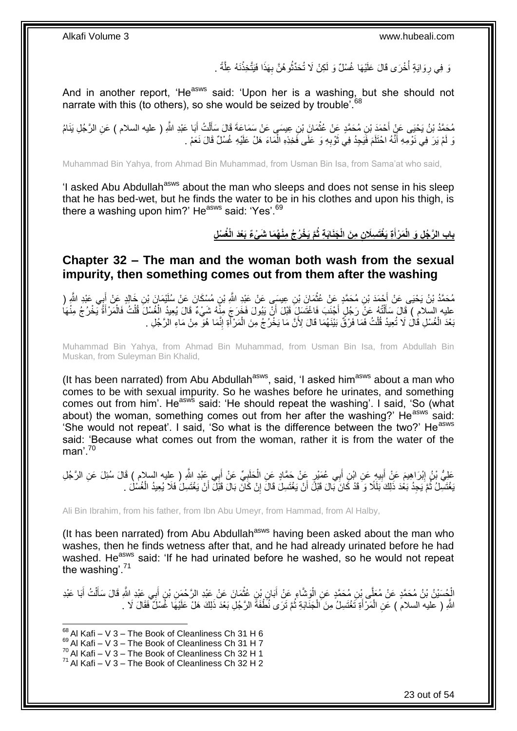وَ فِي رِوَايَةٍ أُخْرَى قَالَ عَلَيْهَا غُسْلٌ وَ لَكِنْ لَا تُحَدِّثُوهُنَّ بِهَذَا فَيَتَّخِذْنَهُ عِلَّةً .

And in another report, 'He[asws] said: 'Upon her is a washing, but she should not narrate with this (to others), so she would be seized by trouble'.[68]

مُحَمَّدُ بْنُ يَحْيَى عَنْ أَحْمَدَ بْنِ مُحَمَّدٍ عَنْ عُثْمَانَ بْنِ عِيسَى عَنْ سَمَاعَةَ قَالَ سَأَلْتُ أَبَا عَبْدِ اللَّهِ ( عليه السلام ) عَنِ الرَّجُلِ يَنَامُ وَ لَمْ يَرَ فِي نَوْمِهِ أَنَّهُ احْتَلَمَ فَيَجِدُ فِي ثَوْبِهِ وَ عَلَى فَخِذِهِ الْمَاءَ هَلْ عَلَيْهِ غُسْلٌ قَالَ نَعَمْ .

Muhammad Bin Yahya, from Ahmad Bin Muhammad, from Usman Bin Isa, from Sama'at who said,

'I asked Abu Abdullah[asws] about the man who sleeps and does not sense in his sleep that he has bed-wet, but he finds the water to be in his clothes and upon his thigh, is there a washing upon him?' He[asws] said: 'Yes'.[69]

## بَابُ الرَّجُلِ وَ الْمَرْأَةِ يَغْتَسِلَانِ مِنَ الْجَنَابَةِ ثُمَّ يَخْرُجُ مِنْهُمَا شَيْءٌ بَعْدَ الْغُسْلِ

## Chapter 32 – The man and the woman both wash from the sexual impurity, then something comes out from them after the washing

مُحَمَّدُ بْنُ يَحْيَى عَنْ أَحْمَدَ بْنِ مُحَمَّدٍ عَنْ عُثْمَانَ بْنِ عِيسَى عَنْ عَبْدِ اللَّهِ بْنِ مُسْكَانَ عَنْ سُلَيْمَانَ بْنِ خَالِدٍ عَنْ أَبِي عَبْدِ اللَّهِ ( عليه السلام ) قَالَ سَأَلْتُهُ عَنْ رَجُلٍ أَجْنَبَ فَاغْتَسَلَ قَبْلَ أَنْ يَبُولَ فَخَرَجَ مِنْهُ شَيْءٌ قَالَ يُعِيدُ الْغُسْلَ قُلْتُ فَالْمَرْأَةُ يَخْرُجُ مِنْهَا بَعْدَ الْغُسْلِ قَالَ لَا تُعِيدُ قُلْتُ فَمَا فَرْقٌ بَيْنَهُمَا قَالَ لِأَنَّ مَا يَخْرُجُ مِنَ الْمَرْأَةِ إِنَّمَا هُوَ مِنْ مَاءِ الرَّجُلِ .

Muhammad Bin Yahya, from Ahmad Bin Muhammad, from Usman Bin Isa, from Abdullah Bin Muskan, from Suleyman Bin Khalid,

(It has been narrated) from Abu Abdullah[asws], said, 'I asked him[asws] about a man who comes to be with sexual impurity. So he washes before he urinates, and something comes out from him'. He[asws] said: 'He should repeat the washing'. I said, 'So (what about) the woman, something comes out from her after the washing?' He[asws] said: 'She would not repeat'. I said, 'So what is the difference between the two?' He[asws] said: 'Because what comes out from the woman, rather it is from the water of the man'.[70]

عَلِيُّ بْنُ إِبْرَاهِيمَ عَنْ أَبِيهِ عَنِ ابْنِ أَبِي عُمَيْرٍ عَنْ حَمَّادٍ عَنِ الْحَلَبِيِّ عَنْ أَبِي عَبْدِ اللَّهِ ( عليه السلام ) قَالَ سُئِلَ عَنِ الرَّجُلِ يَغْتَسِلُ ثُمَّ يَجِدُ بَعْدَ ذَلِكَ بَلَلًا وَ قَدْ كَانَ بَالَ قَبْلَ أَنْ يَغْتَسِلَ قَالَ إِنْ كَانَ بَالَ قَبْلَ أَنْ يَغْتَسِلَ فَلَا يُعِيدُ الْغُسْلَ .

Ali Bin Ibrahim, from his father, from Ibn Abu Umeyr, from Hammad, from Al Halby,

(It has been narrated) from Abu Abdullah[asws] having been asked about the man who washes, then he finds wetness after that, and he had already urinated before he had washed. He[asws] said: 'If he had urinated before he washed, so he would not repeat the washing'.[71]

الْحُسَيْنُ بْنُ مُحَمَّدٍ عَنْ مُعَلَّى بْنِ مُحَمَّدٍ عَنِ الْوَشَّاءِ عَنْ أَبَانِ بْنِ عُثْمَانَ عَنْ عَبْدِ الرَّحْمَنِ بْنِ أَبِي عَبْدِ اللَّهِ قَالَ سَأَلْتُ أَبَا عَبْدِ اللَّهِ ( عليه السلام ) عَنِ الْمَرْأَةِ تَغْتَسِلُ مِنَ الْجَنَابَةِ ثُمَّ تَرَى نُطْفَةَ الرَّجُلِ بَعْدَ ذَلِكَ هَلْ عَلَيْهَا غُسْلٌ فَقَالَ لَا .

---

[68] Al Kafi – V 3 – The Book of Cleanliness Ch 31 H 6
[69] Al Kafi – V 3 – The Book of Cleanliness Ch 31 H 7
[70] Al Kafi – V 3 – The Book of Cleanliness Ch 32 H 1
[71] Al Kafi – V 3 – The Book of Cleanliness Ch 32 H 2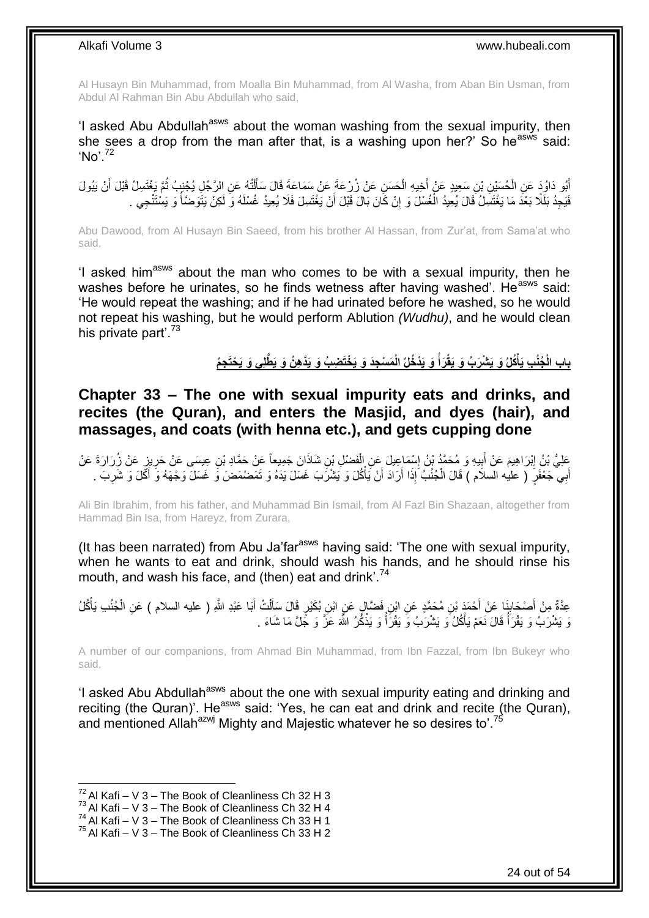Al Husayn Bin Muhammad, from Moalla Bin Muhammad, from Al Washa, from Aban Bin Usman, from Abdul Al Rahman Bin Abu Abdullah who said,

'I asked Abu Abdullah[asws] about the woman washing from the sexual impurity, then she sees a drop from the man after that, is a washing upon her?' So he[asws] said: 'No'.[72]

أَبُو دَاوُدَ عَنِ الْحُسَيْنِ بْنِ سَعِيدٍ عَنْ أَخِيهِ الْحَسَنِ عَنْ زُرْعَةَ عَنْ سَمَاعَةَ قَالَ سَأَلْتُهُ عَنِ الرَّجُلِ يُجْنِبُ ثُمَّ يَغْتَسِلُ قَبْلَ أَنْ يَبُولَ فَيَجِدُ بَلَلًا بَعْدَ مَا يَغْتَسِلُ قَالَ يُعِيدُ الْغُسْلَ وَ إِنْ كَانَ بَالَ قَبْلَ أَنْ يَغْتَسِلَ فَلَا يُعِيدُ غُسْلَهُ وَ لَكِنْ يَتَوَضَّأُ وَ يَسْتَنْجِي .

Abu Dawood, from Al Husayn Bin Saeed, from his brother Al Hassan, from Zur'at, from Sama'at who said,

'I asked him[asws] about the man who comes to be with a sexual impurity, then he washes before he urinates, so he finds wetness after having washed'. He[asws] said: 'He would repeat the washing; and if he had urinated before he washed, so he would not repeat his washing, but he would perform Ablution *(Wudhu)*, and he would clean his private part'.[73]

## بَابُ الْجُنُبِ يَأْكُلُ وَ يَشْرَبُ وَ يَقْرَأُ وَ يَدْخُلُ الْمَسْجِدَ وَ يَخْتَضِبُ وَ يَدَّهِنُ وَ يَطَّلِي وَ يَحْتَجِمُ

## Chapter 33 – The one with sexual impurity eats and drinks, and recites (the Quran), and enters the Masjid, and dyes (hair), and massages, and coats (with henna etc.), and gets cupping done

عَلِيُّ بْنُ إِبْرَاهِيمَ عَنْ أَبِيهِ وَ مُحَمَّدُ بْنُ إِسْمَاعِيلَ عَنِ الْفَضْلِ بْنِ شَاذَانَ جَمِيعاً عَنْ حَمَّادِ بْنِ عِيسَى عَنْ حَرِيزٍ عَنْ زُرَارَةَ عَنْ أَبِي جَعْفَرٍ ( عليه السلام ) قَالَ الْجُنُبُ إِذَا أَرَادَ أَنْ يَأْكُلَ وَ يَشْرَبَ غَسَلَ يَدَهُ وَ تَمَضْمَضَ وَ غَسَلَ وَجْهَهُ وَ أَكَلَ وَ شَرِبَ .

Ali Bin Ibrahim, from his father, and Muhammad Bin Ismail, from Al Fazl Bin Shazaan, altogether from Hammad Bin Isa, from Hareyz, from Zurara,

(It has been narrated) from Abu Ja'far[asws] having said: 'The one with sexual impurity, when he wants to eat and drink, should wash his hands, and he should rinse his mouth, and wash his face, and (then) eat and drink'.[74]

عِدَّةٌ مِنْ أَصْحَابِنَا عَنْ أَحْمَدَ بْنِ مُحَمَّدٍ عَنِ ابْنِ فَضَّالٍ عَنِ ابْنِ بُكَيْرٍ قَالَ سَأَلْتُ أَبَا عَبْدِ اللَّهِ ( عليه السلام ) عَنِ الْجُنُبِ يَأْكُلُ وَ يَشْرَبُ وَ يَقْرَأُ قَالَ نَعَمْ يَأْكُلُ وَ يَشْرَبُ وَ يَقْرَأُ وَ يَذْكُرُ اللَّهَ عَزَّ وَ جَلَّ مَا شَاءَ .

A number of our companions, from Ahmad Bin Muhammad, from Ibn Fazzal, from Ibn Bukeyr who said,

'I asked Abu Abdullah[asws] about the one with sexual impurity eating and drinking and reciting (the Quran)'. He[asws] said: 'Yes, he can eat and drink and recite (the Quran), and mentioned Allah[azwj] Mighty and Majestic whatever he so desires to'.[75]

[72] Al Kafi – V 3 – The Book of Cleanliness Ch 32 H 3
[73] Al Kafi – V 3 – The Book of Cleanliness Ch 32 H 4
[74] Al Kafi – V 3 – The Book of Cleanliness Ch 33 H 1
[75] Al Kafi – V 3 – The Book of Cleanliness Ch 33 H 2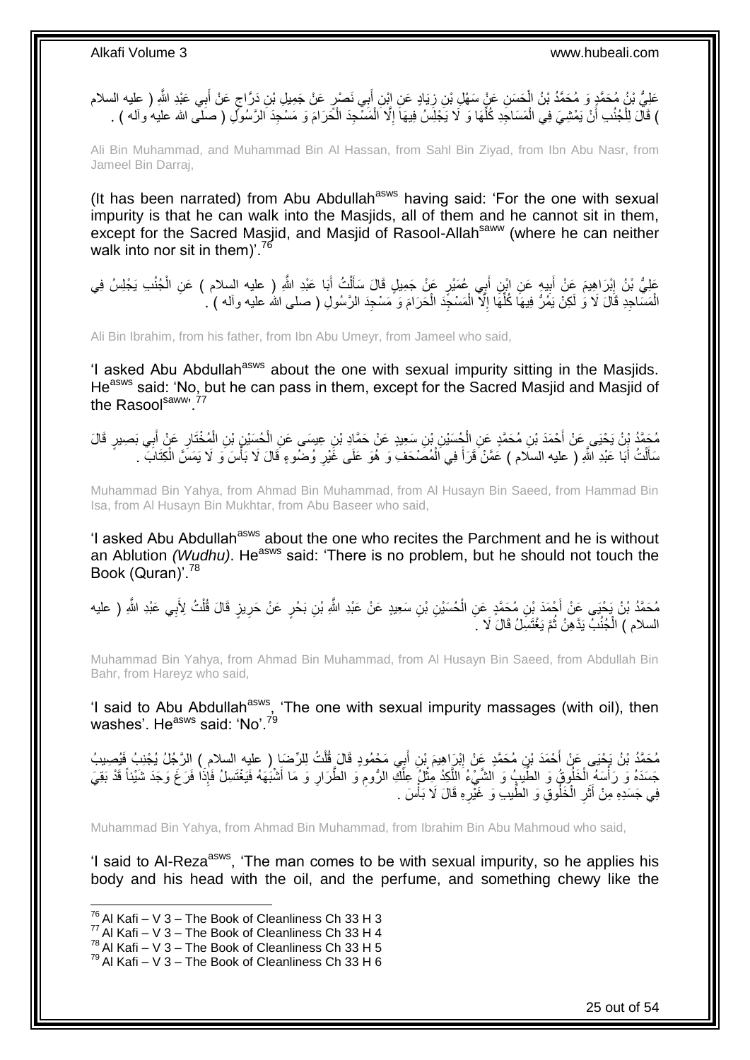عَلِيُّ بْنُ مُحَمَّدٍ وَ مُحَمَّدُ بْنُ الْحَسَنِ عَنْ سَهْلِ بْنِ زِيَادٍ عَنِ ابْنِ أَبِي نَصْرٍ عَنْ جَمِيلِ بْنِ دَرَّاجٍ عَنْ أَبِي عَبْدِ اللَّهِ ( عليه السلام ) قَالَ لِلْجُنُبِ أَنْ يَمْشِيَ فِي الْمَسَاجِدِ كُلِّهَا وَ لَا يَجْلِسُ فِيهَا إِلَّا الْمَسْجِدَ الْحَرَامَ وَ مَسْجِدَ الرَّسُولِ ( صلى الله عليه وآله ) .

Ali Bin Muhammad, and Muhammad Bin Al Hassan, from Sahl Bin Ziyad, from Ibn Abu Nasr, from Jameel Bin Darraj,

(It has been narrated) from Abu Abdullah[asws] having said: 'For the one with sexual impurity is that he can walk into the Masjids, all of them and he cannot sit in them, except for the Sacred Masjid, and Masjid of Rasool-Allah[saww] (where he can neither walk into nor sit in them)'.[76]

عَلِيُّ بْنُ إِبْرَاهِيمَ عَنْ أَبِيهِ عَنِ ابْنِ أَبِي عُمَيْرٍ عَنْ جَمِيلٍ قَالَ سَأَلْتُ أَبَا عَبْدِ اللَّهِ ( عليه السلام ) عَنِ الْجُنُبِ يَجْلِسُ فِي الْمَسَاجِدِ قَالَ لَا وَ لَكِنْ يَمُرُّ فِيهَا كُلِّهَا إِلَّا الْمَسْجِدَ الْحَرَامَ وَ مَسْجِدَ الرَّسُولِ ( صلى الله عليه وآله ) .

Ali Bin Ibrahim, from his father, from Ibn Abu Umeyr, from Jameel who said,

'I asked Abu Abdullah[asws] about the one with sexual impurity sitting in the Masjids. He[asws] said: 'No, but he can pass in them, except for the Sacred Masjid and Masjid of the Rasool[saww]'.[77]

مُحَمَّدُ بْنُ يَحْيَى عَنْ أَحْمَدَ بْنِ مُحَمَّدٍ عَنِ الْحُسَيْنِ بْنِ سَعِيدٍ عَنْ حَمَّادِ بْنِ عِيسَى عَنِ الْحُسَيْنِ بْنِ الْمُخْتَارِ عَنْ أَبِي بَصِيرٍ قَالَ سَأَلْتُ أَبَا عَبْدِ اللَّهِ ( عليه السلام ) عَمَّنْ قَرَأَ فِي الْمُصْحَفِ وَ هُوَ عَلَى غَيْرِ وُضُوءٍ قَالَ لَا بَأْسَ وَ لَا يَمَسَّ الْكِتَابَ .

Muhammad Bin Yahya, from Ahmad Bin Muhammad, from Al Husayn Bin Saeed, from Hammad Bin Isa, from Al Husayn Bin Mukhtar, from Abu Baseer who said,

'I asked Abu Abdullah[asws] about the one who recites the Parchment and he is without an Ablution *(Wudhu)*. He[asws] said: 'There is no problem, but he should not touch the Book (Quran)'.[78]

مُحَمَّدُ بْنُ يَحْيَى عَنْ أَحْمَدَ بْنِ مُحَمَّدٍ عَنِ الْحُسَيْنِ بْنِ سَعِيدٍ عَنْ عَبْدِ اللَّهِ بْنِ بَحْرٍ عَنْ حَرِيزٍ قَالَ قُلْتُ لِأَبِي عَبْدِ اللَّهِ ( عليه السلام ) الْجُنُبُ يَدَّهِنُ ثُمَّ يَغْتَسِلُ قَالَ لَا .

Muhammad Bin Yahya, from Ahmad Bin Muhammad, from Al Husayn Bin Saeed, from Abdullah Bin Bahr, from Hareyz who said,

'I said to Abu Abdullah[asws], 'The one with sexual impurity massages (with oil), then washes'. He[asws] said: 'No'.[79]

مُحَمَّدُ بْنُ يَحْيَى عَنْ أَحْمَدَ بْنِ مُحَمَّدٍ عَنْ إِبْرَاهِيمَ بْنِ أَبِي مَحْمُودٍ قَالَ قُلْتُ لِلرِّضَا ( عليه السلام ) الرَّجُلُ يُجْنِبُ فَيُصِيبُ جَسَدَهُ وَ رَأْسَهُ الْخَلُوقُ وَ الطِّيبُ وَ الشَّيْءُ اللَّكِدُ مِثْلُ عِلْكِ الرُّومِ وَ الطَّرَارِ وَ مَا أَشْبَهَهُ فَيَغْتَسِلُ فَإِذَا فَرَغَ وَجَدَ شَيْئاً قَدْ بَقِيَ فِي جَسَدِهِ مِنْ أَثَرِ الْخَلُوقِ وَ الطِّيبِ وَ غَيْرِهِ قَالَ لَا بَأْسَ .

Muhammad Bin Yahya, from Ahmad Bin Muhammad, from Ibrahim Bin Abu Mahmoud who said,

'I said to Al-Reza[asws], 'The man comes to be with sexual impurity, so he applies his body and his head with the oil, and the perfume, and something chewy like the

[76] Al Kafi – V 3 – The Book of Cleanliness Ch 33 H 3
[77] Al Kafi – V 3 – The Book of Cleanliness Ch 33 H 4
[78] Al Kafi – V 3 – The Book of Cleanliness Ch 33 H 5
[79] Al Kafi – V 3 – The Book of Cleanliness Ch 33 H 6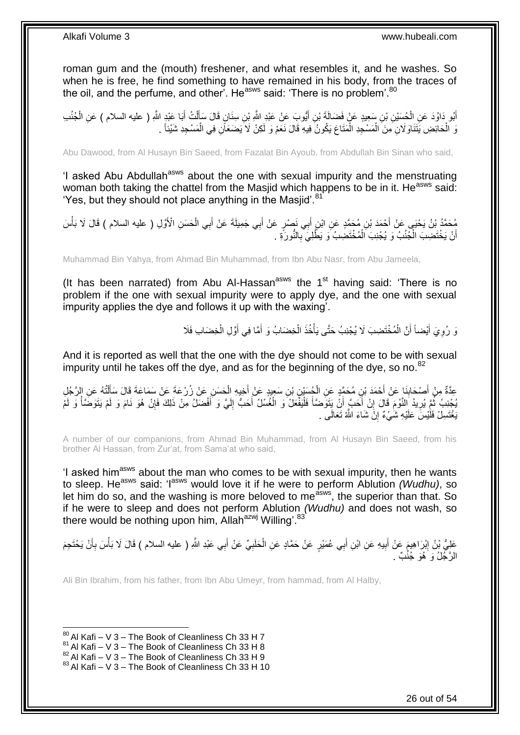roman gum and the (mouth) freshener, and what resembles it, and he washes. So when he is free, he find something to have remained in his body, from the traces of the oil, and the perfume, and other'. He[asws] said: 'There is no problem'.[80]

أَبُو دَاوُدَ عَنِ الْحُسَيْنِ بْنِ سَعِيدٍ عَنْ فَضَالَةَ بْنِ أَيُّوبَ عَنْ عَبْدِ اللَّهِ بْنِ سِنَانٍ قَالَ سَأَلْتُ أَبَا عَبْدِ اللَّهِ ( عليه السلام ) عَنِ الْجُنُبِ وَ الْحَائِضِ يَتَنَاوَلَانِ مِنَ الْمَسْجِدِ الْمَتَاعَ يَكُونُ فِيهِ قَالَ نَعَمْ وَ لَكِنْ لَا يَضَعَانِ فِي الْمَسْجِدِ شَيْئاً .

Abu Dawood, from Al Husayn Bin Saeed, from Fazalat Bin Ayoub, from Abdullah Bin Sinan who said,

'I asked Abu Abdullah[asws] about the one with sexual impurity and the menstruating woman both taking the chattel from the Masjid which happens to be in it. He[asws] said: 'Yes, but they should not place anything in the Masjid'.[81]

مُحَمَّدُ بْنُ يَحْيَى عَنْ أَحْمَدَ بْنِ مُحَمَّدٍ عَنِ ابْنِ أَبِي نَصْرٍ عَنْ أَبِي جَمِيلَةَ عَنْ أَبِي الْحَسَنِ الْأَوَّلِ ( عليه السلام ) قَالَ لَا بَأْسَ أَنْ يَخْتَضِبَ الْجُنُبُ وَ يُجْنِبَ الْمُخْتَضِبُ وَ يَطَّلِيَ بِالنُّورَةِ .

Muhammad Bin Yahya, from Ahmad Bin Muhammad, from Ibn Abu Nasr, from Abu Jameela,

(It has been narrated) from Abu Al-Hassan[asws] the 1[st] having said: 'There is no problem if the one with sexual impurity were to apply dye, and the one with sexual impurity applies the dye and follows it up with the waxing'.

وَ رُوِيَ أَيْضاً أَنَّ الْمُخْتَضِبَ لَا يُجْنِبُ حَتَّى يَأْخُذَ الْخِضَابُ وَ أَمَّا فِي أَوَّلِ الْخِضَابِ فَلَا

And it is reported as well that the one with the dye should not come to be with sexual impurity until he takes off the dye, and as for the beginning of the dye, so no.[82]

عِدَّةٌ مِنْ أَصْحَابِنَا عَنْ أَحْمَدَ بْنِ مُحَمَّدٍ عَنِ الْحُسَيْنِ بْنِ سَعِيدٍ عَنْ أَخِيهِ الْحَسَنِ عَنْ زُرْعَةَ عَنْ سَمَاعَةَ قَالَ سَأَلْتُهُ عَنِ الرَّجُلِ يُجْنِبُ ثُمَّ يُرِيدُ النَّوْمَ قَالَ إِنْ أَحَبَّ أَنْ يَتَوَضَّأَ فَلْيَفْعَلْ وَ الْغُسْلُ أَحَبُّ إِلَيَّ وَ أَفْضَلُ مِنْ ذَلِكَ فَإِنْ هُوَ نَامَ وَ لَمْ يَتَوَضَّأْ وَ لَمْ يَغْتَسِلْ فَلَيْسَ عَلَيْهِ شَيْءٌ إِنْ شَاءَ اللَّهُ تَعَالَى .

A number of our companions, from Ahmad Bin Muhammad, from Al Husayn Bin Saeed, from his brother Al Hassan, from Zur'at, from Sama'at who said,

'I asked him[asws] about the man who comes to be with sexual impurity, then he wants to sleep. He[asws] said: 'I[asws] would love it if he were to perform Ablution *(Wudhu)*, so let him do so, and the washing is more beloved to me[asws], the superior than that. So if he were to sleep and does not perform Ablution *(Wudhu)* and does not wash, so there would be nothing upon him, Allah[azwj] Willing'.[83]

عَلِيُّ بْنُ إِبْرَاهِيمَ عَنْ أَبِيهِ عَنِ ابْنِ أَبِي عُمَيْرٍ عَنْ حَمَّادٍ عَنِ الْحَلَبِيِّ عَنْ أَبِي عَبْدِ اللَّهِ ( عليه السلام ) قَالَ لَا بَأْسَ بِأَنْ يَحْتَجِمَ الرَّجُلُ وَ هُوَ جُنُبٌ .

Ali Bin Ibrahim, from his father, from Ibn Abu Umeyr, from hammad, from Al Halby,

[80] Al Kafi – V 3 – The Book of Cleanliness Ch 33 H 7
[81] Al Kafi – V 3 – The Book of Cleanliness Ch 33 H 8
[82] Al Kafi – V 3 – The Book of Cleanliness Ch 33 H 9
[83] Al Kafi – V 3 – The Book of Cleanliness Ch 33 H 10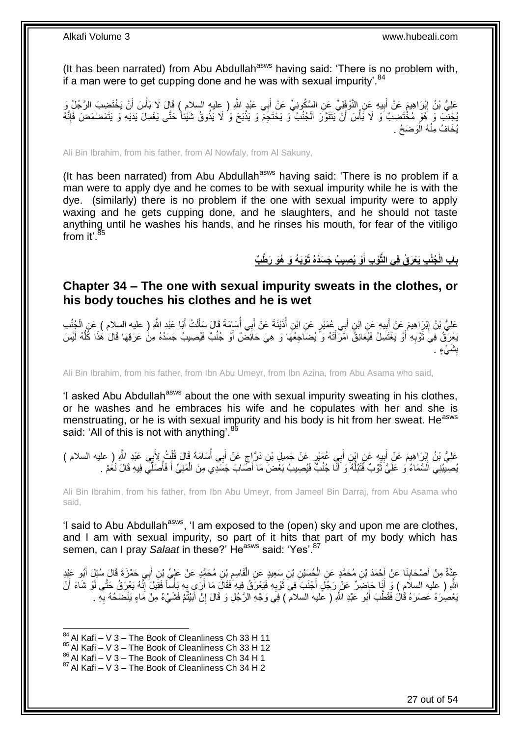(It has been narrated) from Abu Abdullah[asws] having said: 'There is no problem with, if a man were to get cupping done and he was with sexual impurity'.[84]

عَلِيُّ بْنُ إِبْرَاهِيمَ عَنْ أَبِيهِ عَنِ النَّوْفَلِيِّ عَنِ السَّكُونِيِّ عَنْ أَبِي عَبْدِ اللَّهِ ( عليه السلام ) قَالَ لَا بَأْسَ أَنْ يَخْتَضِبَ الرَّجُلُ وَ يُجْنِبَ وَ هُوَ مُخْتَضِبٌ وَ لَا بَأْسَ أَنْ يَتَنَوَّرَ الْجُنُبُ وَ يَحْتَجِمَ وَ يَذْبَحَ وَ لَا يَذُوقُ شَيْئاً حَتَّى يَغْسِلَ يَدَيْهِ وَ يَتَمَضْمَضَ فَإِنَّهُ يُخَافُ مِنْهُ الْوَضَحُ .

Ali Bin Ibrahim, from his father, from Al Nowfaly, from Al Sakuny,

(It has been narrated) from Abu Abdullah[asws] having said: 'There is no problem if a man were to apply dye and he comes to be with sexual impurity while he is with the dye. (similarly) there is no problem if the one with sexual impurity were to apply waxing and he gets cupping done, and he slaughters, and he should not taste anything until he washes his hands, and he rinses his mouth, for fear of the vitiligo from it'.[85]

## باب الْجُنُبِ يَعْرَقُ فِي الثَّوْبِ أَوْ يُصِيبُ جَسَدُهُ ثَوْبَهُ وَ هُوَ رَطْبٌ

## Chapter 34 – The one with sexual impurity sweats in the clothes, or his body touches his clothes and he is wet

عَلِيُّ بْنُ إِبْرَاهِيمَ عَنْ أَبِيهِ عَنِ ابْنِ أَبِي عُمَيْرٍ عَنِ ابْنِ أُذَيْنَةَ عَنْ أَبِي أُسَامَةَ قَالَ سَأَلْتُ أَبَا عَبْدِ اللَّهِ ( عليه السلام ) عَنِ الْجُنُبِ يَعْرَقُ فِي ثَوْبِهِ أَوْ يَغْتَسِلُ فَيُعَانِقُ امْرَأَتَهُ وَ يُضَاجِعُهَا وَ هِيَ حَائِضٌ أَوْ جُنُبٌ فَيُصِيبُ جَسَدُهُ مِنْ عَرَقِهَا قَالَ هَذَا كُلُّهُ لَيْسَ بِشَيْءٍ .

Ali Bin Ibrahim, from his father, from Ibn Abu Umeyr, from Ibn Azina, from Abu Asama who said,

'I asked Abu Abdullah[asws] about the one with sexual impurity sweating in his clothes, or he washes and he embraces his wife and he copulates with her and she is menstruating, or he is with sexual impurity and his body is hit from her sweat. He[asws] said: 'All of this is not with anything'.[86]

عَلِيُّ بْنُ إِبْرَاهِيمَ عَنْ أَبِيهِ عَنِ ابْنِ أَبِي عُمَيْرٍ عَنْ جَمِيلِ بْنِ دَرَّاجٍ عَنْ أَبِي أُسَامَةَ قَالَ قُلْتُ لِأَبِي عَبْدِ اللَّهِ ( عليه السلام ) يُصِيبُنِي السَّمَاءُ وَ عَلَيَّ ثَوْبٌ فَتَبُلُّهُ وَ أَنَا جُنُبٌ فَيُصِيبُ بَعْضَ مَا أَصَابَ جَسَدِي مِنَ الْمَنِيِّ أَ فَأُصَلِّي فِيهِ قَالَ نَعَمْ .

Ali Bin Ibrahim, from his father, from Ibn Abu Umeyr, from Jameel Bin Darraj, from Abu Asama who said,

'I said to Abu Abdullah[asws], 'I am exposed to the (open) sky and upon me are clothes, and I am with sexual impurity, so part of it hits that part of my body which has semen, can I pray *Salaat* in these?' He[asws] said: 'Yes'.[87]

عِدَّةٌ مِنْ أَصْحَابِنَا عَنْ أَحْمَدَ بْنِ مُحَمَّدٍ عَنِ الْحُسَيْنِ بْنِ سَعِيدٍ عَنِ الْقَاسِمِ بْنِ مُحَمَّدٍ عَنْ عَلِيِّ بْنِ أَبِي حَمْزَةَ قَالَ سُئِلَ أَبُو عَبْدِ اللَّهِ ( عليه السلام ) وَ أَنَا حَاضِرٌ عَنْ رَجُلٍ أَجْنَبَ فِي ثَوْبِهِ فَيَعْرَقُ فِيهِ فَقَالَ مَا أَرَى بِهِ بَأْساً فَقِيلَ إِنَّهُ يَعْرَقُ حَتَّى لَوْ شَاءَ أَنْ يَعْصِرَهُ عَصَرَهُ قَالَ فَقَطَّبَ أَبُو عَبْدِ اللَّهِ ( عليه السلام ) فِي وَجْهِ الرَّجُلِ وَ قَالَ إِنْ أَبَيْتُمْ فَشَيْءٌ مِنْ مَاءٍ يَنْضَحُهُ بِهِ .

[84] Al Kafi – V 3 – The Book of Cleanliness Ch 33 H 11
[85] Al Kafi – V 3 – The Book of Cleanliness Ch 33 H 12
[86] Al Kafi – V 3 – The Book of Cleanliness Ch 34 H 1
[87] Al Kafi – V 3 – The Book of Cleanliness Ch 34 H 2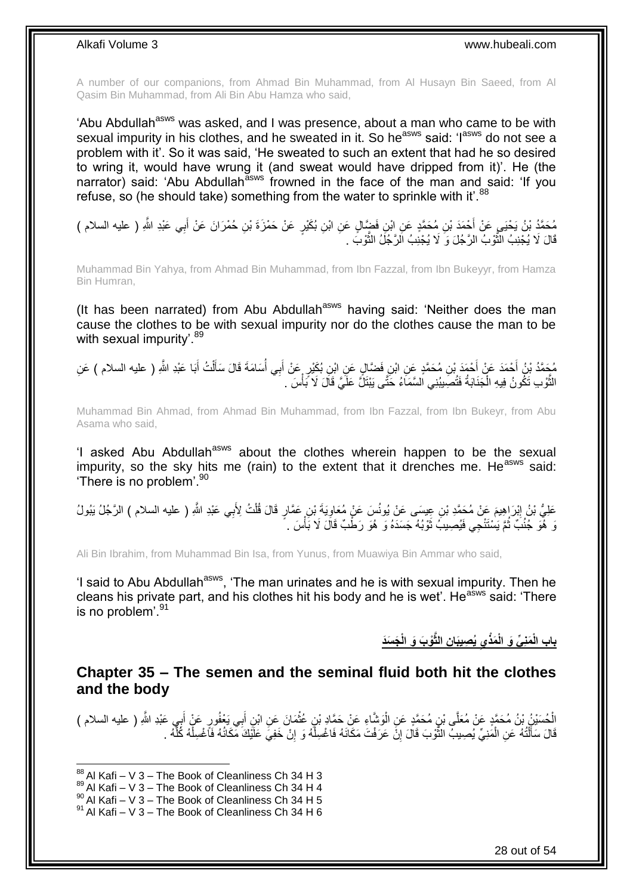A number of our companions, from Ahmad Bin Muhammad, from Al Husayn Bin Saeed, from Al Qasim Bin Muhammad, from Ali Bin Abu Hamza who said,

'Abu Abdullah[asws] was asked, and I was presence, about a man who came to be with sexual impurity in his clothes, and he sweated in it. So he[asws] said: 'I[asws] do not see a problem with it'. So it was said, 'He sweated to such an extent that had he so desired to wring it, would have wrung it (and sweat would have dripped from it)'. He (the narrator) said: 'Abu Abdullah[asws] frowned in the face of the man and said: 'If you refuse, so (he should take) something from the water to sprinkle with it'.[88]

مُحَمَّدُ بْنُ يَحْيَى عَنْ أَحْمَدَ بْنِ مُحَمَّدٍ عَنِ ابْنِ فَضَّالٍ عَنِ ابْنِ بُكَيْرٍ عَنْ حَمْزَةَ بْنِ حُمْرَانَ عَنْ أَبِي عَبْدِ اللَّهِ ( عليه السلام ) قَالَ لَا يُجْنِبُ الثَّوْبُ الرَّجُلَ وَ لَا يُجْنِبُ الرَّجُلُ الثَّوْبَ .

Muhammad Bin Yahya, from Ahmad Bin Muhammad, from Ibn Fazzal, from Ibn Bukeyyr, from Hamza Bin Humran,

(It has been narrated) from Abu Abdullah[asws] having said: 'Neither does the man cause the clothes to be with sexual impurity nor do the clothes cause the man to be with sexual impurity'.[89]

مُحَمَّدُ بْنُ أَحْمَدَ عَنْ أَحْمَدَ بْنِ مُحَمَّدٍ عَنِ ابْنِ فَضَّالٍ عَنِ ابْنِ بُكَيْرٍ عَنْ أَبِي أُسَامَةَ قَالَ سَأَلْتُ أَبَا عَبْدِ اللَّهِ ( عليه السلام ) عَنِ الثَّوْبِ تَكُونُ فِيهِ الْجَنَابَةُ فَتُصِيبُنِي السَّمَاءُ حَتَّى يَبْتَلَّ عَلَيَّ قَالَ لَا بَأْسَ .

Muhammad Bin Ahmad, from Ahmad Bin Muhammad, from Ibn Fazzal, from Ibn Bukeyr, from Abu Asama who said,

'I asked Abu Abdullah[asws] about the clothes wherein happen to be the sexual impurity, so the sky hits me (rain) to the extent that it drenches me. He[asws] said: 'There is no problem'.[90]

عَلِيُّ بْنُ إِبْرَاهِيمَ عَنْ مُحَمَّدِ بْنِ عِيسَى عَنْ يُونُسَ عَنْ مُعَاوِيَةَ بْنِ عَمَّارٍ قَالَ قُلْتُ لِأَبِي عَبْدِ اللَّهِ ( عليه السلام ) الرَّجُلُ يَبُولُ وَ هُوَ جُنُبٌ ثُمَّ يَسْتَنْجِي فَيُصِيبُ ثَوْبُهُ جَسَدَهُ وَ هُوَ رَطْبٌ قَالَ لَا بَأْسَ .

Ali Bin Ibrahim, from Muhammad Bin Isa, from Yunus, from Muawiya Bin Ammar who said,

'I said to Abu Abdullah[asws], 'The man urinates and he is with sexual impurity. Then he cleans his private part, and his clothes hit his body and he is wet'. He[asws] said: 'There is no problem'.[91]

## باب الْمَنِيِّ وَ الْمَذْيِ يُصِيبَانِ الثَّوْبَ وَ الْجَسَدَ

## Chapter 35 – The semen and the seminal fluid both hit the clothes and the body

الْحُسَيْنُ بْنُ مُحَمَّدٍ عَنْ مُعَلَّى بْنِ مُحَمَّدٍ عَنِ الْوَشَّاءِ عَنْ حَمَّادِ بْنِ عُثْمَانَ عَنِ ابْنِ أَبِي يَعْفُورٍ عَنْ أَبِي عَبْدِ اللَّهِ ( عليه السلام ) قَالَ سَأَلْتُهُ عَنِ الْمَنِيِّ يُصِيبُ الثَّوْبَ قَالَ إِنْ عَرَفْتَ مَكَانَهُ فَاغْسِلْهُ وَ إِنْ خَفِيَ عَلَيْكَ مَكَانُهُ فَاغْسِلْهُ كُلَّهُ .

---

[88] Al Kafi – V 3 – The Book of Cleanliness Ch 34 H 3
[89] Al Kafi – V 3 – The Book of Cleanliness Ch 34 H 4
[90] Al Kafi – V 3 – The Book of Cleanliness Ch 34 H 5
[91] Al Kafi – V 3 – The Book of Cleanliness Ch 34 H 6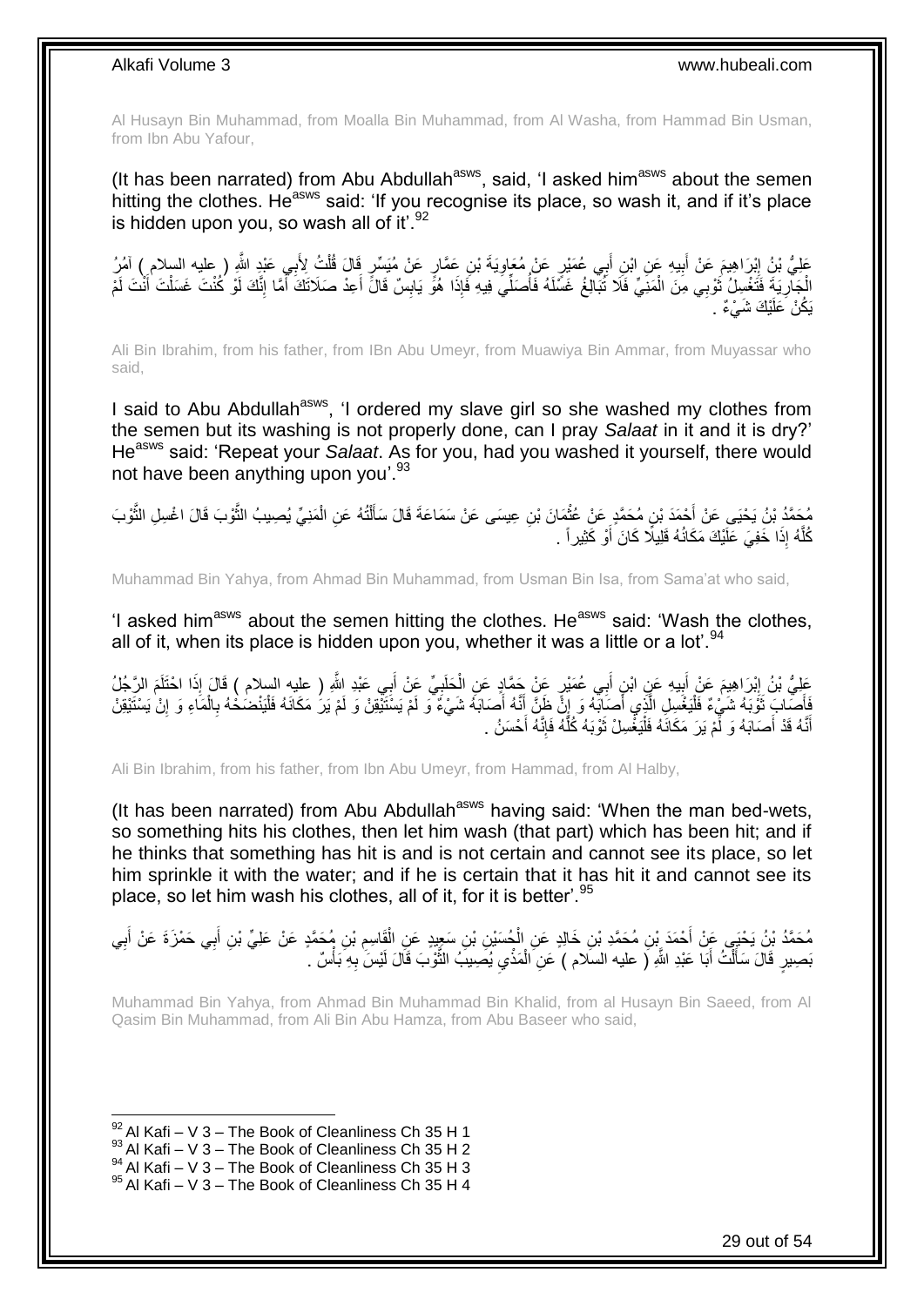Al Husayn Bin Muhammad, from Moalla Bin Muhammad, from Al Washa, from Hammad Bin Usman, from Ibn Abu Yafour,

(It has been narrated) from Abu Abdullah[asws], said, 'I asked him[asws] about the semen hitting the clothes. He[asws] said: 'If you recognise its place, so wash it, and if it's place is hidden upon you, so wash all of it'.[92]

عَلِيُّ بْنُ إِبْرَاهِيمَ عَنْ أَبِيهِ عَنِ ابْنِ أَبِي عُمَيْرٍ عَنْ مُعَاوِيَةَ بْنِ عَمَّارٍ عَنْ مُيَسِّرٍ قَالَ قُلْتُ لِأَبِي عَبْدِ اللَّهِ ( عليه السلام ) آمُرُ الْجَارِيَةَ فَتَغْسِلُ ثَوْبِي مِنَ الْمَنِيِّ فَلَا تُبَالِغُ غَسْلَهُ فَأُصَلِّي فِيهِ فَإِذَا هُوَ يَابِسٌ قَالَ أَعِدْ صَلَاتَكَ أَمَا إِنَّكَ لَوْ كُنْتَ غَسَلْتَ أَنْتَ لَمْ يَكُنْ عَلَيْكَ شَيْءٌ .

Ali Bin Ibrahim, from his father, from IBn Abu Umeyr, from Muawiya Bin Ammar, from Muyassar who said,

I said to Abu Abdullah[asws], 'I ordered my slave girl so she washed my clothes from the semen but its washing is not properly done, can I pray *Salaat* in it and it is dry?' He[asws] said: 'Repeat your *Salaat*. As for you, had you washed it yourself, there would not have been anything upon you'.[93]

مُحَمَّدُ بْنُ يَحْيَى عَنْ أَحْمَدَ بْنِ مُحَمَّدٍ عَنْ عُثْمَانَ بْنِ عِيسَى عَنْ سَمَاعَةَ قَالَ سَأَلْتُهُ عَنِ الْمَنِيِّ يُصِيبُ الثَّوْبَ قَالَ اغْسِلِ الثَّوْبَ كُلَّهُ إِذَا خَفِيَ عَلَيْكَ مَكَانُهُ قَلِيلًا كَانَ أَوْ كَثِيراً .

Muhammad Bin Yahya, from Ahmad Bin Muhammad, from Usman Bin Isa, from Sama'at who said,

'I asked him[asws] about the semen hitting the clothes. He[asws] said: 'Wash the clothes, all of it, when its place is hidden upon you, whether it was a little or a lot'.[94]

عَلِيُّ بْنُ إِبْرَاهِيمَ عَنْ أَبِيهِ عَنِ ابْنِ أَبِي عُمَيْرٍ عَنْ حَمَّادٍ عَنِ الْحَلَبِيِّ عَنْ أَبِي عَبْدِ اللَّهِ ( عليه السلام ) قَالَ إِذَا احْتَلَمَ الرَّجُلُ فَأَصَابَ ثَوْبَهُ شَيْءٌ فَلْيَغْسِلِ الَّذِي أَصَابَهُ وَ إِنْ ظَنَّ أَنَّهُ أَصَابَهُ شَيْءٌ وَ لَمْ يَسْتَيْقِنْ وَ لَمْ يَرَ مَكَانَهُ فَلْيَنْضَحْهُ بِالْمَاءِ وَ إِنْ يَسْتَيْقِنْ أَنَّهُ قَدْ أَصَابَهُ وَ لَمْ يَرَ مَكَانَهُ فَلْيَغْسِلْ ثَوْبَهُ كُلَّهُ فَإِنَّهُ أَحْسَنُ .

Ali Bin Ibrahim, from his father, from Ibn Abu Umeyr, from Hammad, from Al Halby,

(It has been narrated) from Abu Abdullah[asws] having said: 'When the man bed-wets, so something hits his clothes, then let him wash (that part) which has been hit; and if he thinks that something has hit is and is not certain and cannot see its place, so let him sprinkle it with the water; and if he is certain that it has hit it and cannot see its place, so let him wash his clothes, all of it, for it is better'.[95]

مُحَمَّدُ بْنُ يَحْيَى عَنْ أَحْمَدَ بْنِ مُحَمَّدِ بْنِ خَالِدٍ عَنِ الْحُسَيْنِ بْنِ سَعِيدٍ عَنِ الْقَاسِمِ بْنِ مُحَمَّدٍ عَنْ عَلِيِّ بْنِ أَبِي حَمْزَةَ عَنْ أَبِي بَصِيرٍ قَالَ سَأَلْتُ أَبَا عَبْدِ اللَّهِ ( عليه السلام ) عَنِ الْمَذْيِ يُصِيبُ الثَّوْبَ قَالَ لَيْسَ بِهِ بَأْسٌ .

Muhammad Bin Yahya, from Ahmad Bin Muhammad Bin Khalid, from al Husayn Bin Saeed, from Al Qasim Bin Muhammad, from Ali Bin Abu Hamza, from Abu Baseer who said,

[92] Al Kafi – V 3 – The Book of Cleanliness Ch 35 H 1
[93] Al Kafi – V 3 – The Book of Cleanliness Ch 35 H 2
[94] Al Kafi – V 3 – The Book of Cleanliness Ch 35 H 3
[95] Al Kafi – V 3 – The Book of Cleanliness Ch 35 H 4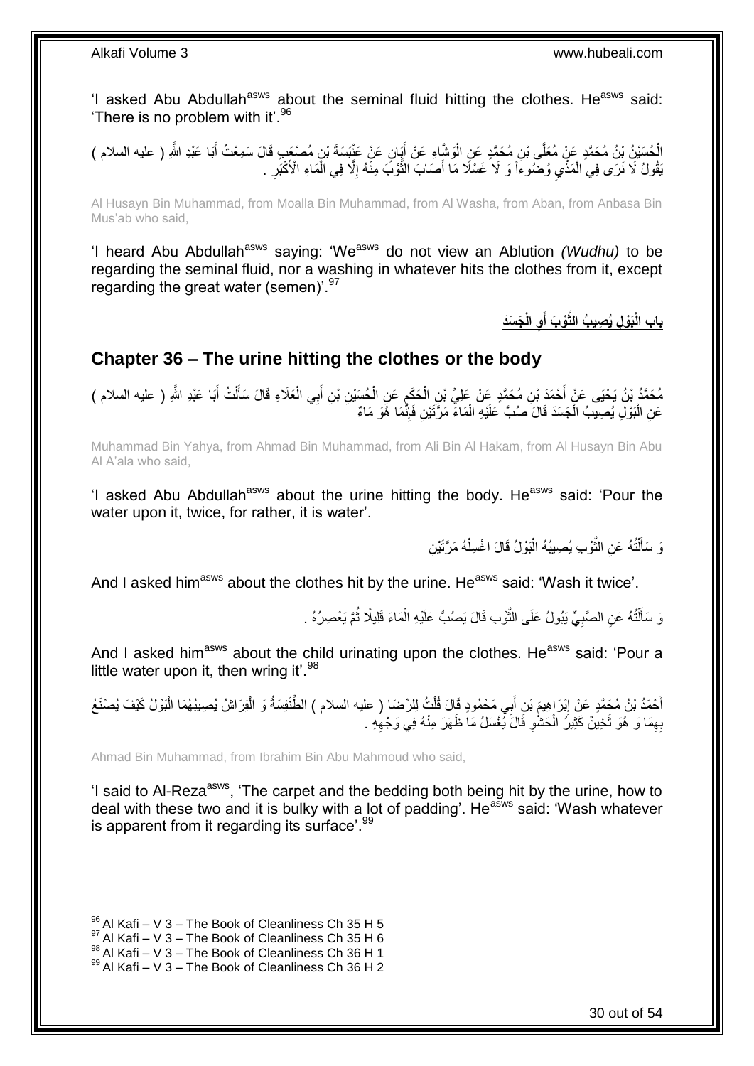'I asked Abu Abdullah[asws] about the seminal fluid hitting the clothes. He[asws] said: 'There is no problem with it'.[96]

الْحُسَيْنُ بْنُ مُحَمَّدٍ عَنْ مُعَلَّى بْنِ مُحَمَّدٍ عَنِ الْوَشَّاءِ عَنْ أَبَانٍ عَنْ عَنْبَسَةَ بْنِ مُصْعَبٍ قَالَ سَمِعْتُ أَبَا عَبْدِ اللَّهِ ( عليه السلام ) يَقُولُ لَا نَرَى فِي الْمَذْيِ وُضُوءاً وَ لَا غَسْلًا مَا أَصَابَ الثَّوْبَ مِنْهُ إِلَّا فِي الْمَاءِ الْأَكْبَرِ .

Al Husayn Bin Muhammad, from Moalla Bin Muhammad, from Al Washa, from Aban, from Anbasa Bin Mus'ab who said,

'I heard Abu Abdullah[asws] saying: 'We[asws] do not view an Ablution *(Wudhu)* to be regarding the seminal fluid, nor a washing in whatever hits the clothes from it, except regarding the great water (semen)'.[97]

## باب الْبَوْلِ يُصِيبُ الثَّوْبَ أَوِ الْجَسَدَ

## Chapter 36 – The urine hitting the clothes or the body

مُحَمَّدُ بْنُ يَحْيَى عَنْ أَحْمَدَ بْنِ مُحَمَّدٍ عَنْ عَلِيِّ بْنِ الْحَكَمِ عَنِ الْحُسَيْنِ بْنِ أَبِي الْعَلَاءِ قَالَ سَأَلْتُ أَبَا عَبْدِ اللَّهِ ( عليه السلام ) عَنِ الْبَوْلِ يُصِيبُ الْجَسَدَ قَالَ صُبَّ عَلَيْهِ الْمَاءَ مَرَّتَيْنِ فَإِنَّمَا هُوَ مَاءٌ

Muhammad Bin Yahya, from Ahmad Bin Muhammad, from Ali Bin Al Hakam, from Al Husayn Bin Abu Al A'ala who said,

'I asked Abu Abdullah[asws] about the urine hitting the body. He[asws] said: 'Pour the water upon it, twice, for rather, it is water'.

وَ سَأَلْتُهُ عَنِ الثَّوْبِ يُصِيبُهُ الْبَوْلُ قَالَ اغْسِلْهُ مَرَّتَيْنِ

And I asked him[asws] about the clothes hit by the urine. He[asws] said: 'Wash it twice'.

وَ سَأَلْتُهُ عَنِ الصَّبِيِّ يَبُولُ عَلَى الثَّوْبِ قَالَ يَصُبُّ عَلَيْهِ الْمَاءَ قَلِيلًا ثُمَّ يَعْصِرُهُ .

And I asked him[asws] about the child urinating upon the clothes. He[asws] said: 'Pour a little water upon it, then wring it'.[98]

أَحْمَدُ بْنُ مُحَمَّدٍ عَنْ إِبْرَاهِيمَ بْنِ أَبِي مَحْمُودٍ قَالَ قُلْتُ لِلرِّضَا ( عليه السلام ) الطِّنْفِسَةُ وَ الْفِرَاشُ يُصِيبُهُمَا الْبَوْلُ كَيْفَ يُصْنَعُ بِهِمَا وَ هُوَ ثَخِينٌ كَثِيرُ الْحَشْوِ قَالَ يُغْسَلُ مَا ظَهَرَ مِنْهُ فِي وَجْهِهِ .

Ahmad Bin Muhammad, from Ibrahim Bin Abu Mahmoud who said,

'I said to Al-Reza[asws], 'The carpet and the bedding both being hit by the urine, how to deal with these two and it is bulky with a lot of padding'. He[asws] said: 'Wash whatever is apparent from it regarding its surface'.[99]

---

[96] Al Kafi – V 3 – The Book of Cleanliness Ch 35 H 5
[97] Al Kafi – V 3 – The Book of Cleanliness Ch 35 H 6
[98] Al Kafi – V 3 – The Book of Cleanliness Ch 36 H 1
[99] Al Kafi – V 3 – The Book of Cleanliness Ch 36 H 2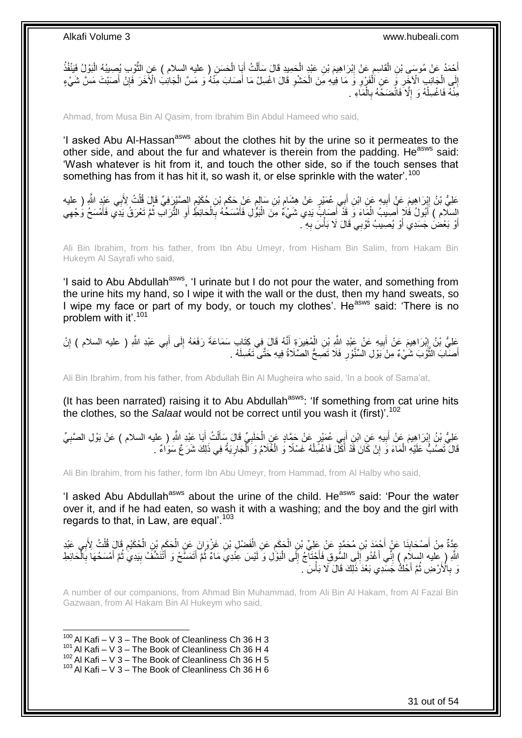أَحْمَدُ عَنْ مُوسَى بْنِ الْقَاسِمِ عَنْ إِبْرَاهِيمَ بْنِ عَبْدِ الْحَمِيدِ قَالَ سَأَلْتُ أَبَا الْحَسَنِ ( عليه السلام ) عَنِ الثَّوْبِ يُصِيبُهُ الْبَوْلُ فَيَنْفُذُ إِلَى الْجَانِبِ الْآخَرِ وَ عَنِ الْفَرْوِ وَ مَا فِيهِ مِنَ الْحَشْوِ قَالَ اغْسِلْ مَا أَصَابَ مِنْهُ وَ مَسَّ الْجَانِبَ الْآخَرَ فَإِنْ أَصَبْتَ مَسَّ شَيْءٍ مِنْهُ فَاغْسِلْهُ وَ إِلَّا فَانْضَحْهُ بِالْمَاءِ .

Ahmad, from Musa Bin Al Qasim, from Ibrahim Bin Abdul Hameed who said,

'I asked Abu Al-Hassan[asws] about the clothes hit by the urine so it permeates to the other side, and about the fur and whatever is therein from the padding. He[asws] said: 'Wash whatever is hit from it, and touch the other side, so if the touch senses that something has from it has hit it, so wash it, or else sprinkle with the water'.[100]

عَلِيُّ بْنُ إِبْرَاهِيمَ عَنْ أَبِيهِ عَنِ ابْنِ أَبِي عُمَيْرٍ عَنْ هِشَامِ بْنِ سَالِمٍ عَنْ حَكَمِ بْنِ حُكَيْمٍ الصَّيْرَفِيِّ قَالَ قُلْتُ لِأَبِي عَبْدِ اللَّهِ ( عليه السلام ) أَبُولُ فَلَا أُصِيبُ الْمَاءَ وَ قَدْ أَصَابَ يَدِي شَيْءٌ مِنَ الْبَوْلِ فَأَمْسَحُهُ بِالْحَائِطِ أَوِ التُّرَابِ ثُمَّ تَعْرَقُ يَدِي فَأَمْسَحُ وَجْهِي أَوْ بَعْضَ جَسَدِي أَوْ يُصِيبُ ثَوْبِي قَالَ لَا بَأْسَ بِهِ .

Ali Bin Ibrahim, from his father, from Ibn Abu Umeyr, from Hisham Bin Salim, from Hakam Bin Hukeym Al Sayrafi who said,

'I said to Abu Abdullah[asws], 'I urinate but I do not pour the water, and something from the urine hits my hand, so I wipe it with the wall or the dust, then my hand sweats, so I wipe my face or part of my body, or touch my clothes'. He[asws] said: 'There is no problem with it'.[101]

عَلِيُّ بْنُ إِبْرَاهِيمَ عَنْ أَبِيهِ عَنْ عَبْدِ اللَّهِ بْنِ الْمُغِيرَةِ أَنَّهُ قَالَ فِي كِتَابِ سَمَاعَةَ رَفَعَهُ إِلَى أَبِي عَبْدِ اللَّهِ ( عليه السلام ) إِنْ أَصَابَ الثَّوْبَ شَيْءٌ مِنْ بَوْلِ السِّنَّوْرِ فَلَا تَصِحُّ الصَّلَاةُ فِيهِ حَتَّى تَغْسِلَهُ .

Ali Bin Ibrahim, from his father, from Abdullah Bin Al Mugheira who said, 'In a book of Sama'at,

(It has been narrated) raising it to Abu Abdullah[asws]: 'If something from cat urine hits the clothes, so the *Salaat* would not be correct until you wash it (first)'.[102]

عَلِيُّ بْنُ إِبْرَاهِيمَ عَنْ أَبِيهِ عَنِ ابْنِ أَبِي عُمَيْرٍ عَنْ حَمَّادٍ عَنِ الْحَلَبِيِّ قَالَ سَأَلْتُ أَبَا عَبْدِ اللَّهِ ( عليه السلام ) عَنْ بَوْلِ الصَّبِيِّ قَالَ تَصُبُّ عَلَيْهِ الْمَاءَ وَ إِنْ كَانَ قَدْ أَكَلَ فَاغْسِلْهُ غَسْلًا وَ الْغُلَامُ وَ الْجَارِيَةُ فِي ذَلِكَ شَرَعٌ سَوَاءٌ .

Ali Bin Ibrahim, from his father, form Ibn Abu Umeyr, from Hammad, from Al Halby who said,

'I asked Abu Abdullah[asws] about the urine of the child. He[asws] said: 'Pour the water over it, and if he had eaten, so wash it with a washing; and the boy and the girl with regards to that, in Law, are equal'.[103]

عِدَّةٌ مِنْ أَصْحَابِنَا عَنْ أَحْمَدَ بْنِ مُحَمَّدٍ عَنْ عَلِيِّ بْنِ الْحَكَمِ عَنِ الْفَضْلِ بْنِ غَزْوَانَ عَنِ الْحَكَمِ بْنِ الْحُكَيْمِ قَالَ قُلْتُ لِأَبِي عَبْدِ اللَّهِ ( عليه السلام ) إِنِّي أَغْدُو إِلَى السُّوقِ فَأَحْتَاجُ إِلَى الْبَوْلِ وَ لَيْسَ عِنْدِي مَاءٌ ثُمَّ أَتَمَسَّحُ وَ أَتَنَشَّفُ بِيَدِي ثُمَّ أَمْسَحُهَا بِالْحَائِطِ وَ بِالْأَرْضِ ثُمَّ أَحُكُّ جَسَدِي بَعْدَ ذَلِكَ قَالَ لَا بَأْسَ .

A number of our companions, from Ahmad Bin Muhammad, from Ali Bin Al Hakam, from Al Fazal Bin Gazwaan, from Al Hakam Bin Al Hukeym who said,

[100] Al Kafi – V 3 – The Book of Cleanliness Ch 36 H 3
[101] Al Kafi – V 3 – The Book of Cleanliness Ch 36 H 4
[102] Al Kafi – V 3 – The Book of Cleanliness Ch 36 H 5
[103] Al Kafi – V 3 – The Book of Cleanliness Ch 36 H 6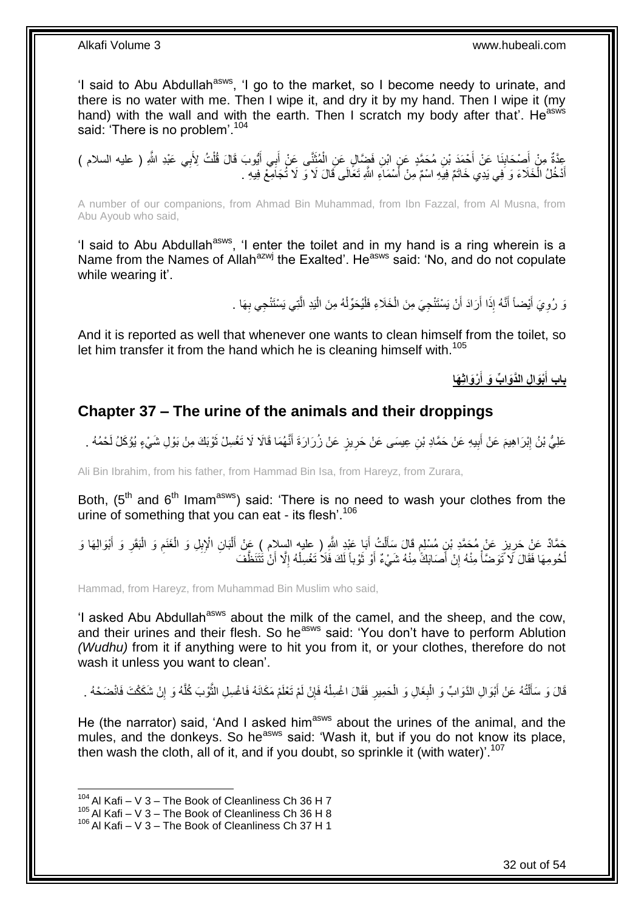'I said to Abu Abdullah[asws], 'I go to the market, so I become needy to urinate, and there is no water with me. Then I wipe it, and dry it by my hand. Then I wipe it (my hand) with the wall and with the earth. Then I scratch my body after that'. He[asws] said: 'There is no problem'.[104]

عِدَّةٌ مِنْ أَصْحَابِنَا عَنْ أَحْمَدَ بْنِ مُحَمَّدٍ عَنِ ابْنِ فَضَّالٍ عَنِ الْمُثَنَّى عَنْ أَبِي أَيُّوبَ قَالَ قُلْتُ لِأَبِي عَبْدِ اللَّهِ ( عليه السلام ) أَدْخُلُ الْخَلَاءَ وَ فِي يَدِي خَاتَمٌ فِيهِ اسْمٌ مِنْ أَسْمَاءِ اللَّهِ تَعَالَى قَالَ لَا وَ لَا تُجَامِعْ فِيهِ .

A number of our companions, from Ahmad Bin Muhammad, from Ibn Fazzal, from Al Musna, from Abu Ayoub who said,

'I said to Abu Abdullah[asws], 'I enter the toilet and in my hand is a ring wherein is a Name from the Names of Allah[azwj] the Exalted'. He[asws] said: 'No, and do not copulate while wearing it'.

وَ رُوِيَ أَيْضاً أَنَّهُ إِذَا أَرَادَ أَنْ يَسْتَنْجِيَ مِنَ الْخَلَاءِ فَلْيُحَوِّلْهُ مِنَ الْيَدِ الَّتِي يَسْتَنْجِي بِهَا .

And it is reported as well that whenever one wants to clean himself from the toilet, so let him transfer it from the hand which he is cleaning himself with.[105]

## باب أَبْوَالِ الدَّوَابِّ وَ أَرْوَاثِهَا

## Chapter 37 – The urine of the animals and their droppings

عَلِيُّ بْنُ إِبْرَاهِيمَ عَنْ أَبِيهِ عَنْ حَمَّادِ بْنِ عِيسَى عَنْ حَرِيزٍ عَنْ زُرَارَةَ أَنَّهُمَا قَالَا لَا تَغْسِلْ ثَوْبَكَ مِنْ بَوْلِ شَيْءٍ يُؤْكَلُ لَحْمُهُ .

Ali Bin Ibrahim, from his father, from Hammad Bin Isa, from Hareyz, from Zurara,

Both, (5th and 6th Imam[asws]) said: 'There is no need to wash your clothes from the urine of something that you can eat - its flesh'.[106]

حَمَّادٌ عَنْ حَرِيزٍ عَنْ مُحَمَّدِ بْنِ مُسْلِمٍ قَالَ سَأَلْتُ أَبَا عَبْدِ اللَّهِ ( عليه السلام ) عَنْ أَلْبَانِ الْإِبِلِ وَ الْغَنَمِ وَ الْبَقَرِ وَ أَبْوَالِهَا وَ لُحُومِهَا فَقَالَ لَا تَوَضَّأْ مِنْهُ إِنْ أَصَابَكَ مِنْهُ شَيْءٌ أَوْ ثَوْباً لَكَ فَلَا تَغْسِلْهُ إِلَّا أَنْ تَتَنَظَّفَ

Hammad, from Hareyz, from Muhammad Bin Muslim who said,

'I asked Abu Abdullah[asws] about the milk of the camel, and the sheep, and the cow, and their urines and their flesh. So he[asws] said: 'You don't have to perform Ablution *(Wudhu)* from it if anything were to hit you from it, or your clothes, therefore do not wash it unless you want to clean'.

قَالَ وَ سَأَلْتُهُ عَنْ أَبْوَالِ الدَّوَابِّ وَ الْبِغَالِ وَ الْحَمِيرِ فَقَالَ اغْسِلْهُ فَإِنْ لَمْ تَعْلَمْ مَكَانَهُ فَاغْسِلِ الثَّوْبَ كُلَّهُ وَ إِنْ شَكَكْتَ فَانْضَحْهُ .

He (the narrator) said, 'And I asked him[asws] about the urines of the animal, and the mules, and the donkeys. So he[asws] said: 'Wash it, but if you do not know its place, then wash the cloth, all of it, and if you doubt, so sprinkle it (with water)'.[107]

---

[104] Al Kafi – V 3 – The Book of Cleanliness Ch 36 H 7
[105] Al Kafi – V 3 – The Book of Cleanliness Ch 36 H 8
[106] Al Kafi – V 3 – The Book of Cleanliness Ch 37 H 1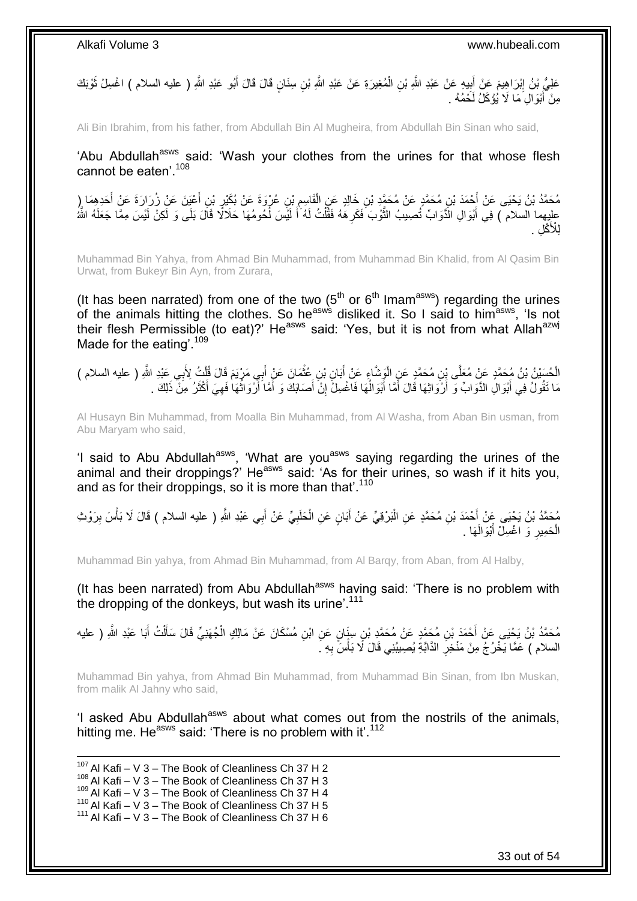عَلِيُّ بْنُ إِبْرَاهِيمَ عَنْ أَبِيهِ عَنْ عَبْدِ اللَّهِ بْنِ الْمُغِيرَةِ عَنْ عَبْدِ اللَّهِ بْنِ سِنَانٍ قَالَ قَالَ أَبُو عَبْدِ اللَّهِ ( عليه السلام ) اغْسِلْ ثَوْبَكَ مِنْ أَبْوَالِ مَا لَا يُؤْكَلُ لَحْمُهُ .

Ali Bin Ibrahim, from his father, from Abdullah Bin Al Mugheira, from Abdullah Bin Sinan who said,

'Abu Abdullah[asws] said: 'Wash your clothes from the urines for that whose flesh cannot be eaten'.[108]

مُحَمَّدُ بْنُ يَحْيَى عَنْ أَحْمَدَ بْنِ مُحَمَّدٍ عَنْ مُحَمَّدِ بْنِ خَالِدٍ عَنِ الْقَاسِمِ بْنِ عُرْوَةَ عَنْ بُكَيْرِ بْنِ أَعْيَنَ عَنْ زُرَارَةَ عَنْ أَحَدِهِمَا ( عليهما السلام ) فِي أَبْوَالِ الدَّوَابِّ تُصِيبُ الثَّوْبَ فَكَرِهَهُ فَقُلْتُ لَهُ أَ لَيْسَ لُحُومُهَا حَلَالًا قَالَ بَلَى وَ لَكِنْ لَيْسَ مِمَّا جَعَلَهُ اللَّهُ لِلْأَكْلِ .

Muhammad Bin Yahya, from Ahmad Bin Muhammad, from Muhammad Bin Khalid, from Al Qasim Bin Urwat, from Bukeyr Bin Ayn, from Zurara,

(It has been narrated) from one of the two (5[th] or 6[th] Imam[asws]) regarding the urines of the animals hitting the clothes. So he[asws] disliked it. So I said to him[asws], 'Is not their flesh Permissible (to eat)?' He[asws] said: 'Yes, but it is not from what Allah[azwj] Made for the eating'.[109]

الْحُسَيْنُ بْنُ مُحَمَّدٍ عَنْ مُعَلَّى بْنِ مُحَمَّدٍ عَنِ الْوَشَّاءِ عَنْ أَبَانِ بْنِ عُثْمَانَ عَنْ أَبِي مَرْيَمَ قَالَ قُلْتُ لِأَبِي عَبْدِ اللَّهِ ( عليه السلام ) مَا تَقُولُ فِي أَبْوَالِ الدَّوَابِّ وَ أَرْوَاثِهَا قَالَ أَمَّا أَبْوَالُهَا فَاغْسِلْ إِنْ أَصَابَكَ وَ أَمَّا أَرْوَاثُهَا فَهِيَ أَكْثَرُ مِنْ ذَلِكَ .

Al Husayn Bin Muhammad, from Moalla Bin Muhammad, from Al Washa, from Aban Bin usman, from Abu Maryam who said,

'I said to Abu Abdullah[asws], 'What are you[asws] saying regarding the urines of the animal and their droppings?' He[asws] said: 'As for their urines, so wash if it hits you, and as for their droppings, so it is more than that'.[110]

مُحَمَّدُ بْنُ يَحْيَى عَنْ أَحْمَدَ بْنِ مُحَمَّدٍ عَنِ الْبَرْقِيِّ عَنْ أَبَانٍ عَنِ الْحَلَبِيِّ عَنْ أَبِي عَبْدِ اللَّهِ ( عليه السلام ) قَالَ لَا بَأْسَ بِرَوْثِ الْحَمِيرِ وَ اغْسِلْ أَبْوَالَهَا .

Muhammad Bin yahya, from Ahmad Bin Muhammad, from Al Barqy, from Aban, from Al Halby,

(It has been narrated) from Abu Abdullah[asws] having said: 'There is no problem with the dropping of the donkeys, but wash its urine'.[111]

مُحَمَّدُ بْنُ يَحْيَى عَنْ أَحْمَدَ بْنِ مُحَمَّدٍ عَنْ مُحَمَّدِ بْنِ سِنَانٍ عَنِ ابْنِ مُسْكَانَ عَنْ مَالِكٍ الْجُهَنِيِّ قَالَ سَأَلْتُ أَبَا عَبْدِ اللَّهِ ( عليه السلام ) عَمَّا يَخْرُجُ مِنْ مَنْخِرِ الدَّابَّةِ يُصِيبُنِي قَالَ لَا بَأْسَ بِهِ .

Muhammad Bin yahya, from Ahmad Bin Muhammad, from Muhammad Bin Sinan, from Ibn Muskan, from malik Al Jahny who said,

'I asked Abu Abdullah[asws] about what comes out from the nostrils of the animals, hitting me. He[asws] said: 'There is no problem with it'.[112]

---

[107] Al Kafi – V 3 – The Book of Cleanliness Ch 37 H 2
[108] Al Kafi – V 3 – The Book of Cleanliness Ch 37 H 3
[109] Al Kafi – V 3 – The Book of Cleanliness Ch 37 H 4
[110] Al Kafi – V 3 – The Book of Cleanliness Ch 37 H 5
[111] Al Kafi – V 3 – The Book of Cleanliness Ch 37 H 6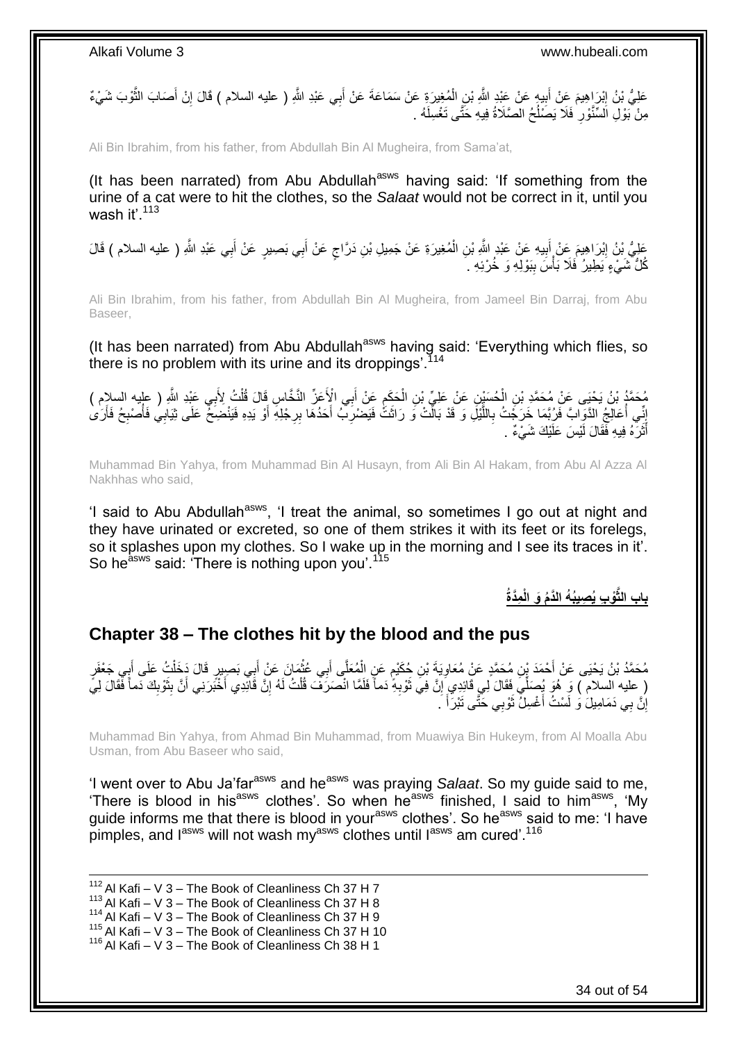عَلِيُّ بْنُ إِبْرَاهِيمَ عَنْ أَبِيهِ عَنْ عَبْدِ اللَّهِ بْنِ الْمُغِيرَةِ عَنْ سَمَاعَةَ عَنْ أَبِي عَبْدِ اللَّهِ ( عليه السلام ) قَالَ إِنْ أَصَابَ الثَّوْبَ شَيْءٌ مِنْ بَوْلِ السِّنَّوْرِ فَلَا يَصْلُحُ الصَّلَاةُ فِيهِ حَتَّى تَغْسِلَهُ .

Ali Bin Ibrahim, from his father, from Abdullah Bin Al Mugheira, from Sama'at,

(It has been narrated) from Abu Abdullah[asws] having said: 'If something from the urine of a cat were to hit the clothes, so the *Salaat* would not be correct in it, until you wash it'.[113]

عَلِيُّ بْنُ إِبْرَاهِيمَ عَنْ أَبِيهِ عَنْ عَبْدِ اللَّهِ بْنِ الْمُغِيرَةِ عَنْ جَمِيلِ بْنِ دَرَّاجٍ عَنْ أَبِي بَصِيرٍ عَنْ أَبِي عَبْدِ اللَّهِ ( عليه السلام ) قَالَ كُلُّ شَيْءٍ يَطِيرُ فَلَا بَأْسَ بِبَوْلِهِ وَ خُرْئِهِ .

Ali Bin Ibrahim, from his father, from Abdullah Bin Al Mugheira, from Jameel Bin Darraj, from Abu Baseer,

(It has been narrated) from Abu Abdullah[asws] having said: 'Everything which flies, so there is no problem with its urine and its droppings'.[114]

مُحَمَّدُ بْنُ يَحْيَى عَنْ مُحَمَّدِ بْنِ الْحُسَيْنِ عَنْ عَلِيِّ بْنِ الْحَكَمِ عَنْ أَبِي الْأَغَرِّ النَّخَّاسِ قَالَ قُلْتُ لِأَبِي عَبْدِ اللَّهِ ( عليه السلام ) إِنِّي أُعَالِجُ الدَّوَابَّ فَرُبَّمَا خَرَجْتُ بِاللَّيْلِ وَ قَدْ بَالَتْ وَ رَاثَتْ فَيَضْرِبُ أَحَدُهَا بِرِجْلِهِ أَوْ يَدِهِ فَيَنْضِحُ عَلَى ثِيَابِي فَأُصْبِحُ فَأَرَى أَثَرَهُ فِيهِ فَقَالَ لَيْسَ عَلَيْكَ شَيْءٌ .

Muhammad Bin Yahya, from Muhammad Bin Al Husayn, from Ali Bin Al Hakam, from Abu Al Azza Al Nakhhas who said,

'I said to Abu Abdullah[asws], 'I treat the animal, so sometimes I go out at night and they have urinated or excreted, so one of them strikes it with its feet or its forelegs, so it splashes upon my clothes. So I wake up in the morning and I see its traces in it'. So he[asws] said: 'There is nothing upon you'.[115]

## باب الثَّوْبِ يُصِيبُهُ الدَّمُ وَ الْمِدَّةُ

## Chapter 38 – The clothes hit by the blood and the pus

مُحَمَّدُ بْنُ يَحْيَى عَنْ أَحْمَدَ بْنِ مُحَمَّدٍ عَنْ مُعَاوِيَةَ بْنِ حُكَيْمٍ عَنِ الْمُعَلَّى أَبِي عُثْمَانَ عَنْ أَبِي بَصِيرٍ قَالَ دَخَلْتُ عَلَى أَبِي جَعْفَرٍ ( عليه السلام ) وَ هُوَ يُصَلِّي فَقَالَ لِي قَائِدِي إِنَّ فِي ثَوْبِهِ دَماً فَلَمَّا انْصَرَفَ قُلْتُ لَهُ إِنَّ قَائِدِي أَخْبَرَنِي أَنَّ بِثَوْبِكَ دَماً فَقَالَ لِي إِنَّ بِي دَمَامِيلَ وَ لَسْتُ أَغْسِلُ ثَوْبِي حَتَّى تَبْرَأَ .

Muhammad Bin Yahya, from Ahmad Bin Muhammad, from Muawiya Bin Hukeym, from Al Moalla Abu Usman, from Abu Baseer who said,

'I went over to Abu Ja'far[asws] and he[asws] was praying *Salaat*. So my guide said to me, 'There is blood in his[asws] clothes'. So when he[asws] finished, I said to him[asws], 'My guide informs me that there is blood in your[asws] clothes'. So he[asws] said to me: 'I have pimples, and I[asws] will not wash my[asws] clothes until I[asws] am cured'.[116]

[112] Al Kafi – V 3 – The Book of Cleanliness Ch 37 H 7
[113] Al Kafi – V 3 – The Book of Cleanliness Ch 37 H 8
[114] Al Kafi – V 3 – The Book of Cleanliness Ch 37 H 9
[115] Al Kafi – V 3 – The Book of Cleanliness Ch 37 H 10
[116] Al Kafi – V 3 – The Book of Cleanliness Ch 38 H 1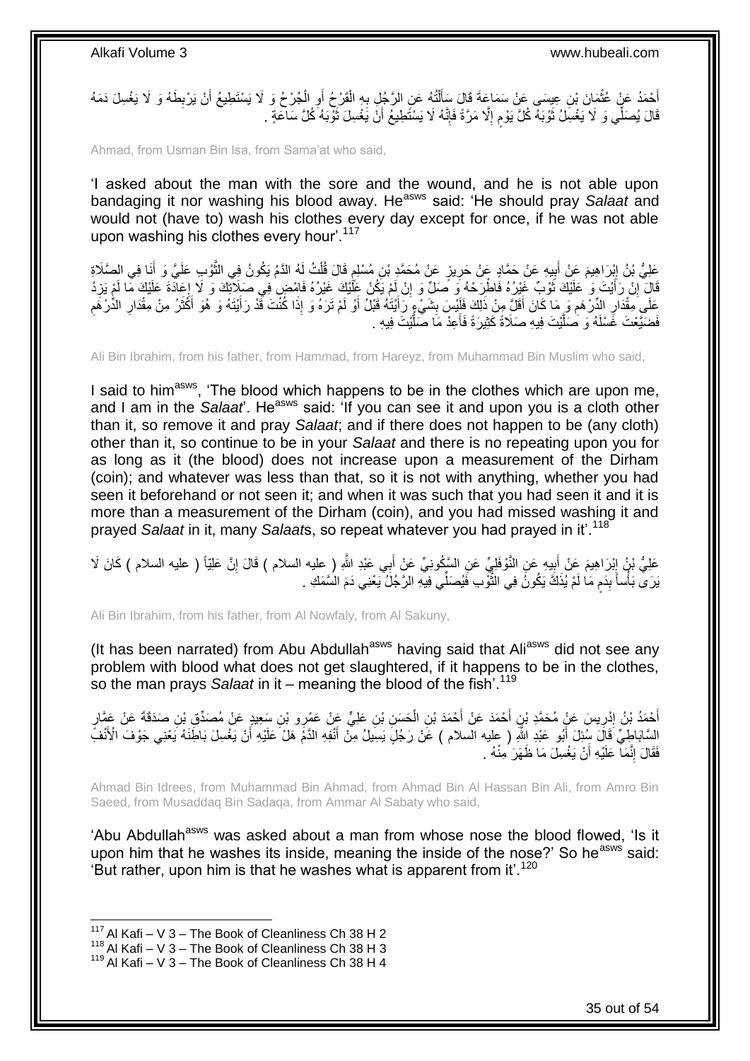أَحْمَدُ عَنْ عُثْمَانَ بْنِ عِيسَى عَنْ سَمَاعَةَ قَالَ سَأَلْتُهُ عَنِ الرَّجُلِ بِهِ الْقَرْحُ أَوِ الْجُرْحُ وَ لَا يَسْتَطِيعُ أَنْ يَرْبِطَهُ وَ لَا يَغْسِلَ دَمَهُ قَالَ يُصَلِّي وَ لَا يَغْسِلُ ثَوْبَهُ كُلَّ يَوْمٍ إِلَّا مَرَّةً فَإِنَّهُ لَا يَسْتَطِيعُ أَنْ يَغْسِلَ ثَوْبَهُ كُلَّ سَاعَةٍ .

Ahmad, from Usman Bin Isa, from Sama'at who said,

'I asked about the man with the sore and the wound, and he is not able upon bandaging it nor washing his blood away. He[asws] said: 'He should pray *Salaat* and would not (have to) wash his clothes every day except for once, if he was not able upon washing his clothes every hour'.[117]

عَلِيُّ بْنُ إِبْرَاهِيمَ عَنْ أَبِيهِ عَنْ حَمَّادٍ عَنْ حَرِيزٍ عَنْ مُحَمَّدِ بْنِ مُسْلِمٍ قَالَ قُلْتُ لَهُ الدَّمُ يَكُونُ فِي الثَّوْبِ عَلَيَّ وَ أَنَا فِي الصَّلَاةِ قَالَ إِنْ رَأَيْتَ وَ عَلَيْكَ ثَوْبٌ غَيْرُهُ فَاطْرَحْهُ وَ صَلِّ وَ إِنْ لَمْ يَكُنْ عَلَيْكَ غَيْرُهُ فَامْضِ فِي صَلَاتِكَ وَ لَا إِعَادَةَ عَلَيْكَ مَا لَمْ يَزِدْ عَلَى مِقْدَارِ الدِّرْهَمِ وَ مَا كَانَ أَقَلَّ مِنْ ذَلِكَ فَلَيْسَ بِشَيْءٍ رَأَيْتَهُ قَبْلُ أَوْ لَمْ تَرَهُ وَ إِذَا كُنْتَ قَدْ رَأَيْتَهُ وَ هُوَ أَكْثَرُ مِنْ مِقْدَارِ الدِّرْهَمِ فَضَيَّعْتَ غَسْلَهُ وَ صَلَّيْتَ فِيهِ صَلَاةً كَثِيرَةً فَأَعِدْ مَا صَلَّيْتَ فِيهِ .

Ali Bin Ibrahim, from his father, from Hammad, from Hareyz, from Muhammad Bin Muslim who said,

I said to him[asws], 'The blood which happens to be in the clothes which are upon me, and I am in the *Salaat*'. He[asws] said: 'If you can see it and upon you is a cloth other than it, so remove it and pray *Salaat*; and if there does not happen to be (any cloth) other than it, so continue to be in your *Salaat* and there is no repeating upon you for as long as it (the blood) does not increase upon a measurement of the Dirham (coin); and whatever was less than that, so it is not with anything, whether you had seen it beforehand or not seen it; and when it was such that you had seen it and it is more than a measurement of the Dirham (coin), and you had missed washing it and prayed *Salaat* in it, many *Salaat*s, so repeat whatever you had prayed in it'.[118]

عَلِيُّ بْنُ إِبْرَاهِيمَ عَنْ أَبِيهِ عَنِ النَّوْفَلِيِّ عَنِ السَّكُونِيِّ عَنْ أَبِي عَبْدِ اللَّهِ ( عليه السلام ) قَالَ إِنَّ عَلِيّاً ( عليه السلام ) كَانَ لَا يَرَى بَأْساً بِدَمِ مَا لَمْ يُذَكَّ يَكُونُ فِي الثَّوْبِ فَيُصَلِّي فِيهِ الرَّجُلُ يَعْنِي دَمَ السَّمَكِ .

Ali Bin Ibrahim, from his father, from Al Nowfaly, from Al Sakuny,

(It has been narrated) from Abu Abdullah[asws] having said that Ali[asws] did not see any problem with blood what does not get slaughtered, if it happens to be in the clothes, so the man prays *Salaat* in it – meaning the blood of the fish'.[119]

أَحْمَدُ بْنُ إِدْرِيسَ عَنْ مُحَمَّدِ بْنِ أَحْمَدَ عَنْ أَحْمَدَ بْنِ الْحَسَنِ بْنِ عَلِيٍّ عَنْ عَمْرِو بْنِ سَعِيدٍ عَنْ مُصَدِّقِ بْنِ صَدَقَةَ عَنْ عَمَّارٍ السَّابَاطِيِّ قَالَ سُئِلَ أَبُو عَبْدِ اللَّهِ ( عليه السلام ) عَنْ رَجُلٍ يَسِيلُ مِنْ أَنْفِهِ الدَّمُ هَلْ عَلَيْهِ أَنْ يَغْسِلَ بَاطِنَهُ يَعْنِي جَوْفَ الْأَنْفِ فَقَالَ إِنَّمَا عَلَيْهِ أَنْ يَغْسِلَ مَا ظَهَرَ مِنْهُ .

Ahmad Bin Idrees, from Muhammad Bin Ahmad, from Ahmad Bin Al Hassan Bin Ali, from Amro Bin Saeed, from Musaddaq Bin Sadaqa, from Ammar Al Sabaty who said,

'Abu Abdullah[asws] was asked about a man from whose nose the blood flowed, 'Is it upon him that he washes its inside, meaning the inside of the nose?' So he[asws] said: 'But rather, upon him is that he washes what is apparent from it'.[120]

[117] Al Kafi – V 3 – The Book of Cleanliness Ch 38 H 2
[118] Al Kafi – V 3 – The Book of Cleanliness Ch 38 H 3
[119] Al Kafi – V 3 – The Book of Cleanliness Ch 38 H 4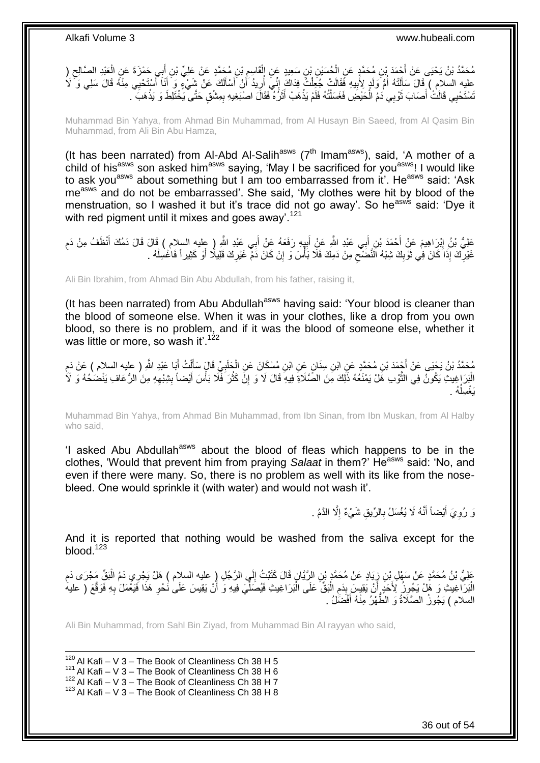مُحَمَّدُ بْنُ يَحْيَى عَنْ أَحْمَدَ بْنِ مُحَمَّدٍ عَنِ الْحُسَيْنِ بْنِ سَعِيدٍ عَنِ الْقَاسِمِ بْنِ مُحَمَّدٍ عَنْ عَلِيِّ بْنِ أَبِي حَمْزَةَ عَنِ الْعَبْدِ الصَّالِحِ ( عليه السلام ) قَالَ سَأَلَتْهُ أُمُّ وَلَدٍ لِأَبِيهِ فَقَالَتْ جُعِلْتُ فِدَاكَ إِنِّي أُرِيدُ أَنْ أَسْأَلَكَ عَنْ شَيْءٍ وَ أَنَا أَسْتَحْيِي مِنْهُ قَالَ سَلِي وَ لَا تَسْتَحْيِي قَالَتْ أَصَابَ ثَوْبِي دَمُ الْحَيْضِ فَغَسَلْتُهُ فَلَمْ يَذْهَبْ أَثَرُهُ فَقَالَ اصْبُغِيهِ بِمِشْقٍ حَتَّى يَخْتَلِطَ وَ يَذْهَبَ .

Muhammad Bin Yahya, from Ahmad Bin Muhammad, from Al Husayn Bin Saeed, from Al Qasim Bin Muhammad, from Ali Bin Abu Hamza,

(It has been narrated) from Al-Abd Al-Salih[asws] (7[th] Imam[asws]), said, 'A mother of a child of his[asws] son asked him[asws] saying, 'May I be sacrificed for you[asws]! I would like to ask you[asws] about something but I am too embarrassed from it'. He[asws] said: 'Ask me[asws] and do not be embarrassed'. She said, 'My clothes were hit by blood of the menstruation, so I washed it but it's trace did not go away'. So he[asws] said: 'Dye it with red pigment until it mixes and goes away'.[121]

عَلِيُّ بْنُ إِبْرَاهِيمَ عَنْ أَحْمَدَ بْنِ أَبِي عَبْدِ اللَّهِ عَنْ أَبِيهِ رَفَعَهُ عَنْ أَبِي عَبْدِ اللَّهِ ( عليه السلام ) قَالَ قَالَ دَمُكَ أَنْظَفُ مِنْ دَمِ غَيْرِكَ إِذَا كَانَ فِي ثَوْبِكَ شِبْهُ النَّضْحِ مِنْ دَمِكَ فَلَا بَأْسَ وَ إِنْ كَانَ دَمَ غَيْرِكَ قَلِيلًا أَوْ كَثِيراً فَاغْسِلْهُ .

Ali Bin Ibrahim, from Ahmad Bin Abu Abdullah, from his father, raising it,

(It has been narrated) from Abu Abdullah[asws] having said: 'Your blood is cleaner than the blood of someone else. When it was in your clothes, like a drop from you own blood, so there is no problem, and if it was the blood of someone else, whether it was little or more, so wash it'.[122]

مُحَمَّدُ بْنُ يَحْيَى عَنْ أَحْمَدَ بْنِ مُحَمَّدٍ عَنِ ابْنِ سِنَانٍ عَنِ ابْنِ مُسْكَانَ عَنِ الْحَلَبِيِّ قَالَ سَأَلْتُ أَبَا عَبْدِ اللَّهِ ( عليه السلام ) عَنْ دَمِ الْبَرَاغِيثِ يَكُونُ فِي الثَّوْبِ هَلْ يَمْنَعُهُ ذَلِكَ مِنَ الصَّلَاةِ فِيهِ قَالَ لَا وَ إِنْ كَثُرَ فَلَا بَأْسَ أَيْضاً بِشِبْهِهِ مِنَ الرُّعَافِ يَنْضَحُهُ وَ لَا يَغْسِلُهُ .

Muhammad Bin Yahya, from Ahmad Bin Muhammad, from Ibn Sinan, from Ibn Muskan, from Al Halby who said,

'I asked Abu Abdullah[asws] about the blood of fleas which happens to be in the clothes, 'Would that prevent him from praying *Salaat* in them?' He[asws] said: 'No, and even if there were many. So, there is no problem as well with its like from the nose-bleed. One would sprinkle it (with water) and would not wash it'.

وَ رُوِيَ أَيْضاً أَنَّهُ لَا يُغْسَلُ بِالرِّيقِ شَيْءٌ إِلَّا الدَّمُ .

And it is reported that nothing would be washed from the saliva except for the blood.[123]

عَلِيُّ بْنُ مُحَمَّدٍ عَنْ سَهْلِ بْنِ زِيَادٍ عَنْ مُحَمَّدِ بْنِ الرَّيَّانِ قَالَ كَتَبْتُ إِلَى الرَّجُلِ ( عليه السلام ) هَلْ يَجْرِي دَمُ الْبَقِّ مَجْرَى دَمِ الْبَرَاغِيثِ وَ هَلْ يَجُوزُ لِأَحَدٍ أَنْ يَقِيسَ بِدَمِ الْبَقِّ عَلَى الْبَرَاغِيثِ فَيُصَلِّيَ فِيهِ وَ أَنْ يَقِيسَ عَلَى نَحْوِ هَذَا فَيَعْمَلَ بِهِ فَوَقَّعَ ( عليه السلام ) يَجُوزُ الصَّلَاةُ وَ الطُّهْرُ مِنْهُ أَفْضَلُ .

Ali Bin Muhammad, from Sahl Bin Ziyad, from Muhammad Bin Al rayyan who said,

[120] Al Kafi – V 3 – The Book of Cleanliness Ch 38 H 5
[121] Al Kafi – V 3 – The Book of Cleanliness Ch 38 H 6
[122] Al Kafi – V 3 – The Book of Cleanliness Ch 38 H 7
[123] Al Kafi – V 3 – The Book of Cleanliness Ch 38 H 8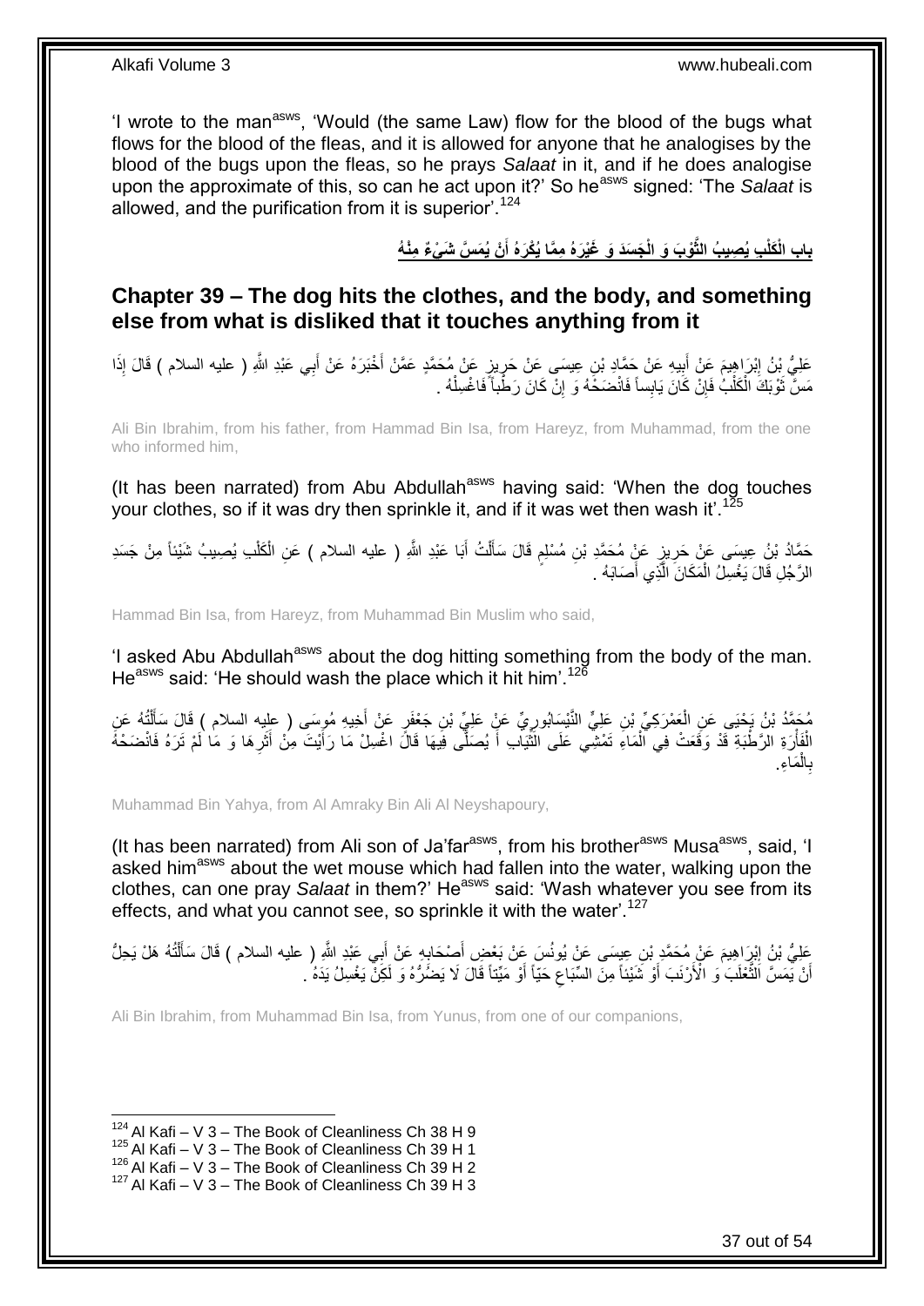'I wrote to the man[asws], 'Would (the same Law) flow for the blood of the bugs what flows for the blood of the fleas, and it is allowed for anyone that he analogises by the blood of the bugs upon the fleas, so he prays *Salaat* in it, and if he does analogise upon the approximate of this, so can he act upon it?' So he[asws] signed: 'The *Salaat* is allowed, and the purification from it is superior'.[124]

**باب الْكَلْبِ يُصِيبُ الثَّوْبَ وَ الْجَسَدَ وَ غَيْرَهُ مِمَّا يُكْرَهُ أَنْ يُمَسَّ شَيْءٌ مِنْهُ**

## Chapter 39 – The dog hits the clothes, and the body, and something else from what is disliked that it touches anything from it

عَلِيُّ بْنُ إِبْرَاهِيمَ عَنْ أَبِيهِ عَنْ حَمَّادِ بْنِ عِيسَى عَنْ حَرِيزٍ عَنْ مُحَمَّدٍ عَمَّنْ أَخْبَرَهُ عَنْ أَبِي عَبْدِ اللَّهِ ( عليه السلام ) قَالَ إِذَا مَسَّ ثَوْبَكَ الْكَلْبُ فَإِنْ كَانَ يَابِساً فَانْضَحْهُ وَ إِنْ كَانَ رَطْباً فَاغْسِلْهُ .

Ali Bin Ibrahim, from his father, from Hammad Bin Isa, from Hareyz, from Muhammad, from the one who informed him,

(It has been narrated) from Abu Abdullah[asws] having said: 'When the dog touches your clothes, so if it was dry then sprinkle it, and if it was wet then wash it'.[125]

حَمَّادُ بْنُ عِيسَى عَنْ حَرِيزٍ عَنْ مُحَمَّدِ بْنِ مُسْلِمٍ قَالَ سَأَلْتُ أَبَا عَبْدِ اللَّهِ ( عليه السلام ) عَنِ الْكَلْبِ يُصِيبُ شَيْئاً مِنْ جَسَدِ الرَّجُلِ قَالَ يَغْسِلُ الْمَكَانَ الَّذِي أَصَابَهُ .

Hammad Bin Isa, from Hareyz, from Muhammad Bin Muslim who said,

'I asked Abu Abdullah[asws] about the dog hitting something from the body of the man. He[asws] said: 'He should wash the place which it hit him'.[126]

مُحَمَّدُ بْنُ يَحْيَى عَنِ الْعَمْرَكِيِّ بْنِ عَلِيٍّ النَّيْسَابُورِيِّ عَنْ عَلِيِّ بْنِ جَعْفَرٍ عَنْ أَخِيهِ مُوسَى ( عليه السلام ) قَالَ سَأَلْتُهُ عَنِ الْفَأْرَةِ الرَّطْبَةِ قَدْ وَقَعَتْ فِي الْمَاءِ تَمْشِي عَلَى الثِّيَابِ أَ يُصَلَّى فِيهَا قَالَ اغْسِلْ مَا رَأَيْتَ مِنْ أَثَرِهَا وَ مَا لَمْ تَرَهُ فَانْضَحْهُ بِالْمَاءِ.

Muhammad Bin Yahya, from Al Amraky Bin Ali Al Neyshapoury,

(It has been narrated) from Ali son of Ja'far[asws], from his brother[asws] Musa[asws], said, 'I asked him[asws] about the wet mouse which had fallen into the water, walking upon the clothes, can one pray *Salaat* in them?' He[asws] said: 'Wash whatever you see from its effects, and what you cannot see, so sprinkle it with the water'.[127]

عَلِيُّ بْنُ إِبْرَاهِيمَ عَنْ مُحَمَّدِ بْنِ عِيسَى عَنْ يُونُسَ عَنْ بَعْضِ أَصْحَابِهِ عَنْ أَبِي عَبْدِ اللَّهِ ( عليه السلام ) قَالَ سَأَلْتُهُ هَلْ يَحِلُّ أَنْ يَمَسَّ الثَّعْلَبَ وَ الْأَرْنَبَ أَوْ شَيْئاً مِنَ السِّبَاعِ حَيّاً أَوْ مَيِّتاً قَالَ لَا يَضُرُّهُ وَ لَكِنْ يَغْسِلُ يَدَهُ .

Ali Bin Ibrahim, from Muhammad Bin Isa, from Yunus, from one of our companions,

[124] Al Kafi – V 3 – The Book of Cleanliness Ch 38 H 9
[125] Al Kafi – V 3 – The Book of Cleanliness Ch 39 H 1
[126] Al Kafi – V 3 – The Book of Cleanliness Ch 39 H 2
[127] Al Kafi – V 3 – The Book of Cleanliness Ch 39 H 3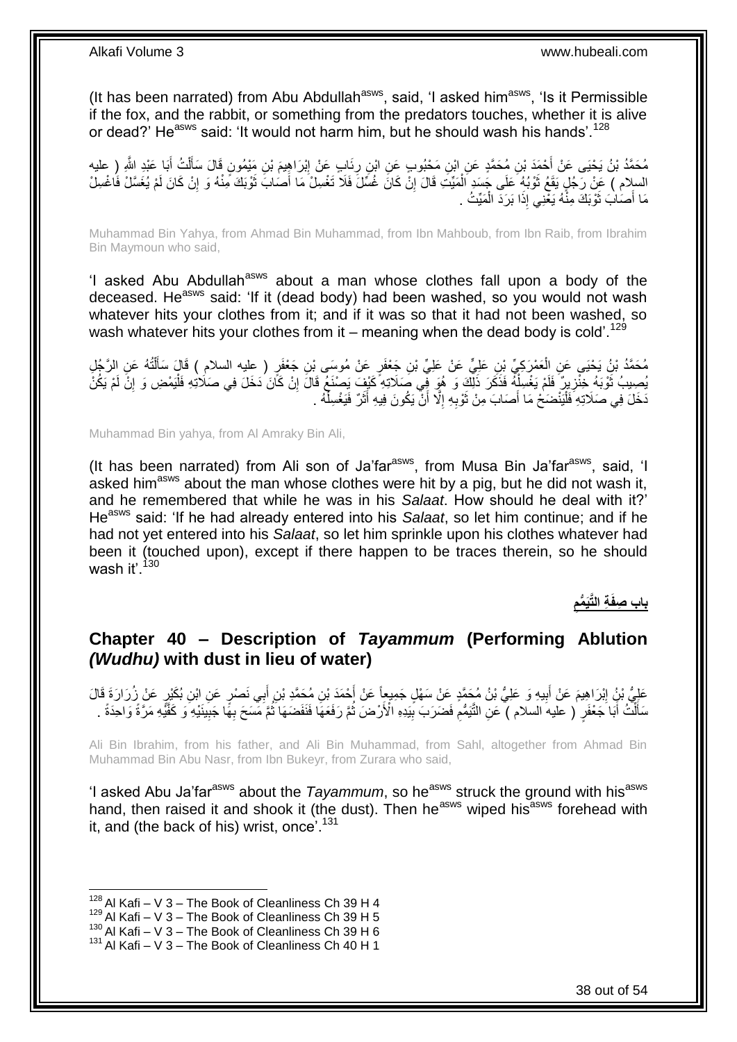(It has been narrated) from Abu Abdullah[asws], said, 'I asked him[asws], 'Is it Permissible if the fox, and the rabbit, or something from the predators touches, whether it is alive or dead?' He[asws] said: 'It would not harm him, but he should wash his hands'.[128]

مُحَمَّدُ بْنُ يَحْيَى عَنْ أَحْمَدَ بْنِ مُحَمَّدٍ عَنِ ابْنِ مَحْبُوبٍ عَنِ ابْنِ رِئَابٍ عَنْ إِبْرَاهِيمَ بْنِ مَيْمُونٍ قَالَ سَأَلْتُ أَبَا عَبْدِ اللَّهِ ( عليه السلام ) عَنْ رَجُلٍ يَقَعُ ثَوْبُهُ عَلَى جَسَدِ الْمَيِّتِ قَالَ إِنْ كَانَ غُسِّلَ فَلَا تَغْسِلْ مَا أَصَابَ ثَوْبَكَ مِنْهُ وَ إِنْ كَانَ لَمْ يُغَسَّلْ فَاغْسِلْ مَا أَصَابَ ثَوْبَكَ مِنْهُ يَعْنِي إِذَا بَرَدَ الْمَيِّتُ .

Muhammad Bin Yahya, from Ahmad Bin Muhammad, from Ibn Mahboub, from Ibn Raib, from Ibrahim Bin Maymoun who said,

'I asked Abu Abdullah[asws] about a man whose clothes fall upon a body of the deceased. He[asws] said: 'If it (dead body) had been washed, so you would not wash whatever hits your clothes from it; and if it was so that it had not been washed, so wash whatever hits your clothes from it – meaning when the dead body is cold'.[129]

مُحَمَّدُ بْنُ يَحْيَى عَنِ الْعَمْرَكِيِّ بْنِ عَلِيٍّ عَنْ عَلِيِّ بْنِ جَعْفَرٍ عَنْ مُوسَى بْنِ جَعْفَرٍ ( عليه السلام ) قَالَ سَأَلْتُهُ عَنِ الرَّجُلِ يُصِيبُ ثَوْبَهُ خِنْزِيرٌ فَلَمْ يَغْسِلْهُ فَذَكَرَ ذَلِكَ وَ هُوَ فِي صَلَاتِهِ كَيْفَ يَصْنَعُ قَالَ إِنْ كَانَ دَخَلَ فِي صَلَاتِهِ فَلْيَمْضِ وَ إِنْ لَمْ يَكُنْ دَخَلَ فِي صَلَاتِهِ فَلْيَنْضَحْ مَا أَصَابَ مِنْ ثَوْبِهِ إِلَّا أَنْ يَكُونَ فِيهِ أَثَرٌ فَيَغْسِلُهُ .

Muhammad Bin yahya, from Al Amraky Bin Ali,

(It has been narrated) from Ali son of Ja'far[asws], from Musa Bin Ja'far[asws], said, 'I asked him[asws] about the man whose clothes were hit by a pig, but he did not wash it, and he remembered that while he was in his *Salaat*. How should he deal with it?' He[asws] said: 'If he had already entered into his *Salaat*, so let him continue; and if he had not yet entered into his *Salaat*, so let him sprinkle upon his clothes whatever had been it (touched upon), except if there happen to be traces therein, so he should wash it'.[130]

## باب صِفَةِ التَّيَمُّمِ

## Chapter 40 – Description of *Tayammum* (Performing Ablution *(Wudhu)* with dust in lieu of water)

عَلِيُّ بْنُ إِبْرَاهِيمَ عَنْ أَبِيهِ وَ عَلِيُّ بْنُ مُحَمَّدٍ عَنْ سَهْلٍ جَمِيعاً عَنْ أَحْمَدَ بْنِ مُحَمَّدِ بْنِ أَبِي نَصْرٍ عَنِ ابْنِ بُكَيْرٍ عَنْ زُرَارَةَ قَالَ سَأَلْتُ أَبَا جَعْفَرٍ ( عليه السلام ) عَنِ التَّيَمُّمِ فَضَرَبَ بِيَدِهِ الْأَرْضَ ثُمَّ رَفَعَهَا فَنَفَضَهَا ثُمَّ مَسَحَ بِهَا جَبِينَيْهِ وَ كَفَّيْهِ مَرَّةً وَاحِدَةً .

Ali Bin Ibrahim, from his father, and Ali Bin Muhammad, from Sahl, altogether from Ahmad Bin Muhammad Bin Abu Nasr, from Ibn Bukeyr, from Zurara who said,

'I asked Abu Ja'far[asws] about the *Tayammum*, so he[asws] struck the ground with his[asws] hand, then raised it and shook it (the dust). Then he[asws] wiped his[asws] forehead with it, and (the back of his) wrist, once'.[131]

---

[128] Al Kafi – V 3 – The Book of Cleanliness Ch 39 H 4
[129] Al Kafi – V 3 – The Book of Cleanliness Ch 39 H 5
[130] Al Kafi – V 3 – The Book of Cleanliness Ch 39 H 6
[131] Al Kafi – V 3 – The Book of Cleanliness Ch 40 H 1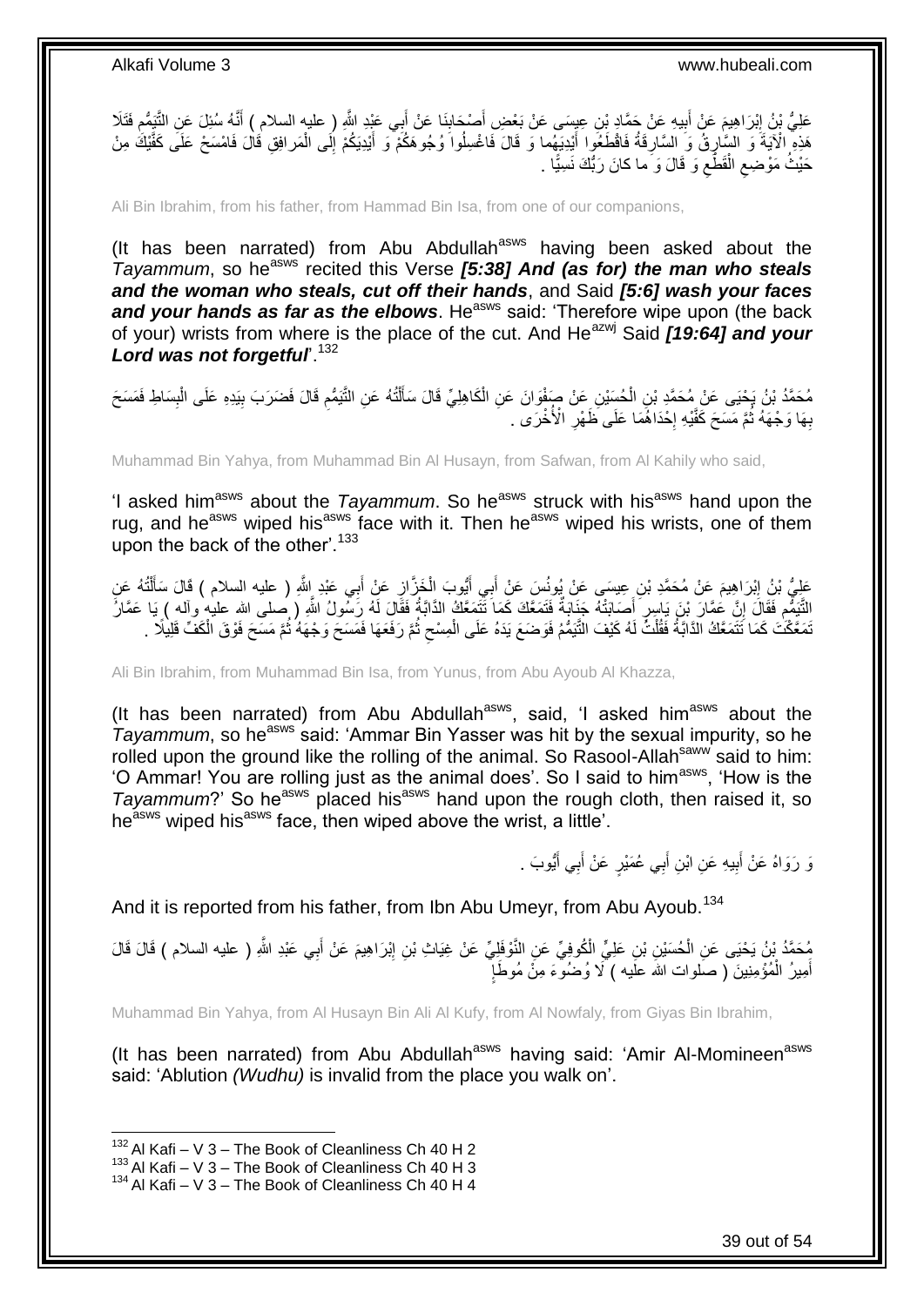عَلِيُّ بْنُ إِبْرَاهِيمَ عَنْ أَبِيهِ عَنْ حَمَّادِ بْنِ عِيسَى عَنْ بَعْضِ أَصْحَابِنَا عَنْ أَبِي عَبْدِ اللَّهِ ( عليه السلام ) أَنَّهُ سُئِلَ عَنِ التَّيَمُّمِ فَتَلَا هَذِهِ الْآيَةَ وَ السَّارِقُ وَ السَّارِقَةُ فَاقْطَعُوا أَيْدِيَهُما وَ قَالَ فَاغْسِلُوا وُجُوهَكُمْ وَ أَيْدِيَكُمْ إِلَى الْمَرافِقِ قَالَ فَامْسَحْ عَلَى كَفَّيْكَ مِنْ حَيْثُ مَوْضِعِ الْقَطْعِ وَ قَالَ وَ ما كانَ رَبُّكَ نَسِيًّا .

Ali Bin Ibrahim, from his father, from Hammad Bin Isa, from one of our companions,

(It has been narrated) from Abu Abdullah[asws] having been asked about the *Tayammum*, so he[asws] recited this Verse ***[5:38] And (as for) the man who steals and the woman who steals, cut off their hands***, and Said ***[5:6] wash your faces and your hands as far as the elbows***. He[asws] said: 'Therefore wipe upon (the back of your) wrists from where is the place of the cut. And He[azwj] Said ***[19:64] and your Lord was not forgetful***'.[132]

مُحَمَّدُ بْنُ يَحْيَى عَنْ مُحَمَّدِ بْنِ الْحُسَيْنِ عَنْ صَفْوَانَ عَنِ الْكَاهِلِيِّ قَالَ سَأَلْتُهُ عَنِ التَّيَمُّمِ قَالَ فَضَرَبَ بِيَدِهِ عَلَى الْبِسَاطِ فَمَسَحَ بِهَا وَجْهَهُ ثُمَّ مَسَحَ كَفَّيْهِ إِحْدَاهُمَا عَلَى ظَهْرِ الْأُخْرَى .

Muhammad Bin Yahya, from Muhammad Bin Al Husayn, from Safwan, from Al Kahily who said,

'I asked him[asws] about the *Tayammum*. So he[asws] struck with his[asws] hand upon the rug, and he[asws] wiped his[asws] face with it. Then he[asws] wiped his wrists, one of them upon the back of the other'.[133]

عَلِيُّ بْنُ إِبْرَاهِيمَ عَنْ مُحَمَّدِ بْنِ عِيسَى عَنْ يُونُسَ عَنْ أَبِي أَيُّوبَ الْخَزَّازِ عَنْ أَبِي عَبْدِ اللَّهِ ( عليه السلام ) قَالَ سَأَلْتُهُ عَنِ التَّيَمُّمِ فَقَالَ إِنَّ عَمَّارَ بْنَ يَاسِرٍ أَصَابَتْهُ جَنَابَةٌ فَتَمَعَّكَ كَمَا تَتَمَعَّكُ الدَّابَّةُ فَقَالَ لَهُ رَسُولُ اللَّهِ ( صلى الله عليه وآله ) يَا عَمَّارُ تَمَعَّكْتَ كَمَا تَتَمَعَّكُ الدَّابَّةُ فَقُلْتُ لَهُ كَيْفَ التَّيَمُّمُ فَوَضَعَ يَدَهُ عَلَى الْمِسْحِ ثُمَّ رَفَعَهَا فَمَسَحَ وَجْهَهُ ثُمَّ مَسَحَ فَوْقَ الْكَفِّ قَلِيلًا .

Ali Bin Ibrahim, from Muhammad Bin Isa, from Yunus, from Abu Ayoub Al Khazza,

(It has been narrated) from Abu Abdullah[asws], said, 'I asked him[asws] about the *Tayammum*, so he[asws] said: 'Ammar Bin Yasser was hit by the sexual impurity, so he rolled upon the ground like the rolling of the animal. So Rasool-Allah[saww] said to him: 'O Ammar! You are rolling just as the animal does'. So I said to him[asws], 'How is the *Tayammum*?' So he[asws] placed his[asws] hand upon the rough cloth, then raised it, so he[asws] wiped his[asws] face, then wiped above the wrist, a little'.

وَ رَوَاهُ عَنْ أَبِيهِ عَنِ ابْنِ أَبِي عُمَيْرٍ عَنْ أَبِي أَيُّوبَ .

And it is reported from his father, from Ibn Abu Umeyr, from Abu Ayoub.[134]

مُحَمَّدُ بْنُ يَحْيَى عَنِ الْحُسَيْنِ بْنِ عَلِيٍّ الْكُوفِيِّ عَنِ النَّوْفَلِيِّ عَنْ غِيَاثِ بْنِ إِبْرَاهِيمَ عَنْ أَبِي عَبْدِ اللَّهِ ( عليه السلام ) قَالَ قَالَ أَمِيرُ الْمُؤْمِنِينَ ( صلوات الله عليه ) لَا وُضُوءَ مِنْ مُوطَإٍ

Muhammad Bin Yahya, from Al Husayn Bin Ali Al Kufy, from Al Nowfaly, from Giyas Bin Ibrahim,

(It has been narrated) from Abu Abdullah[asws] having said: 'Amir Al-Momineen[asws] said: 'Ablution *(Wudhu)* is invalid from the place you walk on'.

[132] Al Kafi – V 3 – The Book of Cleanliness Ch 40 H 2
[133] Al Kafi – V 3 – The Book of Cleanliness Ch 40 H 3
[134] Al Kafi – V 3 – The Book of Cleanliness Ch 40 H 4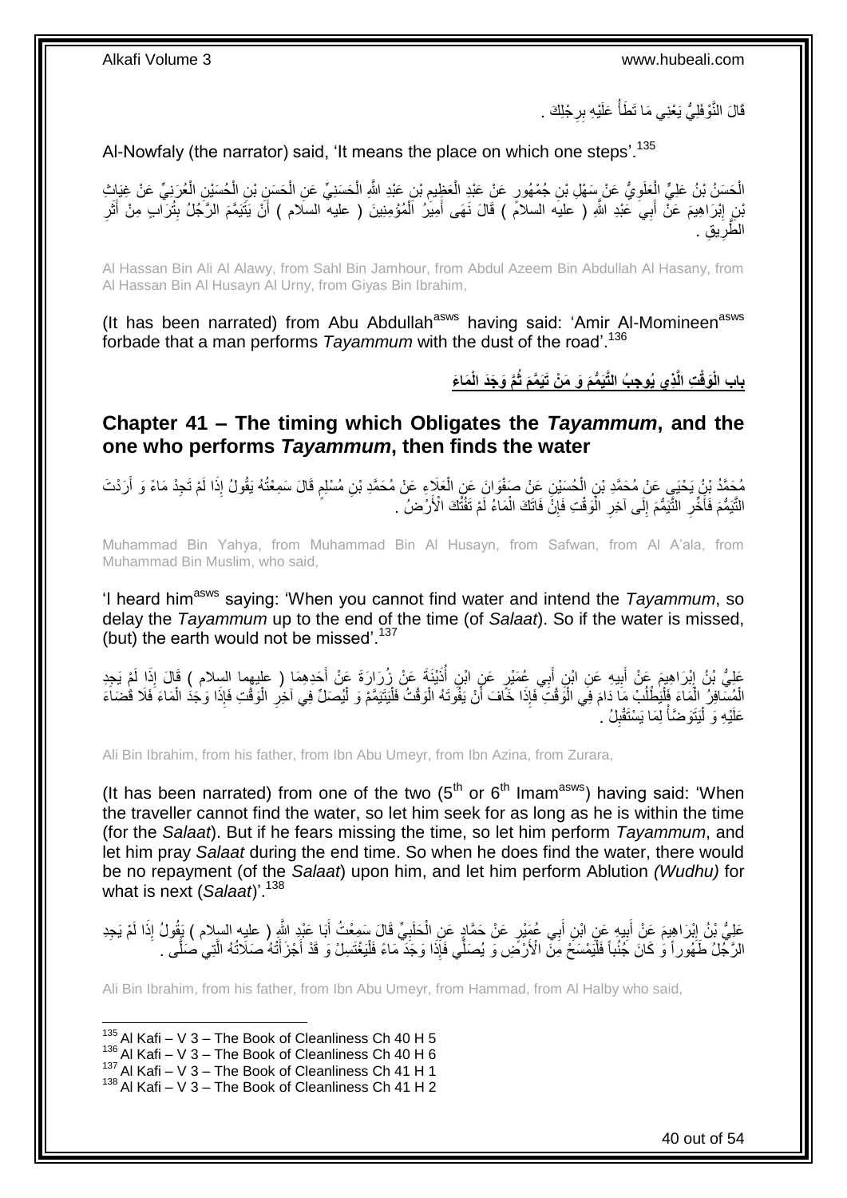قَالَ النَّوْفَلِيُّ يَعْنِي مَا تَطَأُ عَلَيْهِ بِرِجْلِكَ .

Al-Nowfaly (the narrator) said, 'It means the place on which one steps'.[135]

الْحَسَنُ بْنُ عَلِيٍّ الْعَلَوِيُّ عَنْ سَهْلِ بْنِ جُمْهُورٍ عَنْ عَبْدِ الْعَظِيمِ بْنِ عَبْدِ اللَّهِ الْحَسَنِيِّ عَنِ الْحَسَنِ بْنِ الْحُسَيْنِ الْعُرَنِيِّ عَنْ غِيَاثِ بْنِ إِبْرَاهِيمَ عَنْ أَبِي عَبْدِ اللَّهِ ( عليه السلام ) قَالَ نَهَى أَمِيرُ الْمُؤْمِنِينَ ( عليه السلام ) أَنْ يَتَيَمَّمَ الرَّجُلُ بِتُرَابٍ مِنْ أَثَرِ الطَّرِيقِ .

Al Hassan Bin Ali Al Alawy, from Sahl Bin Jamhour, from Abdul Azeem Bin Abdullah Al Hasany, from Al Hassan Bin Al Husayn Al Urny, from Giyas Bin Ibrahim,

(It has been narrated) from Abu Abdullah[asws] having said: 'Amir Al-Momineen[asws] forbade that a man performs *Tayammum* with the dust of the road'.[136]

## بَابُ الْوَقْتِ الَّذِي يُوجِبُ التَّيَمُّمَ وَ مَنْ تَيَمَّمَ ثُمَّ وَجَدَ الْمَاءَ

## Chapter 41 – The timing which Obligates the *Tayammum*, and the one who performs *Tayammum*, then finds the water

مُحَمَّدُ بْنُ يَحْيَى عَنْ مُحَمَّدِ بْنِ الْحُسَيْنِ عَنْ صَفْوَانَ عَنِ الْعَلَاءِ عَنْ مُحَمَّدِ بْنِ مُسْلِمٍ قَالَ سَمِعْتُهُ يَقُولُ إِذَا لَمْ تَجِدْ مَاءً وَ أَرَدْتَ التَّيَمُّمَ فَأَخِّرِ التَّيَمُّمَ إِلَى آخِرِ الْوَقْتِ فَإِنْ فَاتَكَ الْمَاءُ لَمْ تَفُتْكَ الْأَرْضُ .

Muhammad Bin Yahya, from Muhammad Bin Al Husayn, from Safwan, from Al A'ala, from Muhammad Bin Muslim, who said,

'I heard him[asws] saying: 'When you cannot find water and intend the *Tayammum*, so delay the *Tayammum* up to the end of the time (of *Salaat*). So if the water is missed, (but) the earth would not be missed'.[137]

عَلِيُّ بْنُ إِبْرَاهِيمَ عَنْ أَبِيهِ عَنِ ابْنِ أَبِي عُمَيْرٍ عَنِ ابْنِ أُذَيْنَةَ عَنْ زُرَارَةَ عَنْ أَحَدِهِمَا ( عليهما السلام ) قَالَ إِذَا لَمْ يَجِدِ الْمُسَافِرُ الْمَاءَ فَلْيَطْلُبْ مَا دَامَ فِي الْوَقْتِ فَإِذَا خَافَ أَنْ يَفُوتَهُ الْوَقْتُ فَلْيَتَيَمَّمْ وَ لْيُصَلِّ فِي آخِرِ الْوَقْتِ فَإِذَا وَجَدَ الْمَاءَ فَلَا قَضَاءَ عَلَيْهِ وَ لْيَتَوَضَّأْ لِمَا يَسْتَقْبِلُ .

Ali Bin Ibrahim, from his father, from Ibn Abu Umeyr, from Ibn Azina, from Zurara,

(It has been narrated) from one of the two (5[th] or 6[th] Imam[asws]) having said: 'When the traveller cannot find the water, so let him seek for as long as he is within the time (for the *Salaat*). But if he fears missing the time, so let him perform *Tayammum*, and let him pray *Salaat* during the end time. So when he does find the water, there would be no repayment (of the *Salaat*) upon him, and let him perform Ablution *(Wudhu)* for what is next (*Salaat*)'.[138]

عَلِيُّ بْنُ إِبْرَاهِيمَ عَنْ أَبِيهِ عَنِ ابْنِ أَبِي عُمَيْرٍ عَنْ حَمَّادٍ عَنِ الْحَلَبِيِّ قَالَ سَمِعْتُ أَبَا عَبْدِ اللَّهِ ( عليه السلام ) يَقُولُ إِذَا لَمْ يَجِدِ الرَّجُلُ طَهُوراً وَ كَانَ جُنُباً فَلْيَمْسَحْ مِنَ الْأَرْضِ وَ يُصَلِّي فَإِذَا وَجَدَ مَاءً فَلْيَغْتَسِلْ وَ قَدْ أَجْزَأَتْهُ صَلَاتُهُ الَّتِي صَلَّى .

Ali Bin Ibrahim, from his father, from Ibn Abu Umeyr, from Hammad, from Al Halby who said,

---

[135] Al Kafi – V 3 – The Book of Cleanliness Ch 40 H 5
[136] Al Kafi – V 3 – The Book of Cleanliness Ch 40 H 6
[137] Al Kafi – V 3 – The Book of Cleanliness Ch 41 H 1
[138] Al Kafi – V 3 – The Book of Cleanliness Ch 41 H 2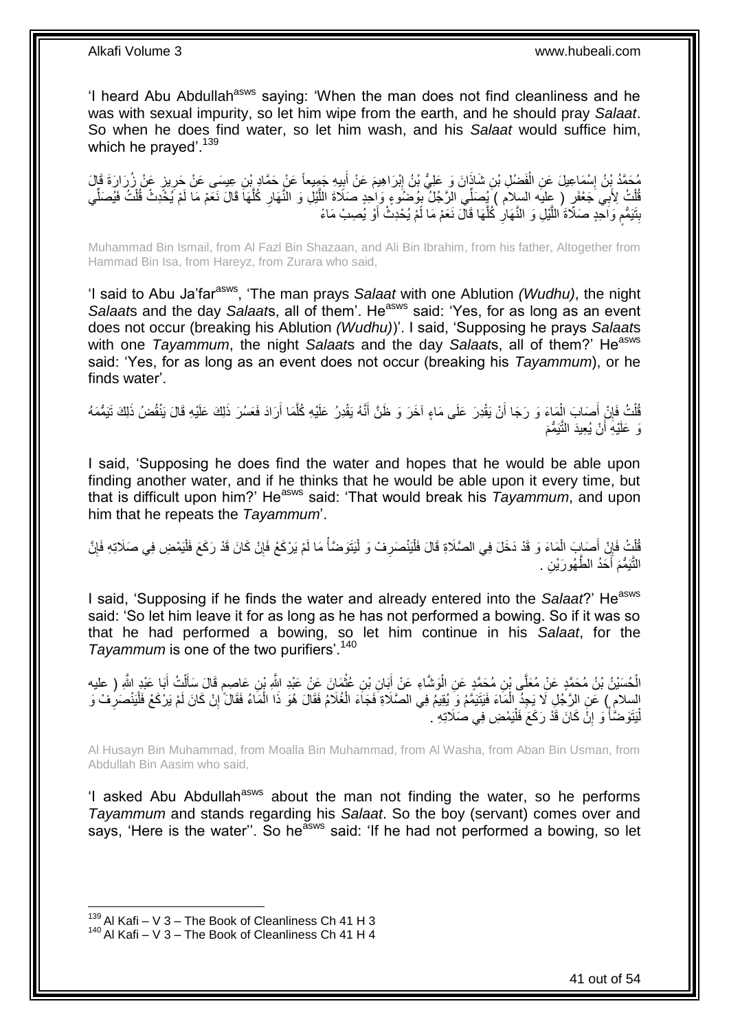'I heard Abu Abdullah[asws] saying: 'When the man does not find cleanliness and he was with sexual impurity, so let him wipe from the earth, and he should pray *Salaat*. So when he does find water, so let him wash, and his *Salaat* would suffice him, which he prayed'.[139]

مُحَمَّدُ بْنُ إِسْمَاعِيلَ عَنِ الْفَضْلِ بْنِ شَاذَانَ وَ عَلِيُّ بْنُ إِبْرَاهِيمَ عَنْ أَبِيهِ جَمِيعاً عَنْ حَمَّادِ بْنِ عِيسَى عَنْ حَرِيزٍ عَنْ زُرَارَةَ قَالَ قُلْتُ لِأَبِي جَعْفَرٍ ( عليه السلام ) يُصَلِّي الرَّجُلُ بِوُضُوءٍ وَاحِدٍ صَلَاةَ اللَّيْلِ وَ النَّهَارِ كُلَّهَا قَالَ نَعَمْ مَا لَمْ يُحْدِثْ قُلْتُ فَيُصَلِّي بِتَيَمُّمٍ وَاحِدٍ صَلَاةَ اللَّيْلِ وَ النَّهَارِ كُلَّهَا قَالَ نَعَمْ مَا لَمْ يُحْدِثْ أَوْ يُصِبْ مَاءً

Muhammad Bin Ismail, from Al Fazl Bin Shazaan, and Ali Bin Ibrahim, from his father, Altogether from Hammad Bin Isa, from Hareyz, from Zurara who said,

'I said to Abu Ja'far[asws], 'The man prays *Salaat* with one Ablution *(Wudhu)*, the night *Salaat*s and the day *Salaat*s, all of them'. He[asws] said: 'Yes, for as long as an event does not occur (breaking his Ablution *(Wudhu)*)'. I said, 'Supposing he prays *Salaat*s with one *Tayammum*, the night *Salaat*s and the day *Salaat*s, all of them?' He[asws] said: 'Yes, for as long as an event does not occur (breaking his *Tayammum*), or he finds water'.

قُلْتُ فَإِنْ أَصَابَ الْمَاءَ وَ رَجَا أَنْ يَقْدِرَ عَلَى مَاءٍ آخَرَ وَ ظَنَّ أَنَّهُ يَقْدِرُ عَلَيْهِ كُلَّمَا أَرَادَ فَعَسُرَ ذَلِكَ عَلَيْهِ قَالَ يَنْقُضُ ذَلِكَ تَيَمُّمَهُ وَ عَلَيْهِ أَنْ يُعِيدَ التَّيَمُّمَ

I said, 'Supposing he does find the water and hopes that he would be able upon finding another water, and if he thinks that he would be able upon it every time, but that is difficult upon him?' He[asws] said: 'That would break his *Tayammum*, and upon him that he repeats the *Tayammum*'.

قُلْتُ فَإِنْ أَصَابَ الْمَاءَ وَ قَدْ دَخَلَ فِي الصَّلَاةِ قَالَ فَلْيَنْصَرِفْ وَ لْيَتَوَضَّأْ مَا لَمْ يَرْكَعْ فَإِنْ كَانَ قَدْ رَكَعَ فَلْيَمْضِ فِي صَلَاتِهِ فَإِنَّ التَّيَمُّمَ أَحَدُ الطَّهُورَيْنِ .

I said, 'Supposing if he finds the water and already entered into the *Salaat*?' He[asws] said: 'So let him leave it for as long as he has not performed a bowing. So if it was so that he had performed a bowing, so let him continue in his *Salaat*, for the *Tayammum* is one of the two purifiers'.[140]

الْحُسَيْنُ بْنُ مُحَمَّدٍ عَنْ مُعَلَّى بْنِ مُحَمَّدٍ عَنِ الْوَشَّاءِ عَنْ أَبَانِ بْنِ عُثْمَانَ عَنْ عَبْدِ اللَّهِ بْنِ عَاصِمٍ قَالَ سَأَلْتُ أَبَا عَبْدِ اللَّهِ ( عليه السلام ) عَنِ الرَّجُلِ لَا يَجِدُ الْمَاءَ فَيَتَيَمَّمُ وَ يُقِيمُ فِي الصَّلَاةِ فَجَاءَ الْغُلَامُ فَقَالَ هُوَ ذَا الْمَاءُ فَقَالَ إِنْ كَانَ لَمْ يَرْكَعْ فَلْيَنْصَرِفْ وَ لْيَتَوَضَّأْ وَ إِنْ كَانَ قَدْ رَكَعَ فَلْيَمْضِ فِي صَلَاتِهِ .

Al Husayn Bin Muhammad, from Moalla Bin Muhammad, from Al Washa, from Aban Bin Usman, from Abdullah Bin Aasim who said,

'I asked Abu Abdullah[asws] about the man not finding the water, so he performs *Tayammum* and stands regarding his *Salaat*. So the boy (servant) comes over and says, 'Here is the water''. So he[asws] said: 'If he had not performed a bowing, so let

[139] Al Kafi – V 3 – The Book of Cleanliness Ch 41 H 3
[140] Al Kafi – V 3 – The Book of Cleanliness Ch 41 H 4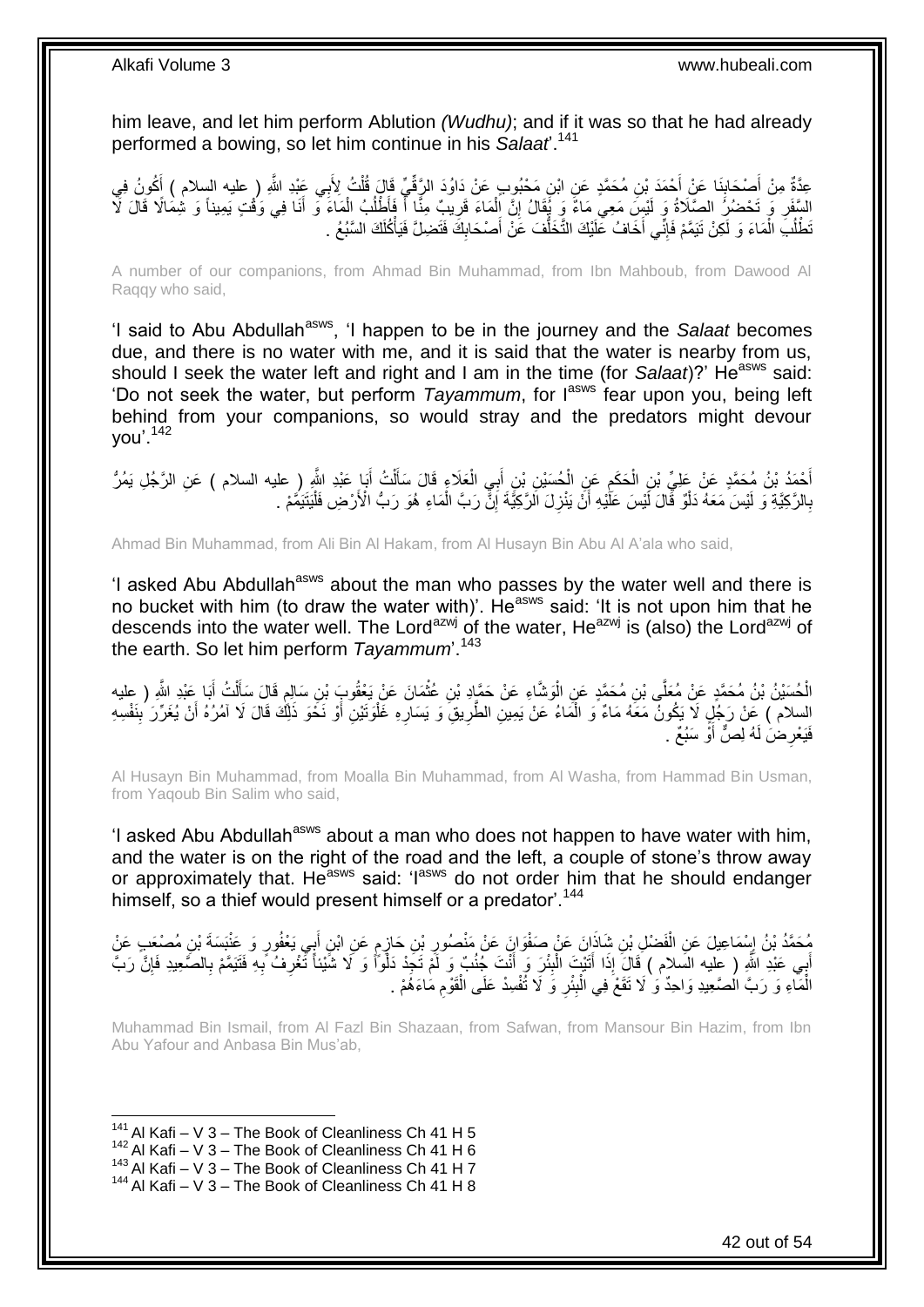him leave, and let him perform Ablution *(Wudhu)*; and if it was so that he had already performed a bowing, so let him continue in his *Salaat*'.[141]

عِدَّةٌ مِنْ أَصْحَابِنَا عَنْ أَحْمَدَ بْنِ مُحَمَّدٍ عَنِ ابْنِ مَحْبُوبٍ عَنْ دَاوُدَ الرَّقِّيِّ قَالَ قُلْتُ لِأَبِي عَبْدِ اللَّهِ ( عليه السلام ) أَكُونُ فِي السَّفَرِ وَ تَحْضُرُ الصَّلَاةُ وَ لَيْسَ مَعِي مَاءٌ وَ يُقَالُ إِنَّ الْمَاءَ قَرِيبٌ مِنَّا أَ فَأَطْلُبُ الْمَاءَ وَ أَنَا فِي وَقْتٍ يَمِيناً وَ شِمَالًا قَالَ لَا تَطْلُبِ الْمَاءَ وَ لَكِنْ تَيَمَّمْ فَإِنِّي أَخَافُ عَلَيْكَ التَّخَلُّفَ عَنْ أَصْحَابِكَ فَتَضِلَّ فَيَأْكُلَكَ السَّبُعُ .

A number of our companions, from Ahmad Bin Muhammad, from Ibn Mahboub, from Dawood Al Raqqy who said,

'I said to Abu Abdullah[asws], 'I happen to be in the journey and the *Salaat* becomes due, and there is no water with me, and it is said that the water is nearby from us, should I seek the water left and right and I am in the time (for *Salaat*)?' He[asws] said: 'Do not seek the water, but perform *Tayammum*, for I[asws] fear upon you, being left behind from your companions, so would stray and the predators might devour you'.[142]

أَحْمَدُ بْنُ مُحَمَّدٍ عَنْ عَلِيِّ بْنِ الْحَكَمِ عَنِ الْحُسَيْنِ بْنِ أَبِي الْعَلَاءِ قَالَ سَأَلْتُ أَبَا عَبْدِ اللَّهِ ( عليه السلام ) عَنِ الرَّجُلِ يَمُرُّ بِالرَّكِيَّةِ وَ لَيْسَ مَعَهُ دَلْوٌ قَالَ لَيْسَ عَلَيْهِ أَنْ يَنْزِلَ الرَّكِيَّةَ إِنَّ رَبَّ الْمَاءِ هُوَ رَبُّ الْأَرْضِ فَلْيَتَيَمَّمْ .

Ahmad Bin Muhammad, from Ali Bin Al Hakam, from Al Husayn Bin Abu Al A'ala who said,

'I asked Abu Abdullah[asws] about the man who passes by the water well and there is no bucket with him (to draw the water with)'. He[asws] said: 'It is not upon him that he descends into the water well. The Lord[azwj] of the water, He[azwj] is (also) the Lord[azwj] of the earth. So let him perform *Tayammum*'.[143]

الْحُسَيْنُ بْنُ مُحَمَّدٍ عَنْ مُعَلَّى بْنِ مُحَمَّدٍ عَنِ الْوَشَّاءِ عَنْ حَمَّادِ بْنِ عُثْمَانَ عَنْ يَعْقُوبَ بْنِ سَالِمٍ قَالَ سَأَلْتُ أَبَا عَبْدِ اللَّهِ ( عليه السلام ) عَنْ رَجُلٍ لَا يَكُونُ مَعَهُ مَاءٌ وَ الْمَاءُ عَنْ يَمِينِ الطَّرِيقِ وَ يَسَارِهِ غَلْوَتَيْنِ أَوْ نَحْوَ ذَلِكَ قَالَ لَا آمُرُهُ أَنْ يُغَرِّرَ بِنَفْسِهِ فَيَعْرِضَ لَهُ لِصٌّ أَوْ سَبُعٌ .

Al Husayn Bin Muhammad, from Moalla Bin Muhammad, from Al Washa, from Hammad Bin Usman, from Yaqoub Bin Salim who said,

'I asked Abu Abdullah[asws] about a man who does not happen to have water with him, and the water is on the right of the road and the left, a couple of stone's throw away or approximately that. He[asws] said: 'I[asws] do not order him that he should endanger himself, so a thief would present himself or a predator'.[144]

مُحَمَّدُ بْنُ إِسْمَاعِيلَ عَنِ الْفَضْلِ بْنِ شَاذَانَ عَنْ صَفْوَانَ عَنْ مَنْصُورِ بْنِ حَازِمٍ عَنِ ابْنِ أَبِي يَعْفُورٍ وَ عَنْبَسَةَ بْنِ مُصْعَبٍ عَنْ أَبِي عَبْدِ اللَّهِ ( عليه السلام ) قَالَ إِذَا أَتَيْتَ الْبِئْرَ وَ أَنْتَ جُنُبٌ وَ لَمْ تَجِدْ دَلْواً وَ لَا شَيْئاً تَغْرِفُ بِهِ فَتَيَمَّمْ بِالصَّعِيدِ فَإِنَّ رَبَّ الْمَاءِ وَ رَبَّ الصَّعِيدِ وَاحِدٌ وَ لَا تَقَعْ فِي الْبِئْرِ وَ لَا تُفْسِدْ عَلَى الْقَوْمِ مَاءَهُمْ .

Muhammad Bin Ismail, from Al Fazl Bin Shazaan, from Safwan, from Mansour Bin Hazim, from Ibn Abu Yafour and Anbasa Bin Mus'ab,

[141] Al Kafi – V 3 – The Book of Cleanliness Ch 41 H 5
[142] Al Kafi – V 3 – The Book of Cleanliness Ch 41 H 6
[143] Al Kafi – V 3 – The Book of Cleanliness Ch 41 H 7
[144] Al Kafi – V 3 – The Book of Cleanliness Ch 41 H 8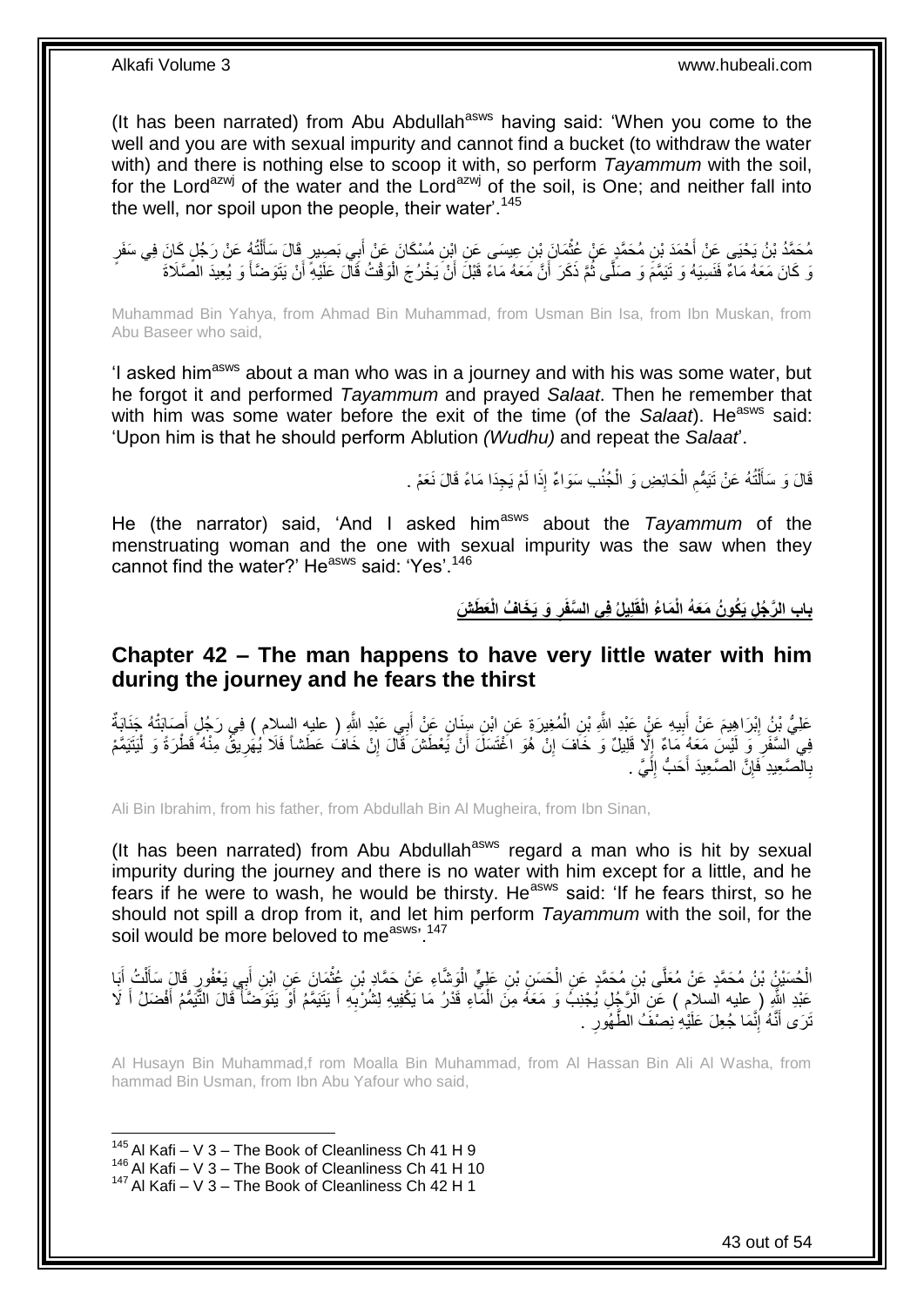(It has been narrated) from Abu Abdullah[asws] having said: 'When you come to the well and you are with sexual impurity and cannot find a bucket (to withdraw the water with) and there is nothing else to scoop it with, so perform *Tayammum* with the soil, for the Lord[azwj] of the water and the Lord[azwj] of the soil, is One; and neither fall into the well, nor spoil upon the people, their water'.[145]

مُحَمَّدُ بْنُ يَحْيَى عَنْ أَحْمَدَ بْنِ مُحَمَّدٍ عَنْ عُثْمَانَ بْنِ عِيسَى عَنِ ابْنِ مُسْكَانَ عَنْ أَبِي بَصِيرٍ قَالَ سَأَلْتُهُ عَنْ رَجُلٍ كَانَ فِي سَفَرٍ وَ كَانَ مَعَهُ مَاءٌ فَنَسِيَهُ وَ تَيَمَّمَ وَ صَلَّى ثُمَّ ذَكَرَ أَنَّ مَعَهُ مَاءً قَبْلَ أَنْ يَخْرُجَ الْوَقْتُ قَالَ عَلَيْهِ أَنْ يَتَوَضَّأَ وَ يُعِيدَ الصَّلَاةَ

Muhammad Bin Yahya, from Ahmad Bin Muhammad, from Usman Bin Isa, from Ibn Muskan, from Abu Baseer who said,

'I asked him[asws] about a man who was in a journey and with his was some water, but he forgot it and performed *Tayammum* and prayed *Salaat*. Then he remember that with him was some water before the exit of the time (of the *Salaat*). He[asws] said: 'Upon him is that he should perform Ablution *(Wudhu)* and repeat the *Salaat*'.

قَالَ وَ سَأَلْتُهُ عَنْ تَيَمُّمِ الْحَائِضِ وَ الْجُنُبِ سَوَاءٌ إِذَا لَمْ يَجِدَا مَاءً قَالَ نَعَمْ .

He (the narrator) said, 'And I asked him[asws] about the *Tayammum* of the menstruating woman and the one with sexual impurity was the saw when they cannot find the water?' He[asws] said: 'Yes'.[146]

## باب الرَّجُلِ يَكُونُ مَعَهُ الْمَاءُ الْقَلِيلُ فِي السَّفَرِ وَ يَخَافُ الْعَطَشَ

## **Chapter 42 – The man happens to have very little water with him during the journey and he fears the thirst**

عَلِيُّ بْنُ إِبْرَاهِيمَ عَنْ أَبِيهِ عَنْ عَبْدِ اللَّهِ بْنِ الْمُغِيرَةِ عَنِ ابْنِ سِنَانٍ عَنْ أَبِي عَبْدِ اللَّهِ ( عليه السلام ) فِي رَجُلٍ أَصَابَتْهُ جَنَابَةٌ فِي السَّفَرِ وَ لَيْسَ مَعَهُ مَاءٌ إِلَّا قَلِيلٌ وَ خَافَ إِنْ هُوَ اغْتَسَلَ أَنْ يَعْطَشَ قَالَ إِنْ خَافَ عَطَشاً فَلَا يُهَرِيقُ مِنْهُ قَطْرَةً وَ لْيَتَيَمَّمْ بِالصَّعِيدِ فَإِنَّ الصَّعِيدَ أَحَبُّ إِلَيَّ .

Ali Bin Ibrahim, from his father, from Abdullah Bin Al Mugheira, from Ibn Sinan,

(It has been narrated) from Abu Abdullah[asws] regard a man who is hit by sexual impurity during the journey and there is no water with him except for a little, and he fears if he were to wash, he would be thirsty. He[asws] said: 'If he fears thirst, so he should not spill a drop from it, and let him perform *Tayammum* with the soil, for the soil would be more beloved to me[asws]'.[147]

الْحُسَيْنُ بْنُ مُحَمَّدٍ عَنْ مُعَلَّى بْنِ مُحَمَّدٍ عَنِ الْحَسَنِ بْنِ عَلِيٍّ الْوَشَّاءِ عَنْ حَمَّادِ بْنِ عُثْمَانَ عَنِ ابْنِ أَبِي يَعْفُورٍ قَالَ سَأَلْتُ أَبَا عَبْدِ اللَّهِ ( عليه السلام ) عَنِ الرَّجُلِ يُجْنِبُ وَ مَعَهُ مِنَ الْمَاءِ قَدْرُ مَا يَكْفِيهِ لِشُرْبِهِ أَ يَتَيَمَّمُ أَوْ يَتَوَضَّأُ قَالَ التَّيَمُّمُ أَفْضَلُ أَ لَا تَرَى أَنَّهُ إِنَّمَا جُعِلَ عَلَيْهِ نِصْفُ الطَّهُورِ .

Al Husayn Bin Muhammad,f rom Moalla Bin Muhammad, from Al Hassan Bin Ali Al Washa, from hammad Bin Usman, from Ibn Abu Yafour who said,

---

[145] Al Kafi – V 3 – The Book of Cleanliness Ch 41 H 9
[146] Al Kafi – V 3 – The Book of Cleanliness Ch 41 H 10
[147] Al Kafi – V 3 – The Book of Cleanliness Ch 42 H 1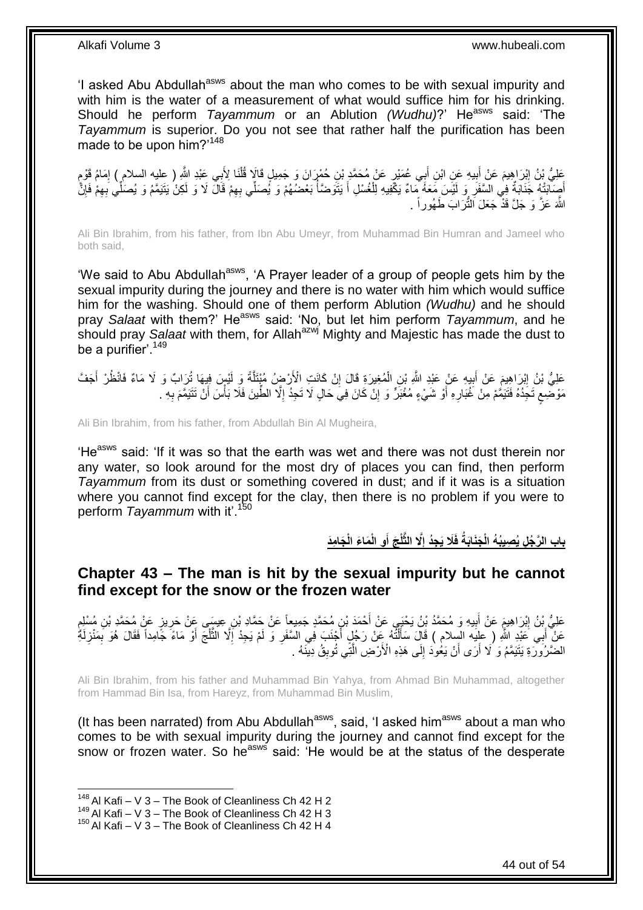'I asked Abu Abdullah[asws] about the man who comes to be with sexual impurity and with him is the water of a measurement of what would suffice him for his drinking. Should he perform *Tayammum* or an Ablution *(Wudhu)*?' He[asws] said: 'The *Tayammum* is superior. Do you not see that rather half the purification has been made to be upon him?'[148]

عَلِيُّ بْنُ إِبْرَاهِيمَ عَنْ أَبِيهِ عَنِ ابْنِ أَبِي عُمَيْرٍ عَنْ مُحَمَّدِ بْنِ حُمْرَانَ وَ جَمِيلٍ قَالَا قُلْنَا لِأَبِي عَبْدِ اللَّهِ ( عليه السلام ) إِمَامُ قَوْمٍ أَصَابَتْهُ جَنَابَةٌ فِي السَّفَرِ وَ لَيْسَ مَعَهُ مَاءٌ يَكْفِيهِ لِلْغُسْلِ أَ يَتَوَضَّأُ بَعْضُهُمْ وَ يُصَلِّي بِهِمْ قَالَ لَا وَ لَكِنْ يَتَيَمَّمُ وَ يُصَلِّي بِهِمْ فَإِنَّ اللَّهَ عَزَّ وَ جَلَّ قَدْ جَعَلَ التُّرَابَ طَهُوراً .

Ali Bin Ibrahim, from his father, from Ibn Abu Umeyr, from Muhammad Bin Humran and Jameel who both said,

'We said to Abu Abdullah[asws], 'A Prayer leader of a group of people gets him by the sexual impurity during the journey and there is no water with him which would suffice him for the washing. Should one of them perform Ablution *(Wudhu)* and he should pray *Salaat* with them?' He[asws] said: 'No, but let him perform *Tayammum*, and he should pray *Salaat* with them, for Allah[azwj] Mighty and Majestic has made the dust to be a purifier'.[149]

عَلِيُّ بْنُ إِبْرَاهِيمَ عَنْ أَبِيهِ عَنْ عَبْدِ اللَّهِ بْنِ الْمُغِيرَةِ قَالَ إِنْ كَانَتِ الْأَرْضُ مُبْتَلَّةً وَ لَيْسَ فِيهَا تُرَابٌ وَ لَا مَاءٌ فَانْظُرْ أَجَفَّ مَوْضِعٍ تَجِدُهُ فَتَيَمَّمْ مِنْ غُبَارِهِ أَوْ شَيْءٍ مُغْبَرٍّ وَ إِنْ كَانَ فِي حَالٍ لَا تَجِدُ إِلَّا الطِّينَ فَلَا بَأْسَ أَنْ تَتَيَمَّمَ بِهِ .

Ali Bin Ibrahim, from his father, from Abdullah Bin Al Mugheira,

'He[asws] said: 'If it was so that the earth was wet and there was not dust therein nor any water, so look around for the most dry of places you can find, then perform *Tayammum* from its dust or something covered in dust; and if it was is a situation where you cannot find except for the clay, then there is no problem if you were to perform *Tayammum* with it'.[150]

## باب الرَّجُلِ يُصِيبُهُ الْجَنَابَةُ فَلَا يَجِدُ إِلَّا الثَّلْجَ أَوِ الْمَاءَ الْجَامِدَ

## Chapter 43 – The man is hit by the sexual impurity but he cannot find except for the snow or the frozen water

عَلِيُّ بْنُ إِبْرَاهِيمَ عَنْ أَبِيهِ وَ مُحَمَّدُ بْنُ يَحْيَى عَنْ أَحْمَدَ بْنِ مُحَمَّدٍ جَمِيعاً عَنْ حَمَّادِ بْنِ عِيسَى عَنْ حَرِيزٍ عَنْ مُحَمَّدِ بْنِ مُسْلِمٍ عَنْ أَبِي عَبْدِ اللَّهِ ( عليه السلام ) قَالَ سَأَلْتُهُ عَنْ رَجُلٍ أَجْنَبَ فِي السَّفَرِ وَ لَمْ يَجِدْ إِلَّا الثَّلْجَ أَوْ مَاءً جَامِداً فَقَالَ هُوَ بِمَنْزِلَةِ الضَّرُورَةِ يَتَيَمَّمُ وَ لَا أَرَى أَنْ يَعُودَ إِلَى هَذِهِ الْأَرْضِ الَّتِي تُوبِقُ دِينَهُ .

Ali Bin Ibrahim, from his father and Muhammad Bin Yahya, from Ahmad Bin Muhammad, altogether from Hammad Bin Isa, from Hareyz, from Muhammad Bin Muslim,

(It has been narrated) from Abu Abdullah[asws], said, 'I asked him[asws] about a man who comes to be with sexual impurity during the journey and cannot find except for the snow or frozen water. So he[asws] said: 'He would be at the status of the desperate

[148] Al Kafi – V 3 – The Book of Cleanliness Ch 42 H 2
[149] Al Kafi – V 3 – The Book of Cleanliness Ch 42 H 3
[150] Al Kafi – V 3 – The Book of Cleanliness Ch 42 H 4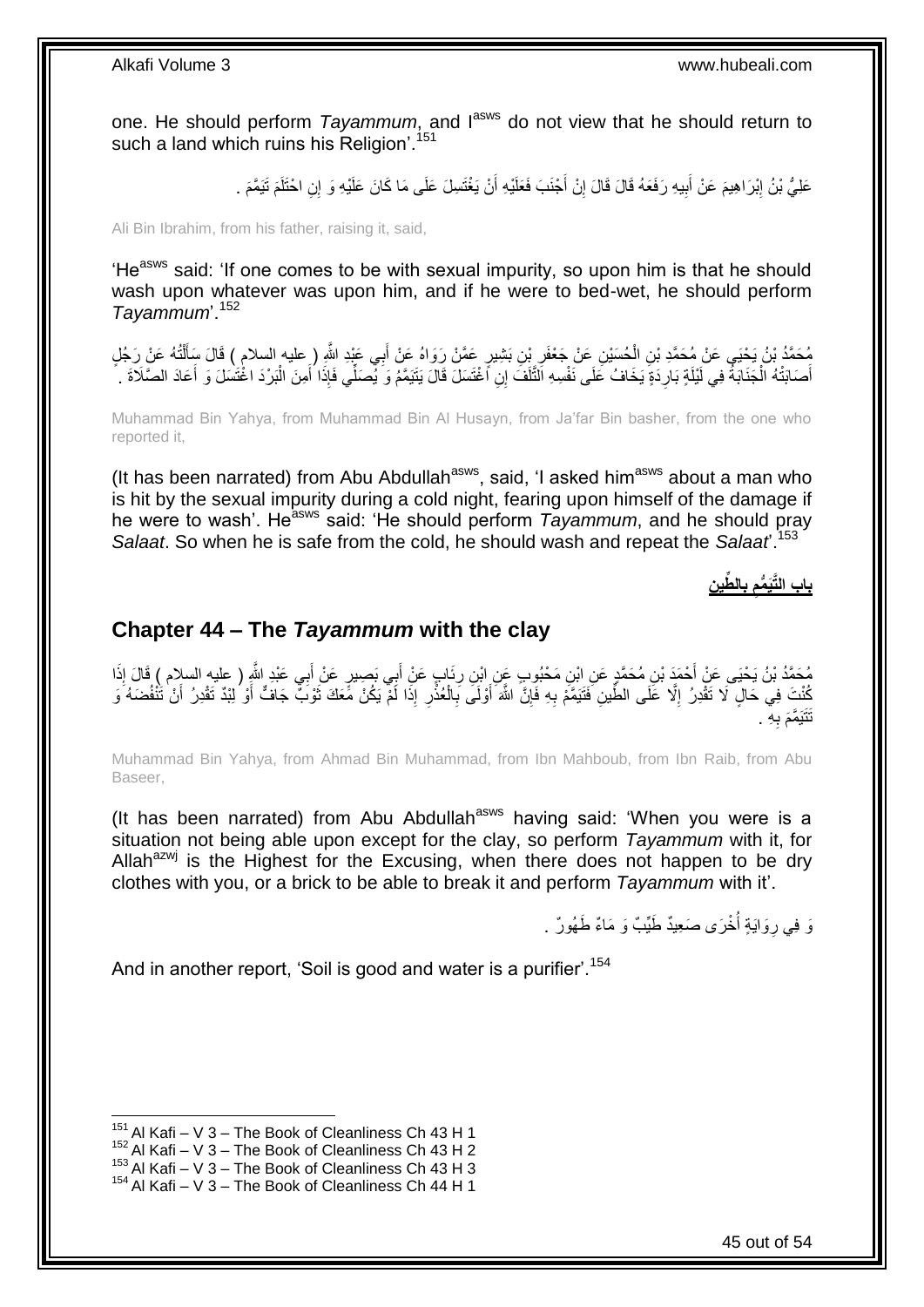one. He should perform *Tayammum*, and I[asws] do not view that he should return to such a land which ruins his Religion'.[151]

عَلِيُّ بْنُ إِبْرَاهِيمَ عَنْ أَبِيهِ رَفَعَهُ قَالَ قَالَ إِنْ أَجْنَبَ فَعَلَيْهِ أَنْ يَغْتَسِلَ عَلَى مَا كَانَ عَلَيْهِ وَ إِنِ احْتَلَمَ تَيَمَّمَ .

Ali Bin Ibrahim, from his father, raising it, said,

'He[asws] said: 'If one comes to be with sexual impurity, so upon him is that he should wash upon whatever was upon him, and if he were to bed-wet, he should perform *Tayammum*'.[152]

مُحَمَّدُ بْنُ يَحْيَى عَنْ مُحَمَّدِ بْنِ الْحُسَيْنِ عَنْ جَعْفَرِ بْنِ بَشِيرٍ عَمَّنْ رَوَاهُ عَنْ أَبِي عَبْدِ اللَّهِ ( عليه السلام ) قَالَ سَأَلْتُهُ عَنْ رَجُلٍ أَصَابَتْهُ الْجَنَابَةُ فِي لَيْلَةٍ بَارِدَةٍ يَخَافُ عَلَى نَفْسِهِ التَّلَفَ إِنِ اغْتَسَلَ قَالَ يَتَيَمَّمُ وَ يُصَلِّي فَإِذَا أَمِنَ الْبَرْدَ اغْتَسَلَ وَ أَعَادَ الصَّلَاةَ .

Muhammad Bin Yahya, from Muhammad Bin Al Husayn, from Ja'far Bin basher, from the one who reported it,

(It has been narrated) from Abu Abdullah[asws], said, 'I asked him[asws] about a man who is hit by the sexual impurity during a cold night, fearing upon himself of the damage if he were to wash'. He[asws] said: 'He should perform *Tayammum*, and he should pray *Salaat*. So when he is safe from the cold, he should wash and repeat the *Salaat*'.[153]

## باب التَّيَمُّمِ بِالطِّينِ

## Chapter 44 – The *Tayammum* with the clay

مُحَمَّدُ بْنُ يَحْيَى عَنْ أَحْمَدَ بْنِ مُحَمَّدٍ عَنِ ابْنِ مَحْبُوبٍ عَنِ ابْنِ رِئَابٍ عَنْ أَبِي بَصِيرٍ عَنْ أَبِي عَبْدِ اللَّهِ ( عليه السلام ) قَالَ إِذَا كُنْتَ فِي حَالٍ لَا تَقْدِرُ إِلَّا عَلَى الطِّينِ فَتَيَمَّمْ بِهِ فَإِنَّ اللَّهَ أَوْلَى بِالْعُذْرِ إِذَا لَمْ يَكُنْ مَعَكَ ثَوْبٌ جَافٌّ أَوْ لِبْدٌ تَقْدِرُ أَنْ تَنْفُضَهُ وَ تَتَيَمَّمَ بِهِ .

Muhammad Bin Yahya, from Ahmad Bin Muhammad, from Ibn Mahboub, from Ibn Raib, from Abu Baseer,

(It has been narrated) from Abu Abdullah[asws] having said: 'When you were is a situation not being able upon except for the clay, so perform *Tayammum* with it, for Allah[azwj] is the Highest for the Excusing, when there does not happen to be dry clothes with you, or a brick to be able to break it and perform *Tayammum* with it'.

وَ فِي رِوَايَةٍ أُخْرَى صَعِيدٌ طَيِّبٌ وَ مَاءٌ طَهُورٌ .

And in another report, 'Soil is good and water is a purifier'.[154]

[151] Al Kafi – V 3 – The Book of Cleanliness Ch 43 H 1
[152] Al Kafi – V 3 – The Book of Cleanliness Ch 43 H 2
[153] Al Kafi – V 3 – The Book of Cleanliness Ch 43 H 3
[154] Al Kafi – V 3 – The Book of Cleanliness Ch 44 H 1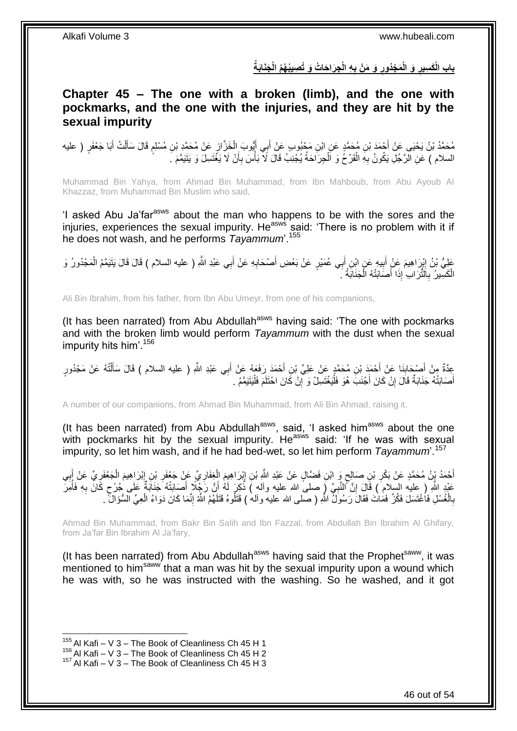## بابِ الْكَسِيرِ وَ الْمَجْدُورِ وَ مَنْ بِهِ الْجِرَاحَاتُ وَ تُصِيبُهُمُ الْجَنَابَةُ

## Chapter 45 – The one with a broken (limb), and the one with pockmarks, and the one with the injuries, and they are hit by the sexual impurity

مُحَمَّدُ بْنُ يَحْيَى عَنْ أَحْمَدَ بْنِ مُحَمَّدٍ عَنِ ابْنِ مَحْبُوبٍ عَنْ أَبِي أَيُّوبَ الْخَزَّازِ عَنْ مُحَمَّدِ بْنِ مُسْلِمٍ قَالَ سَأَلْتُ أَبَا جَعْفَرٍ ( عليه السلام ) عَنِ الرَّجُلِ يَكُونُ بِهِ الْقَرْحُ وَ الْجِرَاحَةُ يُجْنِبُ قَالَ لَا بَأْسَ بِأَنْ لَا يَغْتَسِلَ وَ يَتَيَمَّمَ .

Muhammad Bin Yahya, from Ahmad Bin Muhammad, from Ibn Mahboub, from Abu Ayoub Al Khazzaz, from Muhammad Bin Muslim who said,

'I asked Abu Ja'far[asws] about the man who happens to be with the sores and the injuries, experiences the sexual impurity. He[asws] said: 'There is no problem with it if he does not wash, and he performs *Tayammum*'.[155]

عَلِيُّ بْنُ إِبْرَاهِيمَ عَنْ أَبِيهِ عَنِ ابْنِ أَبِي عُمَيْرٍ عَنْ بَعْضِ أَصْحَابِهِ عَنْ أَبِي عَبْدِ اللَّهِ ( عليه السلام ) قَالَ قَالَ يَتَيَمَّمُ الْمَجْدُورُ وَ الْكَسِيرُ بِالتُّرَابِ إِذَا أَصَابَتْهُ الْجَنَابَةُ .

Ali Bin Ibrahim, from his father, from Ibn Abu Umeyr, from one of his companions,

(It has been narrated) from Abu Abdullah[asws] having said: 'The one with pockmarks and with the broken limb would perform *Tayammum* with the dust when the sexual impurity hits him'.[156]

عِدَّةٌ مِنْ أَصْحَابِنَا عَنْ أَحْمَدَ بْنِ مُحَمَّدٍ عَنْ عَلِيِّ بْنِ أَحْمَدَ رَفَعَهُ عَنْ أَبِي عَبْدِ اللَّهِ ( عليه السلام ) قَالَ سَأَلْتُهُ عَنْ مَجْدُورٍ أَصَابَتْهُ جَنَابَةٌ قَالَ إِنْ كَانَ أَجْنَبَ هُوَ فَلْيَغْتَسِلْ وَ إِنْ كَانَ احْتَلَمَ فَلْيَتَيَمَّمْ .

A number of our companions, from Ahmad Bin Muhammad, from Ali Bin Ahmad, raising it,

(It has been narrated) from Abu Abdullah[asws], said, 'I asked him[asws] about the one with pockmarks hit by the sexual impurity. He[asws] said: 'If he was with sexual impurity, so let him wash, and if he had bed-wet, so let him perform *Tayammum*'.[157]

أَحْمَدُ بْنُ مُحَمَّدٍ عَنْ بَكْرِ بْنِ صَالِحٍ وَ ابْنِ فَضَّالٍ عَنْ عَبْدِ اللَّهِ بْنِ إِبْرَاهِيمَ الْغِفَارِيِّ عَنْ جَعْفَرِ بْنِ إِبْرَاهِيمَ الْجَعْفَرِيِّ عَنْ أَبِي عَبْدِ اللَّهِ ( عليه السلام ) قَالَ إِنَّ النَّبِيَّ ( صلى الله عليه وآله ) ذُكِرَ لَهُ أَنَّ رَجُلًا أَصَابَتْهُ جَنَابَةٌ عَلَى جُرْحٍ كَانَ بِهِ فَأُمِرَ بِالْغُسْلِ فَاغْتَسَلَ فَكُزَّ فَمَاتَ فَقَالَ رَسُولُ اللَّهِ ( صلى الله عليه وآله ) قَتَلُوهُ قَتَلَهُمُ اللَّهُ إِنَّمَا كَانَ دَوَاءُ الْعِيِّ السُّؤَالَ .

Ahmad Bin Muhammad, from Bakr Bin Salih and Ibn Fazzal, from Abdullah Bin Ibrahim Al Ghifary, from Ja'far Bin Ibrahim Al Ja'fary,

(It has been narrated) from Abu Abdullah[asws] having said that the Prophet[saww], it was mentioned to him[saww] that a man was hit by the sexual impurity upon a wound which he was with, so he was instructed with the washing. So he washed, and it got

[155] Al Kafi – V 3 – The Book of Cleanliness Ch 45 H 1
[156] Al Kafi – V 3 – The Book of Cleanliness Ch 45 H 2
[157] Al Kafi – V 3 – The Book of Cleanliness Ch 45 H 3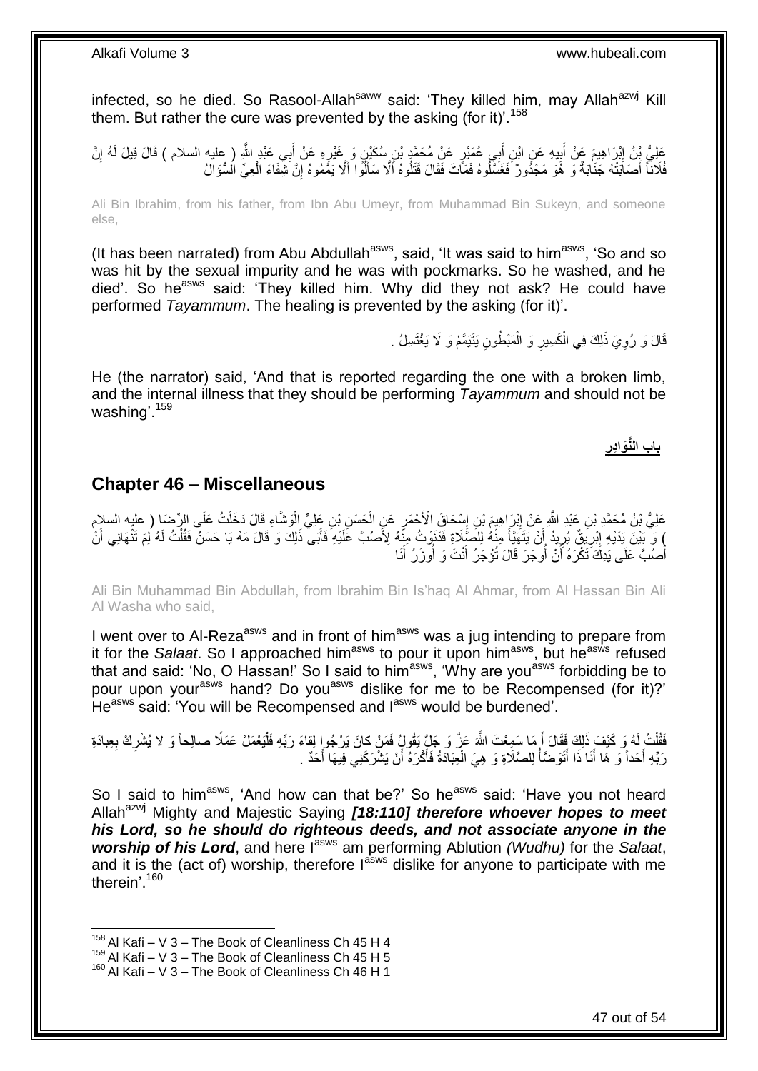infected, so he died. So Rasool-Allah[saww] said: 'They killed him, may Allah[azwj] Kill them. But rather the cure was prevented by the asking (for it)'.[158]

عَلِيُّ بْنُ إِبْرَاهِيمَ عَنْ أَبِيهِ عَنِ ابْنِ أَبِي عُمَيْرٍ عَنْ مُحَمَّدِ بْنِ سُكَيْنٍ وَ غَيْرِهِ عَنْ أَبِي عَبْدِ اللَّهِ ( عليه السلام ) قَالَ قِيلَ لَهُ إِنَّ فُلَاناً أَصَابَتْهُ جَنَابَةٌ وَ هُوَ مَجْدُورٌ فَغَسَّلُوهُ فَمَاتَ فَقَالَ قَتَلُوهُ أَلَّا سَأَلُوا أَلَّا يَمَّمُوهُ إِنَّ شِفَاءَ الْعِيِّ السُّؤَالُ

Ali Bin Ibrahim, from his father, from Ibn Abu Umeyr, from Muhammad Bin Sukeyn, and someone else,

(It has been narrated) from Abu Abdullah[asws], said, 'It was said to him[asws], 'So and so was hit by the sexual impurity and he was with pockmarks. So he washed, and he died'. So he[asws] said: 'They killed him. Why did they not ask? He could have performed *Tayammum*. The healing is prevented by the asking (for it)'.

قَالَ وَ رُوِيَ ذَلِكَ فِي الْكَسِيرِ وَ الْمَبْطُونِ يَتَيَمَّمُ وَ لَا يَغْتَسِلُ .

He (the narrator) said, 'And that is reported regarding the one with a broken limb, and the internal illness that they should be performing *Tayammum* and should not be washing'.[159]

**بَابُ النَّوَادِرِ**

## Chapter 46 – Miscellaneous

عَلِيُّ بْنُ مُحَمَّدِ بْنِ عَبْدِ اللَّهِ عَنْ إِبْرَاهِيمَ بْنِ إِسْحَاقَ الْأَحْمَرِ عَنِ الْحَسَنِ بْنِ عَلِيٍّ الْوَشَّاءِ قَالَ دَخَلْتُ عَلَى الرِّضَا ( عليه السلام ) وَ بَيْنَ يَدَيْهِ إِبْرِيقٌ يُرِيدُ أَنْ يَتَهَيَّأَ مِنْهُ لِلصَّلَاةِ فَدَنَوْتُ مِنْهُ لِأَصُبَّ عَلَيْهِ فَأَبَى ذَلِكَ وَ قَالَ مَهْ يَا حَسَنُ فَقُلْتُ لَهُ لِمَ تَنْهَانِي أَنْ أَصُبَّ عَلَى يَدِكَ تَكْرَهُ أَنْ أُوجَرَ قَالَ تُؤْجَرُ أَنْتَ وَ أُوزَرُ أَنَا

Ali Bin Muhammad Bin Abdullah, from Ibrahim Bin Is'haq Al Ahmar, from Al Hassan Bin Ali Al Washa who said,

I went over to Al-Reza[asws] and in front of him[asws] was a jug intending to prepare from it for the *Salaat*. So I approached him[asws] to pour it upon him[asws], but he[asws] refused that and said: 'No, O Hassan!' So I said to him[asws], 'Why are you[asws] forbidding be to pour upon your[asws] hand? Do you[asws] dislike for me to be Recompensed (for it)?' He[asws] said: 'You will be Recompensed and I[asws] would be burdened'.

فَقُلْتُ لَهُ وَ كَيْفَ ذَلِكَ فَقَالَ أَ مَا سَمِعْتَ اللَّهَ عَزَّ وَ جَلَّ يَقُولُ فَمَنْ كانَ يَرْجُوا لِقاءَ رَبِّهِ فَلْيَعْمَلْ عَمَلًا صالِحاً وَ لا يُشْرِكْ بِعِبادَةِ رَبِّهِ أَحَداً وَ هَا أَنَا ذَا أَتَوَضَّأُ لِلصَّلَاةِ وَ هِيَ الْعِبَادَةُ فَأَكْرَهُ أَنْ يَشْرَكَنِي فِيهَا أَحَدٌ .

So I said to him[asws], 'And how can that be?' So he[asws] said: 'Have you not heard Allah[azwj] Mighty and Majestic Saying ***[18:110] therefore whoever hopes to meet his Lord, so he should do righteous deeds, and not associate anyone in the worship of his Lord***, and here I[asws] am performing Ablution *(Wudhu)* for the *Salaat*, and it is the (act of) worship, therefore I[asws] dislike for anyone to participate with me therein'.[160]

---

[158] Al Kafi – V 3 – The Book of Cleanliness Ch 45 H 4
[159] Al Kafi – V 3 – The Book of Cleanliness Ch 45 H 5
[160] Al Kafi – V 3 – The Book of Cleanliness Ch 46 H 1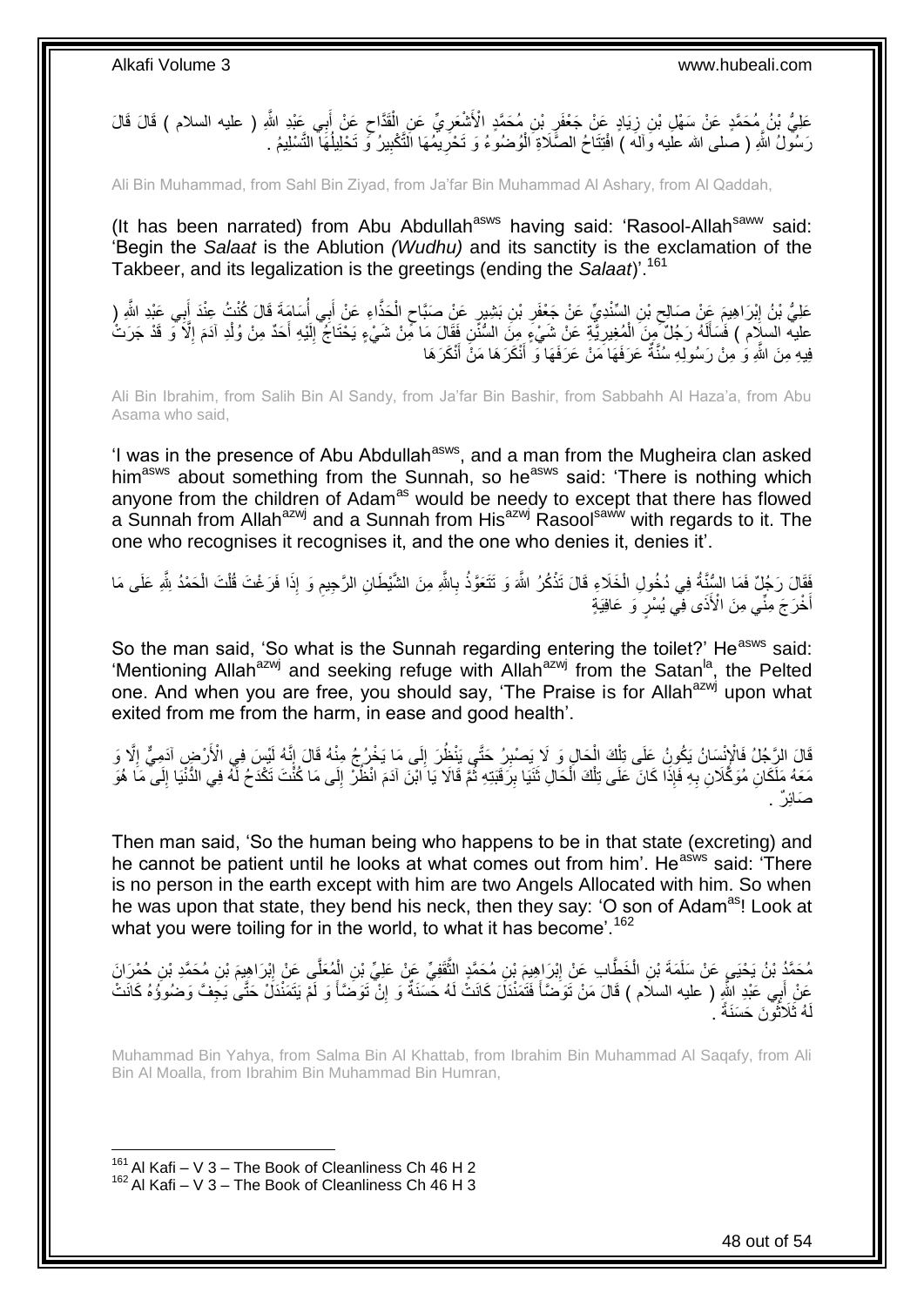عَلِيُّ بْنُ مُحَمَّدٍ عَنْ سَهْلِ بْنِ زِيَادٍ عَنْ جَعْفَرِ بْنِ مُحَمَّدٍ الْأَشْعَرِيِّ عَنِ الْقَدَّاحِ عَنْ أَبِي عَبْدِ اللَّهِ ( عليه السلام ) قَالَ قَالَ رَسُولُ اللَّهِ ( صلى الله عليه وآله ) افْتِتَاحُ الصَّلَاةِ الْوُضُوءُ وَ تَحْرِيمُهَا التَّكْبِيرُ وَ تَحْلِيلُهَا التَّسْلِيمُ .

Ali Bin Muhammad, from Sahl Bin Ziyad, from Ja'far Bin Muhammad Al Ashary, from Al Qaddah,

(It has been narrated) from Abu Abdullah[asws] having said: 'Rasool-Allah[saww] said: 'Begin the *Salaat* is the Ablution *(Wudhu)* and its sanctity is the exclamation of the Takbeer, and its legalization is the greetings (ending the *Salaat*)'.[161]

عَلِيُّ بْنُ إِبْرَاهِيمَ عَنْ صَالِحِ بْنِ السِّنْدِيِّ عَنْ جَعْفَرِ بْنِ بَشِيرٍ عَنْ صَبَّاحٍ الْحَذَّاءِ عَنْ أَبِي أُسَامَةَ قَالَ كُنْتُ عِنْدَ أَبِي عَبْدِ اللَّهِ ( عليه السلام ) فَسَأَلَهُ رَجُلٌ مِنَ الْمُغِيرِيَّةِ عَنْ شَيْءٍ مِنَ السُّنَنِ فَقَالَ مَا مِنْ شَيْءٍ يَحْتَاجُ إِلَيْهِ أَحَدٌ مِنْ وُلْدِ آدَمَ إِلَّا وَ قَدْ جَرَتْ فِيهِ مِنَ اللَّهِ وَ مِنْ رَسُولِهِ سُنَّةٌ عَرَفَهَا مَنْ عَرَفَهَا وَ أَنْكَرَهَا مَنْ أَنْكَرَهَا

Ali Bin Ibrahim, from Salih Bin Al Sandy, from Ja'far Bin Bashir, from Sabbahh Al Haza'a, from Abu Asama who said,

'I was in the presence of Abu Abdullah[asws], and a man from the Mugheira clan asked him[asws] about something from the Sunnah, so he[asws] said: 'There is nothing which anyone from the children of Adam[as] would be needy to except that there has flowed a Sunnah from Allah[azwj] and a Sunnah from His[azwj] Rasool[saww] with regards to it. The one who recognises it recognises it, and the one who denies it, denies it'.

فَقَالَ رَجُلٌ فَمَا السُّنَّةُ فِي دُخُولِ الْخَلَاءِ قَالَ تَذْكُرُ اللَّهَ وَ تَتَعَوَّذُ بِاللَّهِ مِنَ الشَّيْطَانِ الرَّجِيمِ وَ إِذَا فَرَغْتَ قُلْتَ الْحَمْدُ لِلَّهِ عَلَى مَا أَخْرَجَ مِنِّي مِنَ الْأَذَى فِي يُسْرٍ وَ عَافِيَةٍ

So the man said, 'So what is the Sunnah regarding entering the toilet?' He[asws] said: 'Mentioning Allah[azwj] and seeking refuge with Allah[azwj] from the Satan[la], the Pelted one. And when you are free, you should say, 'The Praise is for Allah[azwj] upon what exited from me from the harm, in ease and good health'.

قَالَ الرَّجُلُ فَالْإِنْسَانُ يَكُونُ عَلَى تِلْكَ الْحَالِ وَ لَا يَصْبِرُ حَتَّى يَنْظُرَ إِلَى مَا يَخْرُجُ مِنْهُ قَالَ إِنَّهُ لَيْسَ فِي الْأَرْضِ آدَمِيٌّ إِلَّا وَ مَعَهُ مَلَكَانِ مُوَكَّلَانِ بِهِ فَإِذَا كَانَ عَلَى تِلْكَ الْحَالِ ثَنَيَا بِرَقَبَتِهِ ثُمَّ قَالَا يَا ابْنَ آدَمَ انْظُرْ إِلَى مَا كُنْتَ تَكْدَحُ لَهُ فِي الدُّنْيَا إِلَى مَا هُوَ صَائِرٌ .

Then man said, 'So the human being who happens to be in that state (excreting) and he cannot be patient until he looks at what comes out from him'. He[asws] said: 'There is no person in the earth except with him are two Angels Allocated with him. So when he was upon that state, they bend his neck, then they say: 'O son of Adam[as]! Look at what you were toiling for in the world, to what it has become'.[162]

مُحَمَّدُ بْنُ يَحْيَى عَنْ سَلَمَةَ بْنِ الْخَطَّابِ عَنْ إِبْرَاهِيمَ بْنِ مُحَمَّدٍ الثَّقَفِيِّ عَنْ عَلِيِّ بْنِ الْمُعَلَّى عَنْ إِبْرَاهِيمَ بْنِ مُحَمَّدِ بْنِ حُمْرَانَ عَنْ أَبِي عَبْدِ اللَّهِ ( عليه السلام ) قَالَ مَنْ تَوَضَّأَ فَتَمَنْدَلَ كَانَتْ لَهُ حَسَنَةٌ وَ إِنْ تَوَضَّأَ وَ لَمْ يَتَمَنْدَلْ حَتَّى يَجِفَّ وَضُوؤُهُ كَانَتْ لَهُ ثَلَاثُونَ حَسَنَةً .

Muhammad Bin Yahya, from Salma Bin Al Khattab, from Ibrahim Bin Muhammad Al Saqafy, from Ali Bin Al Moalla, from Ibrahim Bin Muhammad Bin Humran,

[161] Al Kafi – V 3 – The Book of Cleanliness Ch 46 H 2
[162] Al Kafi – V 3 – The Book of Cleanliness Ch 46 H 3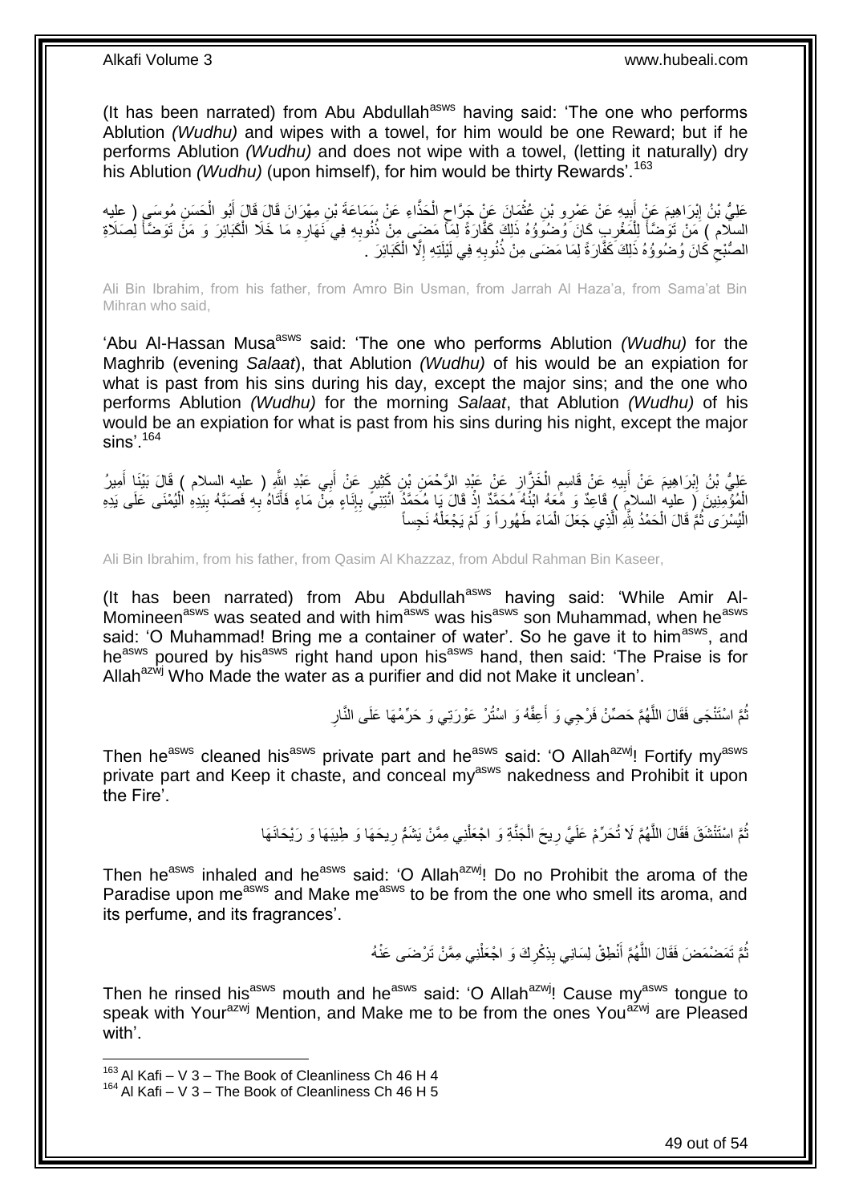(It has been narrated) from Abu Abdullah[asws] having said: 'The one who performs Ablution *(Wudhu)* and wipes with a towel, for him would be one Reward; but if he performs Ablution *(Wudhu)* and does not wipe with a towel, (letting it naturally) dry his Ablution *(Wudhu)* (upon himself), for him would be thirty Rewards'.[163]

عَلِيُّ بْنُ إِبْرَاهِيمَ عَنْ أَبِيهِ عَنْ عَمْرِو بْنِ عُثْمَانَ عَنْ جَرَّاحٍ الْحَذَّاءِ عَنْ سَمَاعَةَ بْنِ مِهْرَانَ قَالَ قَالَ أَبُو الْحَسَنِ مُوسَى ( عليه السلام ) مَنْ تَوَضَّأَ لِلْمَغْرِبِ كَانَ وُضُوؤُهُ ذَلِكَ كَفَّارَةً لِمَا مَضَى مِنْ ذُنُوبِهِ فِي نَهَارِهِ مَا خَلَا الْكَبَائِرَ وَ مَنْ تَوَضَّأَ لِصَلَاةِ الصُّبْحِ كَانَ وُضُوؤُهُ ذَلِكَ كَفَّارَةً لِمَا مَضَى مِنْ ذُنُوبِهِ فِي لَيْلَتِهِ إِلَّا الْكَبَائِرَ .

Ali Bin Ibrahim, from his father, from Amro Bin Usman, from Jarrah Al Haza'a, from Sama'at Bin Mihran who said,

'Abu Al-Hassan Musa[asws] said: 'The one who performs Ablution *(Wudhu)* for the Maghrib (evening *Salaat*), that Ablution *(Wudhu)* of his would be an expiation for what is past from his sins during his day, except the major sins; and the one who performs Ablution *(Wudhu)* for the morning *Salaat*, that Ablution *(Wudhu)* of his would be an expiation for what is past from his sins during his night, except the major sins'.[164]

عَلِيُّ بْنُ إِبْرَاهِيمَ عَنْ أَبِيهِ عَنْ قَاسِمٍ الْخَزَّازِ عَنْ عَبْدِ الرَّحْمَنِ بْنِ كَثِيرٍ عَنْ أَبِي عَبْدِ اللَّهِ ( عليه السلام ) قَالَ بَيْنَا أَمِيرُ الْمُؤْمِنِينَ ( عليه السلام ) قَاعِدٌ وَ مَعَهُ ابْنُهُ مُحَمَّدٌ إِذْ قَالَ يَا مُحَمَّدُ ائْتِنِي بِإِنَاءٍ مِنْ مَاءٍ فَأَتَاهُ بِهِ فَصَبَّهُ بِيَدِهِ الْيُمْنَى عَلَى يَدِهِ الْيُسْرَى ثُمَّ قَالَ الْحَمْدُ لِلَّهِ الَّذِي جَعَلَ الْمَاءَ طَهُوراً وَ لَمْ يَجْعَلْهُ نَجِساً

Ali Bin Ibrahim, from his father, from Qasim Al Khazzaz, from Abdul Rahman Bin Kaseer,

(It has been narrated) from Abu Abdullah[asws] having said: 'While Amir Al-Momineen[asws] was seated and with him[asws] was his[asws] son Muhammad, when he[asws] said: 'O Muhammad! Bring me a container of water'. So he gave it to him[asws], and he[asws] poured by his[asws] right hand upon his[asws] hand, then said: 'The Praise is for Allah[azwj] Who Made the water as a purifier and did not Make it unclean'.

ثُمَّ اسْتَنْجَى فَقَالَ اللَّهُمَّ حَصِّنْ فَرْجِي وَ أَعِفَّهُ وَ اسْتُرْ عَوْرَتِي وَ حَرِّمْهَا عَلَى النَّارِ

Then he[asws] cleaned his[asws] private part and he[asws] said: 'O Allah[azwj]! Fortify my[asws] private part and Keep it chaste, and conceal my[asws] nakedness and Prohibit it upon the Fire'.

ثُمَّ اسْتَنْشَقَ فَقَالَ اللَّهُمَّ لَا تُحَرِّمْ عَلَيَّ رِيحَ الْجَنَّةِ وَ اجْعَلْنِي مِمَّنْ يَشَمُّ رِيحَهَا وَ طِيبَهَا وَ رَيْحَانَهَا

Then he[asws] inhaled and he[asws] said: 'O Allah[azwj]! Do no Prohibit the aroma of the Paradise upon me[asws] and Make me[asws] to be from the one who smell its aroma, and its perfume, and its fragrances'.

ثُمَّ تَمَضْمَضَ فَقَالَ اللَّهُمَّ أَنْطِقْ لِسَانِي بِذِكْرِكَ وَ اجْعَلْنِي مِمَّنْ تَرْضَى عَنْهُ

Then he rinsed his[asws] mouth and he[asws] said: 'O Allah[azwj]! Cause my[asws] tongue to speak with Your[azwj] Mention, and Make me to be from the ones You[azwj] are Pleased with'.

[163] Al Kafi – V 3 – The Book of Cleanliness Ch 46 H 4
[164] Al Kafi – V 3 – The Book of Cleanliness Ch 46 H 5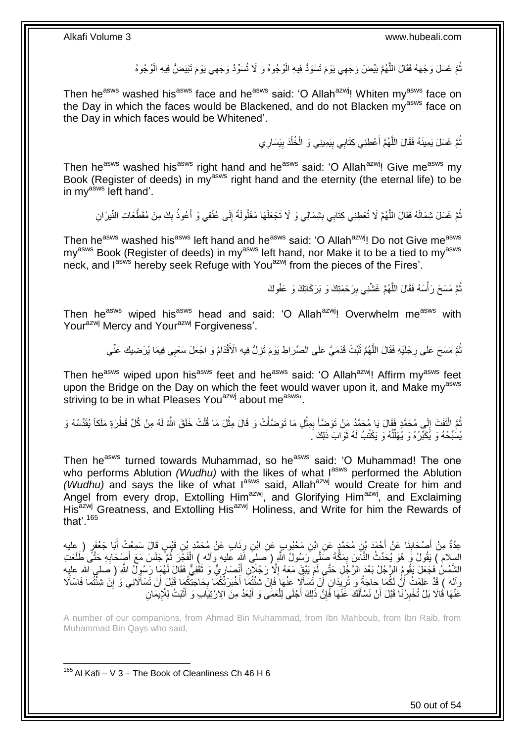ثُمَّ غَسَلَ وَجْهَهُ فَقَالَ اللَّهُمَّ بَيِّضْ وَجْهِي يَوْمَ تَسْوَدُّ فِيهِ الْوُجُوهُ وَ لَا تُسَوِّدْ وَجْهِي يَوْمَ تَبْيَضُّ فِيهِ الْوُجُوهُ

Then he[asws] washed his[asws] face and he[asws] said: 'O Allah[azwj]! Whiten my[asws] face on the Day in which the faces would be Blackened, and do not Blacken my[asws] face on the Day in which faces would be Whitened'.

ثُمَّ غَسَلَ يَمِينَهُ فَقَالَ اللَّهُمَّ أَعْطِنِي كِتَابِي بِيَمِينِي وَ الْخُلْدَ بِيَسَارِي

Then he[asws] washed his[asws] right hand and he[asws] said: 'O Allah[azwj]! Give me[asws] my Book (Register of deeds) in my[asws] right hand and the eternity (the eternal life) to be in my[asws] left hand'.

ثُمَّ غَسَلَ شِمَالَهُ فَقَالَ اللَّهُمَّ لَا تُعْطِنِي كِتَابِي بِشِمَالِي وَ لَا تَجْعَلْهَا مَغْلُولَةً إِلَى عُنُقِي وَ أَعُوذُ بِكَ مِنْ مُقَطَّعَاتِ النِّيرَانِ

Then he[asws] washed his[asws] left hand and he[asws] said: 'O Allah[azwj]! Do not Give me[asws] my[asws] Book (Register of deeds) in my[asws] left hand, nor Make it to be a tied to my[asws] neck, and I[asws] hereby seek Refuge with You[azwj] from the pieces of the Fires'.

ثُمَّ مَسَحَ رَأْسَهُ فَقَالَ اللَّهُمَّ غَشِّنِي بِرَحْمَتِكَ وَ بَرَكَاتِكَ وَ عَفْوِكَ

Then he[asws] wiped his[asws] head and said: 'O Allah[azwj]! Overwhelm me[asws] with Your[azwj] Mercy and Your[azwj] Forgiveness'.

ثُمَّ مَسَحَ عَلَى رِجْلَيْهِ فَقَالَ اللَّهُمَّ ثَبِّتْ قَدَمَيَّ عَلَى الصِّرَاطِ يَوْمَ تَزِلُّ فِيهِ الْأَقْدَامُ وَ اجْعَلْ سَعْيِي فِيمَا يُرْضِيكَ عَنِّي

Then he[asws] wiped upon his[asws] feet and he[asws] said: 'O Allah[azwj]! Affirm my[asws] feet upon the Bridge on the Day on which the feet would waver upon it, and Make my[asws] striving to be in what Pleases You[azwj] about me[asws]'.

ثُمَّ الْتَفَتَ إِلَى مُحَمَّدٍ فَقَالَ يَا مُحَمَّدُ مَنْ تَوَضَّأَ بِمِثْلِ مَا تَوَضَّأْتُ وَ قَالَ مِثْلَ مَا قُلْتُ خَلَقَ اللَّهُ لَهُ مِنْ كُلِّ قَطْرَةٍ مَلَكاً يُقَدِّسُهُ وَ يُسَبِّحُهُ وَ يُكَبِّرُهُ وَ يُهَلِّلُهُ وَ يَكْتُبُ لَهُ ثَوَابَ ذَلِكَ .

Then he[asws] turned towards Muhammad, so he[asws] said: 'O Muhammad! The one who performs Ablution *(Wudhu)* with the likes of what I[asws] performed the Ablution *(Wudhu)* and says the like of what I[asws] said, Allah[azwj] would Create for him and Angel from every drop, Extolling Him[azwj], and Glorifying Him[azwj], and Exclaiming His[azwj] Greatness, and Extolling His[azwj] Holiness, and Write for him the Rewards of that'.[165]

عِدَّةٌ مِنْ أَصْحَابِنَا عَنْ أَحْمَدَ بْنِ مُحَمَّدٍ عَنِ ابْنِ مَحْبُوبٍ عَنِ ابْنِ رِئَابٍ عَنْ مُحَمَّدِ بْنِ قَيْسٍ قَالَ سَمِعْتُ أَبَا جَعْفَرٍ ( عليه السلام ) يَقُولُ وَ هُوَ يُحَدِّثُ النَّاسَ بِمَكَّةَ صَلَّى رَسُولُ اللَّهِ ( صلى الله عليه وآله ) الْفَجْرَ ثُمَّ جَلَسَ مَعَ أَصْحَابِهِ حَتَّى طَلَعَتِ الشَّمْسُ فَجَعَلَ يَقُومُ الرَّجُلُ بَعْدَ الرَّجُلِ حَتَّى لَمْ يَبْقَ مَعَهُ إِلَّا رَجُلَانِ أَنْصَارِيٌّ وَ ثَقَفِيٌّ فَقَالَ لَهُمَا رَسُولُ اللَّهِ ( صلى الله عليه وآله ) قَدْ عَلِمْتُ أَنَّ لَكُمَا حَاجَةً وَ تُرِيدَانِ أَنْ تَسْأَلَا عَنْهَا فَإِنْ شِئْتُمَا أَخْبَرْتُكُمَا بِحَاجَتِكُمَا قَبْلَ أَنْ تَسْأَلَانِي وَ إِنْ شِئْتُمَا فَاسْأَلَا عَنْهَا قَالَا بَلْ تُخْبِرُنَا قَبْلَ أَنْ نَسْأَلَكَ عَنْهَا فَإِنَّ ذَلِكَ أَجْلَى لِلْعَمَى وَ أَبْعَدُ مِنَ الِارْتِيَابِ وَ أَثْبَتُ لِلْإِيمَانِ

A number of our companions, from Ahmad Bin Muhammad, from Ibn Mahboub, from Ibn Raib, from Muhammad Bin Qays who said,

[165] Al Kafi – V 3 – The Book of Cleanliness Ch 46 H 6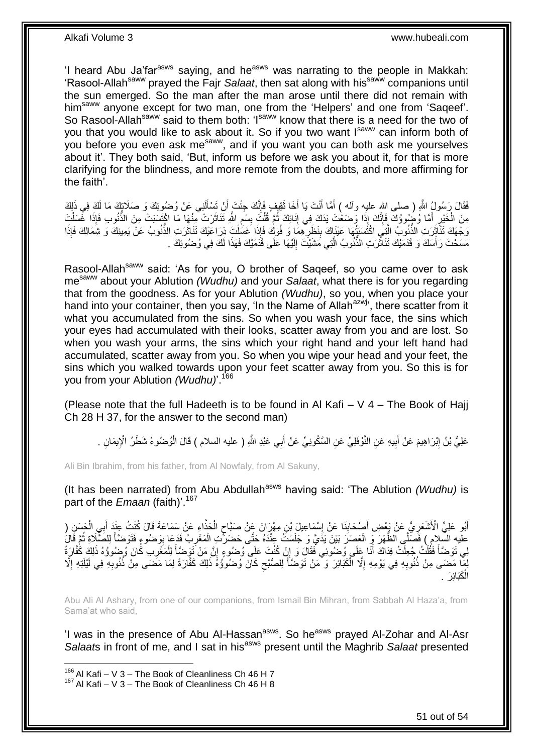'I heard Abu Ja'far[asws] saying, and he[asws] was narrating to the people in Makkah: 'Rasool-Allah[saww] prayed the Fajr *Salaat*, then sat along with his[saww] companions until the sun emerged. So the man after the man arose until there did not remain with him[saww] anyone except for two man, one from the 'Helpers' and one from 'Saqeef'. So Rasool-Allah[saww] said to them both: 'I[saww] know that there is a need for the two of you that you would like to ask about it. So if you two want I[saww] can inform both of you before you even ask me[saww], and if you want you can both ask me yourselves about it'. They both said, 'But, inform us before we ask you about it, for that is more clarifying for the blindness, and more remote from the doubts, and more affirming for the faith'.

فَقَالَ رَسُولُ اللَّهِ ( صلى الله عليه وآله ) أَمَّا أَنْتَ يَا أَخَا ثَقِيفٍ فَإِنَّكَ جِئْتَ أَنْ تَسْأَلَنِي عَنْ وُضُوئِكَ وَ صَلَاتِكَ مَا لَكَ فِي ذَلِكَ مِنَ الْخَيْرِ أَمَّا وُضُوؤُكَ فَإِنَّكَ إِذَا وَضَعْتَ يَدَكَ فِي إِنَائِكَ ثُمَّ قُلْتَ بِسْمِ اللَّهِ تَنَاثَرَتْ مِنْهَا مَا اكْتَسَبَتْ مِنَ الذُّنُوبِ فَإِذَا غَسَلْتَ وَجْهَكَ تَنَاثَرَتِ الذُّنُوبُ الَّتِي اكْتَسَبَتْهَا عَيْنَاكَ بِنَظَرِهِمَا وَ فُوكَ فَإِذَا غَسَلْتَ ذِرَاعَيْكَ تَنَاثَرَتِ الذُّنُوبُ عَنْ يَمِينِكَ وَ شِمَالِكَ فَإِذَا مَسَحْتَ رَأْسَكَ وَ قَدَمَيْكَ تَنَاثَرَتِ الذُّنُوبُ الَّتِي مَشَيْتَ إِلَيْهَا عَلَى قَدَمَيْكَ فَهَذَا لَكَ فِي وُضُوئِكَ .

Rasool-Allah[saww] said: 'As for you, O brother of Saqeef, so you came over to ask me[saww] about your Ablution *(Wudhu)* and your *Salaat*, what there is for you regarding that from the goodness. As for your Ablution *(Wudhu)*, so you, when you place your hand into your container, then you say, 'In the Name of Allah[azwj]', there scatter from it what you accumulated from the sins. So when you wash your face, the sins which your eyes had accumulated with their looks, scatter away from you and are lost. So when you wash your arms, the sins which your right hand and your left hand had accumulated, scatter away from you. So when you wipe your head and your feet, the sins which you walked towards upon your feet scatter away from you. So this is for you from your Ablution *(Wudhu)*'.[166]

(Please note that the full Hadeeth is to be found in Al Kafi – V 4 – The Book of Hajj Ch 28 H 37, for the answer to the second man)

عَلِيُّ بْنُ إِبْرَاهِيمَ عَنْ أَبِيهِ عَنِ النَّوْفَلِيِّ عَنِ السَّكُونِيِّ عَنْ أَبِي عَبْدِ اللَّهِ ( عليه السلام ) قَالَ الْوُضُوءُ شَطْرُ الْإِيمَانِ .

Ali Bin Ibrahim, from his father, from Al Nowfaly, from Al Sakuny,

(It has been narrated) from Abu Abdullah[asws] having said: 'The Ablution *(Wudhu)* is part of the *Emaan* (faith)'.[167]

أَبُو عَلِيٍّ الْأَشْعَرِيُّ عَنْ بَعْضِ أَصْحَابِنَا عَنْ إِسْمَاعِيلَ بْنِ مِهْرَانَ عَنْ صَبَّاحٍ الْحَذَّاءِ عَنْ سَمَاعَةَ قَالَ كُنْتُ عِنْدَ أَبِي الْحَسَنِ ( عليه السلام ) فَصَلَّى الظُّهْرَ وَ الْعَصْرَ بَيْنَ يَدَيَّ وَ جَلَسْتُ عِنْدَهُ حَتَّى حَضَرَتِ الْمَغْرِبُ فَدَعَا بِوَضُوءٍ فَتَوَضَّأَ لِلصَّلَاةِ ثُمَّ قَالَ لِي تَوَضَّأْ فَقُلْتُ جُعِلْتُ فِدَاكَ أَنَا عَلَى وُضُوئِي فَقَالَ وَ إِنْ كُنْتَ عَلَى وُضُوءٍ إِنَّ مَنْ تَوَضَّأَ لِلْمَغْرِبِ كَانَ وُضُوؤُهُ ذَلِكَ كَفَّارَةً لِمَا مَضَى مِنْ ذُنُوبِهِ فِي يَوْمِهِ إِلَّا الْكَبَائِرَ وَ مَنْ تَوَضَّأَ لِلصُّبْحِ كَانَ وُضُوؤُهُ ذَلِكَ كَفَّارَةً لِمَا مَضَى مِنْ ذُنُوبِهِ فِي لَيْلَتِهِ إِلَّا الْكَبَائِرَ .

Abu Ali Al Ashary, from one of our companions, from Ismail Bin Mihran, from Sabbah Al Haza'a, from Sama'at who said,

'I was in the presence of Abu Al-Hassan[asws]. So he[asws] prayed Al-Zohar and Al-Asr *Salaat*s in front of me, and I sat in his[asws] present until the Maghrib *Salaat* presented

[166] Al Kafi – V 3 – The Book of Cleanliness Ch 46 H 7
[167] Al Kafi – V 3 – The Book of Cleanliness Ch 46 H 8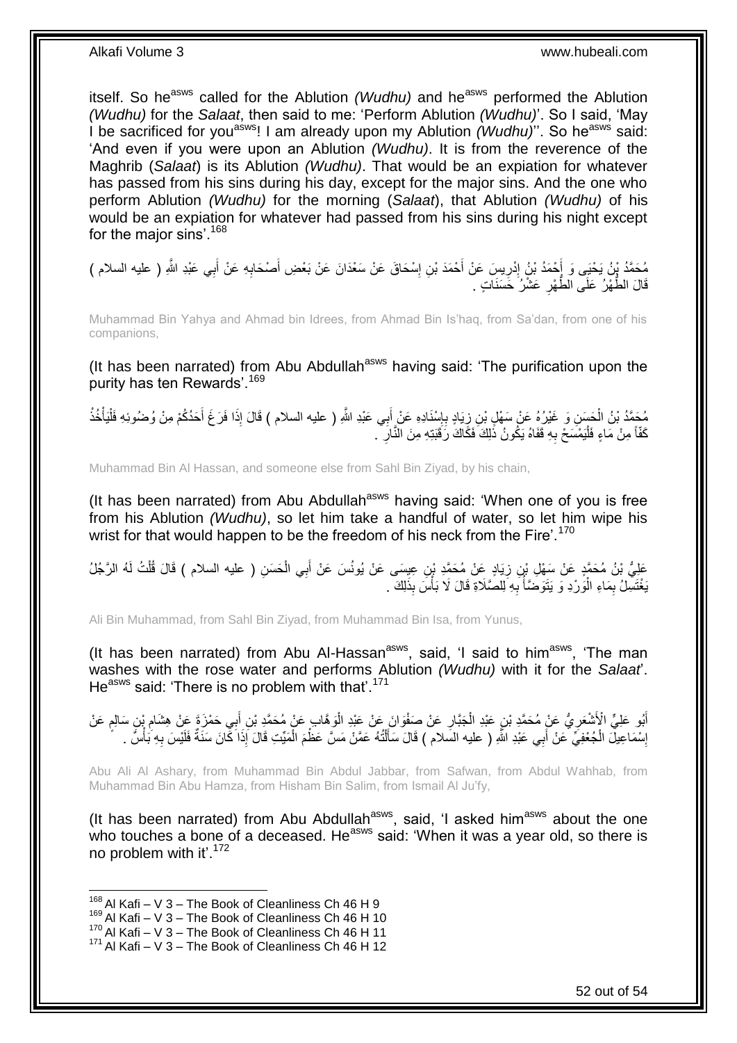itself. So he[asws] called for the Ablution *(Wudhu)* and he[asws] performed the Ablution *(Wudhu)* for the *Salaat*, then said to me: 'Perform Ablution *(Wudhu)*'. So I said, 'May I be sacrificed for you[asws]! I am already upon my Ablution *(Wudhu)*''. So he[asws] said: 'And even if you were upon an Ablution *(Wudhu)*. It is from the reverence of the Maghrib (*Salaat*) is its Ablution *(Wudhu)*. That would be an expiation for whatever has passed from his sins during his day, except for the major sins. And the one who perform Ablution *(Wudhu)* for the morning (*Salaat*), that Ablution *(Wudhu)* of his would be an expiation for whatever had passed from his sins during his night except for the major sins'.[168]

مُحَمَّدُ بْنُ يَحْيَى وَ أَحْمَدُ بْنُ إِدْرِيسَ عَنْ أَحْمَدَ بْنِ إِسْحَاقَ عَنْ سَعْدَانَ عَنْ بَعْضِ أَصْحَابِهِ عَنْ أَبِي عَبْدِ اللَّهِ ( عليه السلام ) قَالَ الطُّهْرُ عَلَى الطُّهْرِ عَشْرُ حَسَنَاتٍ .

Muhammad Bin Yahya and Ahmad bin Idrees, from Ahmad Bin Is'haq, from Sa'dan, from one of his companions,

(It has been narrated) from Abu Abdullah[asws] having said: 'The purification upon the purity has ten Rewards'.[169]

مُحَمَّدُ بْنُ الْحَسَنِ وَ غَيْرُهُ عَنْ سَهْلِ بْنِ زِيَادٍ بِإِسْنَادِهِ عَنْ أَبِي عَبْدِ اللَّهِ ( عليه السلام ) قَالَ إِذَا فَرَغَ أَحَدُكُمْ مِنْ وُضُوئِهِ فَلْيَأْخُذْ كَفّاً مِنْ مَاءٍ فَلْيَمْسَحْ بِهِ قَفَاهُ يَكُونُ ذَلِكَ فَكَاكَ رَقَبَتِهِ مِنَ النَّارِ .

Muhammad Bin Al Hassan, and someone else from Sahl Bin Ziyad, by his chain,

(It has been narrated) from Abu Abdullah[asws] having said: 'When one of you is free from his Ablution *(Wudhu)*, so let him take a handful of water, so let him wipe his wrist for that would happen to be the freedom of his neck from the Fire'.[170]

عَلِيُّ بْنُ مُحَمَّدٍ عَنْ سَهْلِ بْنِ زِيَادٍ عَنْ مُحَمَّدِ بْنِ عِيسَى عَنْ يُونُسَ عَنْ أَبِي الْحَسَنِ ( عليه السلام ) قَالَ قُلْتُ لَهُ الرَّجُلُ يَغْتَسِلُ بِمَاءِ الْوَرْدِ وَ يَتَوَضَّأُ بِهِ لِلصَّلَاةِ قَالَ لَا بَأْسَ بِذَلِكَ .

Ali Bin Muhammad, from Sahl Bin Ziyad, from Muhammad Bin Isa, from Yunus,

(It has been narrated) from Abu Al-Hassan[asws], said, 'I said to him[asws], 'The man washes with the rose water and performs Ablution *(Wudhu)* with it for the *Salaat*'. He[asws] said: 'There is no problem with that'.[171]

أَبُو عَلِيٍّ الْأَشْعَرِيُّ عَنْ مُحَمَّدِ بْنِ عَبْدِ الْجَبَّارِ عَنْ صَفْوَانَ عَنْ عَبْدِ الْوَهَّابِ عَنْ مُحَمَّدِ بْنِ أَبِي حَمْزَةَ عَنْ هِشَامِ بْنِ سَالِمٍ عَنْ إِسْمَاعِيلَ الْجُعْفِيِّ عَنْ أَبِي عَبْدِ اللَّهِ ( عليه السلام ) قَالَ سَأَلْتُهُ عَمَّنْ مَسَّ عَظْمَ الْمَيِّتِ قَالَ إِذَا كَانَ سَنَةٌ فَلَيْسَ بِهِ بَأْسٌ .

Abu Ali Al Ashary, from Muhammad Bin Abdul Jabbar, from Safwan, from Abdul Wahhab, from Muhammad Bin Abu Hamza, from Hisham Bin Salim, from Ismail Al Ju'fy,

(It has been narrated) from Abu Abdullah[asws], said, 'I asked him[asws] about the one who touches a bone of a deceased. He[asws] said: 'When it was a year old, so there is no problem with it'.[172]

---

[168] Al Kafi – V 3 – The Book of Cleanliness Ch 46 H 9
[169] Al Kafi – V 3 – The Book of Cleanliness Ch 46 H 10
[170] Al Kafi – V 3 – The Book of Cleanliness Ch 46 H 11
[171] Al Kafi – V 3 – The Book of Cleanliness Ch 46 H 12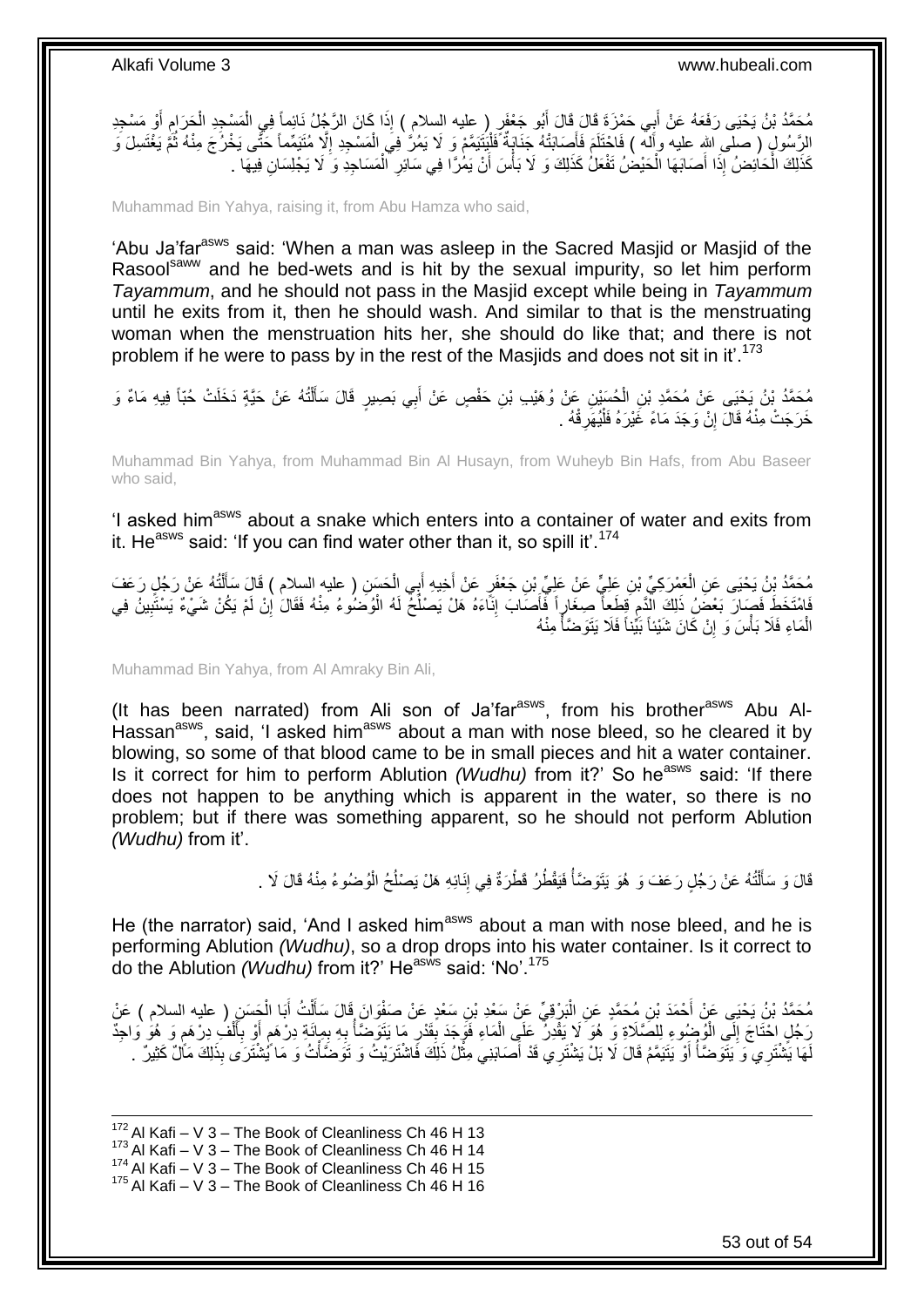مُحَمَّدُ بْنُ يَحْيَى رَفَعَهُ عَنْ أَبِي حَمْزَةَ قَالَ قَالَ أَبُو جَعْفَرٍ ( عليه السلام ) إِذَا كَانَ الرَّجُلُ نَائِماً فِي الْمَسْجِدِ الْحَرَامِ أَوْ مَسْجِدِ الرَّسُولِ ( صلى الله عليه وآله ) فَاحْتَلَمَ فَأَصَابَتْهُ جَنَابَةٌ فَلْيَتَيَمَّمْ وَ لَا يَمُرَّ فِي الْمَسْجِدِ إِلَّا مُتَيَمِّماً حَتَّى يَخْرُجَ مِنْهُ ثُمَّ يَغْتَسِلَ وَ كَذَلِكَ الْحَائِضُ إِذَا أَصَابَهَا الْحَيْضُ تَفْعَلُ كَذَلِكَ وَ لَا بَأْسَ أَنْ يَمُرَّا فِي سَائِرِ الْمَسَاجِدِ وَ لَا يَجْلِسَانِ فِيهَا .

Muhammad Bin Yahya, raising it, from Abu Hamza who said,

'Abu Ja'far[asws] said: 'When a man was asleep in the Sacred Masjid or Masjid of the Rasool[saww] and he bed-wets and is hit by the sexual impurity, so let him perform *Tayammum*, and he should not pass in the Masjid except while being in *Tayammum* until he exits from it, then he should wash. And similar to that is the menstruating woman when the menstruation hits her, she should do like that; and there is not problem if he were to pass by in the rest of the Masjids and does not sit in it'.[173]

مُحَمَّدُ بْنُ يَحْيَى عَنْ مُحَمَّدِ بْنِ الْحُسَيْنِ عَنْ وُهَيْبِ بْنِ حَفْصٍ عَنْ أَبِي بَصِيرٍ قَالَ سَأَلْتُهُ عَنْ حَيَّةٍ دَخَلَتْ حُبّاً فِيهِ مَاءٌ وَ خَرَجَتْ مِنْهُ قَالَ إِنْ وَجَدَ مَاءً غَيْرَهُ فَلْيُهَرِقْهُ .

Muhammad Bin Yahya, from Muhammad Bin Al Husayn, from Wuheyb Bin Hafs, from Abu Baseer who said,

'I asked him[asws] about a snake which enters into a container of water and exits from it. He[asws] said: 'If you can find water other than it, so spill it'.[174]

مُحَمَّدُ بْنُ يَحْيَى عَنِ الْعَمْرَكِيِّ بْنِ عَلِيٍّ عَنْ عَلِيِّ بْنِ جَعْفَرٍ عَنْ أَخِيهِ أَبِي الْحَسَنِ ( عليه السلام ) قَالَ سَأَلْتُهُ عَنْ رَجُلٍ رَعَفَ فَامْتَخَطَ فَصَارَ بَعْضُ ذَلِكَ الدَّمِ قِطَعاً صِغَاراً فَأَصَابَ إِنَاءَهُ هَلْ يَصْلُحُ لَهُ الْوُضُوءُ مِنْهُ فَقَالَ إِنْ لَمْ يَكُنْ شَيْءٌ يَسْتَبِينُ فِي الْمَاءِ فَلَا بَأْسَ وَ إِنْ كَانَ شَيْئاً بَيِّناً فَلَا يَتَوَضَّأْ مِنْهُ

Muhammad Bin Yahya, from Al Amraky Bin Ali,

(It has been narrated) from Ali son of Ja'far[asws], from his brother[asws] Abu Al-Hassan[asws], said, 'I asked him[asws] about a man with nose bleed, so he cleared it by blowing, so some of that blood came to be in small pieces and hit a water container. Is it correct for him to perform Ablution *(Wudhu)* from it?' So he[asws] said: 'If there does not happen to be anything which is apparent in the water, so there is no problem; but if there was something apparent, so he should not perform Ablution *(Wudhu)* from it'.

قَالَ وَ سَأَلْتُهُ عَنْ رَجُلٍ رَعَفَ وَ هُوَ يَتَوَضَّأُ فَيَقْطُرُ قَطْرَةٌ فِي إِنَائِهِ هَلْ يَصْلُحُ الْوُضُوءُ مِنْهُ قَالَ لَا .

He (the narrator) said, 'And I asked him[asws] about a man with nose bleed, and he is performing Ablution *(Wudhu)*, so a drop drops into his water container. Is it correct to do the Ablution *(Wudhu)* from it?' He[asws] said: 'No'.[175]

مُحَمَّدُ بْنُ يَحْيَى عَنْ أَحْمَدَ بْنِ مُحَمَّدٍ عَنِ الْبَرْقِيِّ عَنْ سَعْدِ بْنِ سَعْدٍ عَنْ صَفْوَانَ قَالَ سَأَلْتُ أَبَا الْحَسَنِ ( عليه السلام ) عَنْ رَجُلٍ احْتَاجَ إِلَى الْوُضُوءِ لِلصَّلَاةِ وَ هُوَ لَا يَقْدِرُ عَلَى الْمَاءِ فَوَجَدَ بِقَدْرِ مَا يَتَوَضَّأُ بِهِ بِمِائَةِ دِرْهَمٍ أَوْ بِأَلْفِ دِرْهَمٍ وَ هُوَ وَاجِدٌ لَهَا يَشْتَرِي وَ يَتَوَضَّأُ أَوْ يَتَيَمَّمُ قَالَ لَا بَلْ يَشْتَرِي قَدْ أَصَابَنِي مِثْلُ ذَلِكَ فَاشْتَرَيْتُ وَ تَوَضَّأْتُ وَ مَا يُشْتَرَى بِذَلِكَ مَالٌ كَثِيرٌ .

---

[172] Al Kafi – V 3 – The Book of Cleanliness Ch 46 H 13
[173] Al Kafi – V 3 – The Book of Cleanliness Ch 46 H 14
[174] Al Kafi – V 3 – The Book of Cleanliness Ch 46 H 15
[175] Al Kafi – V 3 – The Book of Cleanliness Ch 46 H 16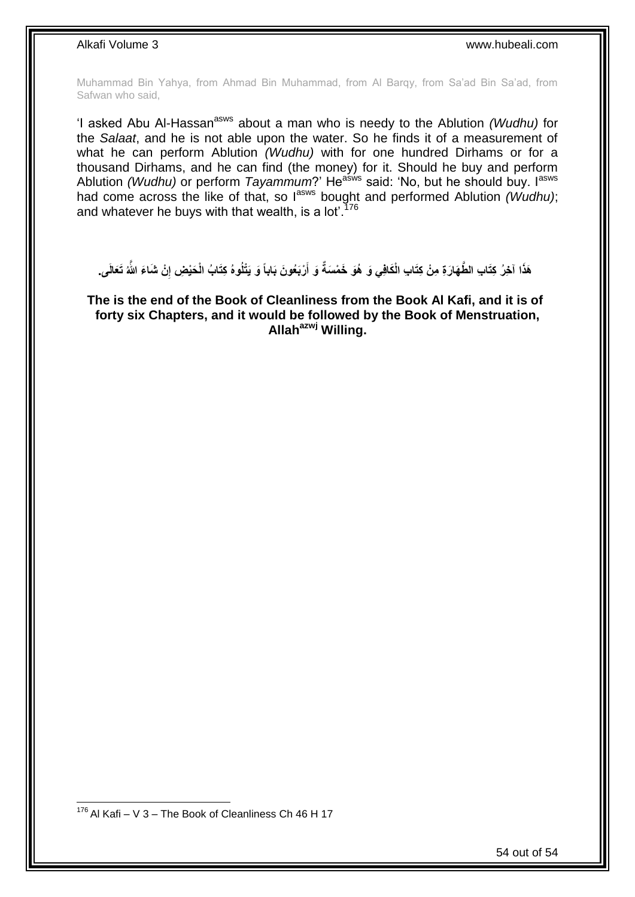Muhammad Bin Yahya, from Ahmad Bin Muhammad, from Al Barqy, from Sa'ad Bin Sa'ad, from Safwan who said,

'I asked Abu Al-Hassan[asws] about a man who is needy to the Ablution *(Wudhu)* for the *Salaat*, and he is not able upon the water. So he finds it of a measurement of what he can perform Ablution *(Wudhu)* with for one hundred Dirhams or for a thousand Dirhams, and he can find (the money) for it. Should he buy and perform Ablution *(Wudhu)* or perform *Tayammum*?' He[asws] said: 'No, but he should buy. I[asws] had come across the like of that, so I[asws] bought and performed Ablution *(Wudhu)*; and whatever he buys with that wealth, is a lot'.[176]

هَذَا آخِرُ كِتَابِ الطَّهَارَةِ مِنْ كِتَابِ الْكَافِي وَ هُوَ خَمْسَةٌ وَ أَرْبَعُونَ بَاباً وَ يَتْلُوهُ كِتَابُ الْحَيْضِ إِنْ شَاءَ اللَّهُ تَعَالَى.

**The is the end of the Book of Cleanliness from the Book Al Kafi, and it is of forty six Chapters, and it would be followed by the Book of Menstruation, Allah[azwj] Willing.**

[176] Al Kafi – V 3 – The Book of Cleanliness Ch 46 H 17